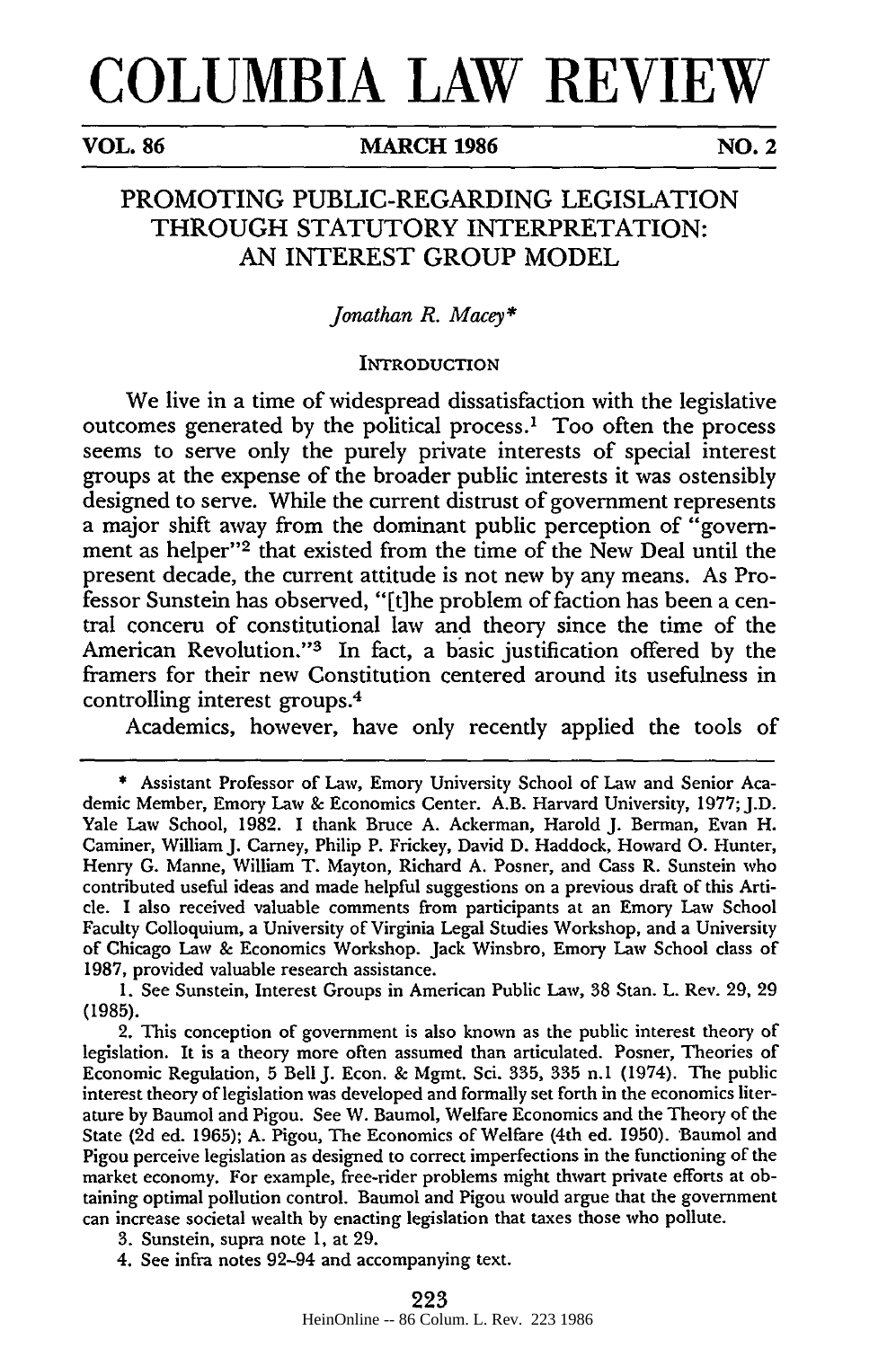# COLUMBIA LAW REVIEW

**VOL. 86 — MARCH 1986 — NO. 2**

## PROMOTING PUBLIC-REGARDING LEGISLATION THROUGH STATUTORY INTERPRETATION: AN INTEREST GROUP MODEL

*Jonathan R. Macey**

### INTRODUCTION

We live in a time of widespread dissatisfaction with the legislative outcomes generated by the political process.[1] Too often the process seems to serve only the purely private interests of special interest groups at the expense of the broader public interests it was ostensibly designed to serve. While the current distrust of government represents a major shift away from the dominant public perception of "government as helper"[2] that existed from the time of the New Deal until the present decade, the current attitude is not new by any means. As Professor Sunstein has observed, "[t]he problem of faction has been a central concern of constitutional law and theory since the time of the American Revolution."[3] In fact, a basic justification offered by the framers for their new Constitution centered around its usefulness in controlling interest groups.[4]

Academics, however, have only recently applied the tools of

---

\* Assistant Professor of Law, Emory University School of Law and Senior Academic Member, Emory Law & Economics Center. A.B. Harvard University, 1977; J.D. Yale Law School, 1982. I thank Bruce A. Ackerman, Harold J. Berman, Evan H. Caminer, William J. Carney, Philip P. Frickey, David D. Haddock, Howard O. Hunter, Henry G. Manne, William T. Mayton, Richard A. Posner, and Cass R. Sunstein who contributed useful ideas and made helpful suggestions on a previous draft of this Article. I also received valuable comments from participants at an Emory Law School Faculty Colloquium, a University of Virginia Legal Studies Workshop, and a University of Chicago Law & Economics Workshop. Jack Winsbro, Emory Law School class of 1987, provided valuable research assistance.

1. See Sunstein, Interest Groups in American Public Law, 38 Stan. L. Rev. 29, 29 (1985).

2. This conception of government is also known as the public interest theory of legislation. It is a theory more often assumed than articulated. Posner, Theories of Economic Regulation, 5 Bell J. Econ. & Mgmt. Sci. 335, 335 n.1 (1974). The public interest theory of legislation was developed and formally set forth in the economics literature by Baumol and Pigou. See W. Baumol, Welfare Economics and the Theory of the State (2d ed. 1965); A. Pigou, The Economics of Welfare (4th ed. 1950). Baumol and Pigou perceive legislation as designed to correct imperfections in the functioning of the market economy. For example, free-rider problems might thwart private efforts at obtaining optimal pollution control. Baumol and Pigou would argue that the government can increase societal wealth by enacting legislation that taxes those who pollute.

3. Sunstein, supra note 1, at 29.

4. See infra notes 92-94 and accompanying text.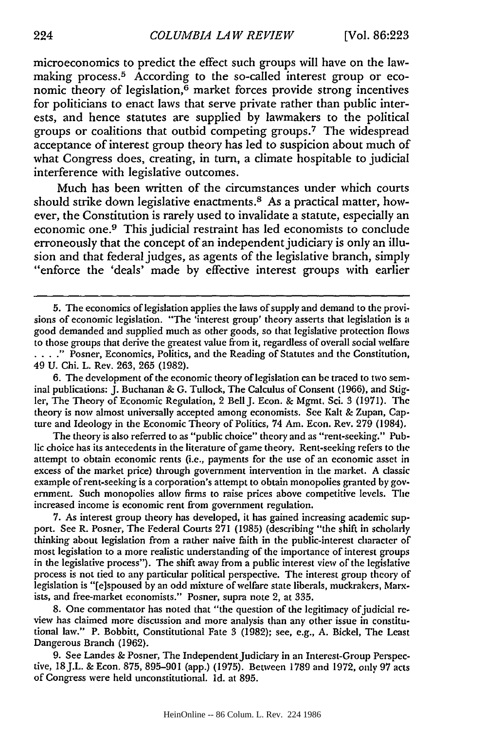microeconomics to predict the effect such groups will have on the lawmaking process.[5] According to the so-called interest group or economic theory of legislation,[6] market forces provide strong incentives for politicians to enact laws that serve private rather than public interests, and hence statutes are supplied by lawmakers to the political groups or coalitions that outbid competing groups.[7] The widespread acceptance of interest group theory has led to suspicion about much of what Congress does, creating, in turn, a climate hospitable to judicial interference with legislative outcomes.

Much has been written of the circumstances under which courts should strike down legislative enactments.[8] As a practical matter, however, the Constitution is rarely used to invalidate a statute, especially an economic one.[9] This judicial restraint has led economists to conclude erroneously that the concept of an independent judiciary is only an illusion and that federal judges, as agents of the legislative branch, simply "enforce the 'deals' made by effective interest groups with earlier

---

5. The economics of legislation applies the laws of supply and demand to the provisions of economic legislation. "The 'interest group' theory asserts that legislation is a good demanded and supplied much as other goods, so that legislative protection flows to those groups that derive the greatest value from it, regardless of overall social welfare . . . ." Posner, Economics, Politics, and the Reading of Statutes and the Constitution, 49 U. Chi. L. Rev. 263, 265 (1982).

6. The development of the economic theory of legislation can be traced to two seminal publications: J. Buchanan & G. Tullock, The Calculus of Consent (1966), and Stigler, The Theory of Economic Regulation, 2 Bell J. Econ. & Mgmt. Sci. 3 (1971). The theory is now almost universally accepted among economists. See Kalt & Zupan, Capture and Ideology in the Economic Theory of Politics, 74 Am. Econ. Rev. 279 (1984).

The theory is also referred to as "public choice" theory and as "rent-seeking." Public choice has its antecedents in the literature of game theory. Rent-seeking refers to the attempt to obtain economic rents (i.e., payments for the use of an economic asset in excess of the market price) through government intervention in the market. A classic example of rent-seeking is a corporation's attempt to obtain monopolies granted by government. Such monopolies allow firms to raise prices above competitive levels. The increased income is economic rent from government regulation.

7. As interest group theory has developed, it has gained increasing academic support. See R. Posner, The Federal Courts 271 (1985) (describing "the shift in scholarly thinking about legislation from a rather naive faith in the public-interest character of most legislation to a more realistic understanding of the importance of interest groups in the legislative process"). The shift away from a public interest view of the legislative process is not tied to any particular political perspective. The interest group theory of legislation is "[e]spoused by an odd mixture of welfare state liberals, muckrakers, Marxists, and free-market economists." Posner, supra note 2, at 335.

8. One commentator has noted that "the question of the legitimacy of judicial review has claimed more discussion and more analysis than any other issue in constitutional law." P. Bobbitt, Constitutional Fate 3 (1982); see, e.g., A. Bickel, The Least Dangerous Branch (1962).

9. See Landes & Posner, The Independent Judiciary in an Interest-Group Perspective, 18 J.L. & Econ. 875, 895–901 (app.) (1975). Between 1789 and 1972, only 97 acts of Congress were held unconstitutional. Id. at 895.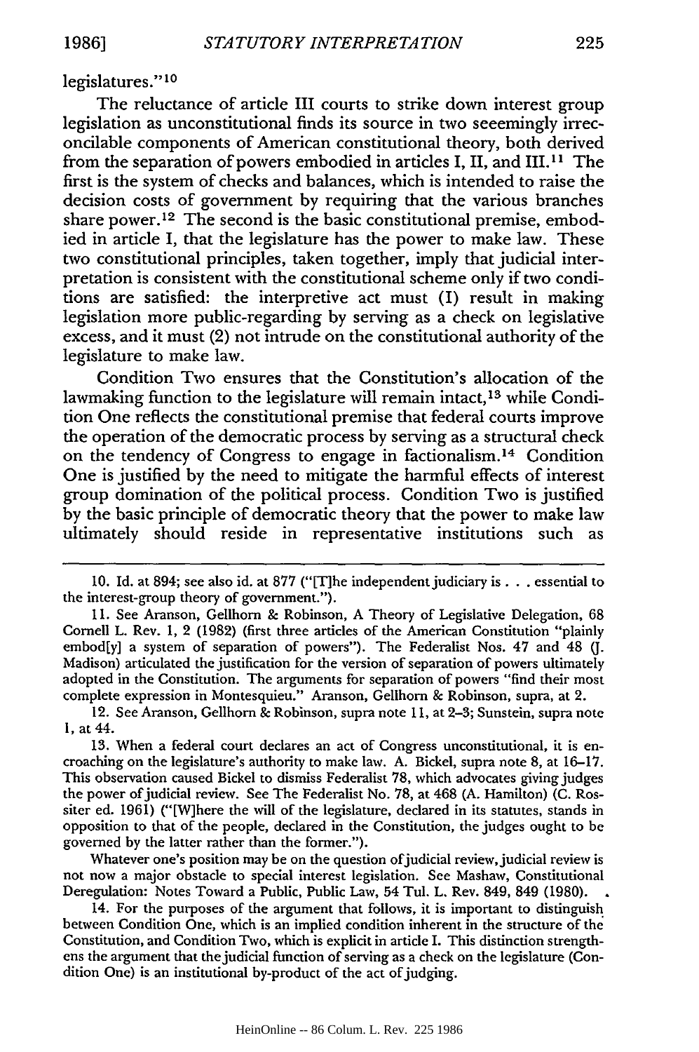legislatures."[10]

The reluctance of article III courts to strike down interest group legislation as unconstitutional finds its source in two seeemingly irreconcilable components of American constitutional theory, both derived from the separation of powers embodied in articles I, II, and III.[11] The first is the system of checks and balances, which is intended to raise the decision costs of government by requiring that the various branches share power.[12] The second is the basic constitutional premise, embodied in article I, that the legislature has the power to make law. These two constitutional principles, taken together, imply that judicial interpretation is consistent with the constitutional scheme only if two conditions are satisfied: the interpretive act must (1) result in making legislation more public-regarding by serving as a check on legislative excess, and it must (2) not intrude on the constitutional authority of the legislature to make law.

Condition Two ensures that the Constitution's allocation of the lawmaking function to the legislature will remain intact,[13] while Condition One reflects the constitutional premise that federal courts improve the operation of the democratic process by serving as a structural check on the tendency of Congress to engage in factionalism.[14] Condition One is justified by the need to mitigate the harmful effects of interest group domination of the political process. Condition Two is justified by the basic principle of democratic theory that the power to make law ultimately should reside in representative institutions such as

---

10. Id. at 894; see also id. at 877 ("[T]he independent judiciary is . . . essential to the interest-group theory of government.").

11. See Aranson, Gellhorn & Robinson, A Theory of Legislative Delegation, 68 Cornell L. Rev. 1, 2 (1982) (first three articles of the American Constitution "plainly embod[y] a system of separation of powers"). The Federalist Nos. 47 and 48 (J. Madison) articulated the justification for the version of separation of powers ultimately adopted in the Constitution. The arguments for separation of powers "find their most complete expression in Montesquieu." Aranson, Gellhorn & Robinson, supra, at 2.

12. See Aranson, Gellhorn & Robinson, supra note 11, at 2–3; Sunstein, supra note 1, at 44.

13. When a federal court declares an act of Congress unconstitutional, it is encroaching on the legislature's authority to make law. A. Bickel, supra note 8, at 16–17. This observation caused Bickel to dismiss Federalist 78, which advocates giving judges the power of judicial review. See The Federalist No. 78, at 468 (A. Hamilton) (C. Rossiter ed. 1961) ("[W]here the will of the legislature, declared in its statutes, stands in opposition to that of the people, declared in the Constitution, the judges ought to be governed by the latter rather than the former.").

Whatever one's position may be on the question of judicial review, judicial review is not now a major obstacle to special interest legislation. See Mashaw, Constitutional Deregulation: Notes Toward a Public, Public Law, 54 Tul. L. Rev. 849, 849 (1980).

14. For the purposes of the argument that follows, it is important to distinguish between Condition One, which is an implied condition inherent in the structure of the Constitution, and Condition Two, which is explicit in article I. This distinction strengthens the argument that the judicial function of serving as a check on the legislature (Condition One) is an institutional by-product of the act of judging.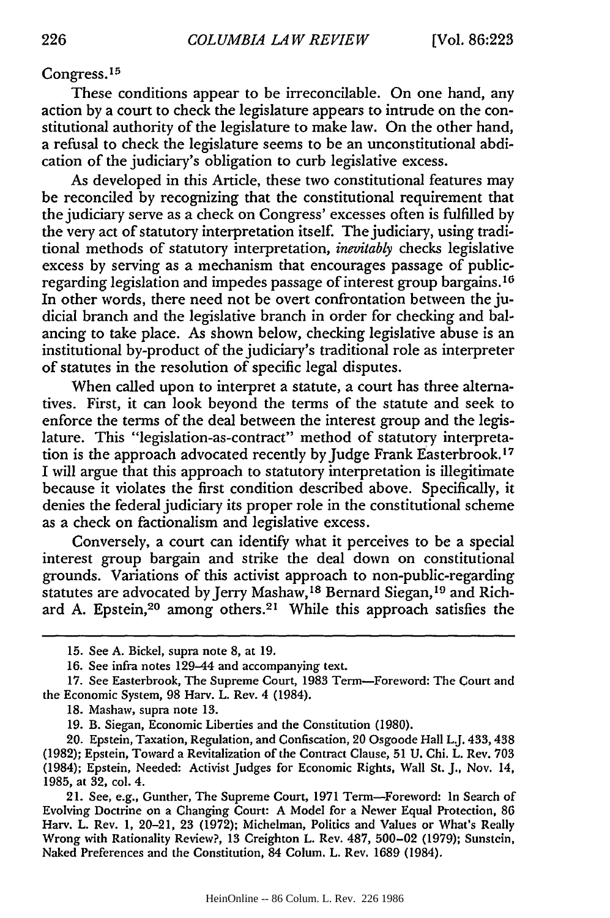Congress.[15]

These conditions appear to be irreconcilable. On one hand, any action by a court to check the legislature appears to intrude on the constitutional authority of the legislature to make law. On the other hand, a refusal to check the legislature seems to be an unconstitutional abdication of the judiciary's obligation to curb legislative excess.

As developed in this Article, these two constitutional features may be reconciled by recognizing that the constitutional requirement that the judiciary serve as a check on Congress' excesses often is fulfilled by the very act of statutory interpretation itself. The judiciary, using traditional methods of statutory interpretation, *inevitably* checks legislative excess by serving as a mechanism that encourages passage of public-regarding legislation and impedes passage of interest group bargains.[16] In other words, there need not be overt confrontation between the judicial branch and the legislative branch in order for checking and balancing to take place. As shown below, checking legislative abuse is an institutional by-product of the judiciary's traditional role as interpreter of statutes in the resolution of specific legal disputes.

When called upon to interpret a statute, a court has three alternatives. First, it can look beyond the terms of the statute and seek to enforce the terms of the deal between the interest group and the legislature. This "legislation-as-contract" method of statutory interpretation is the approach advocated recently by Judge Frank Easterbrook.[17] I will argue that this approach to statutory interpretation is illegitimate because it violates the first condition described above. Specifically, it denies the federal judiciary its proper role in the constitutional scheme as a check on factionalism and legislative excess.

Conversely, a court can identify what it perceives to be a special interest group bargain and strike the deal down on constitutional grounds. Variations of this activist approach to non-public-regarding statutes are advocated by Jerry Mashaw,[18] Bernard Siegan,[19] and Richard A. Epstein,[20] among others.[21] While this approach satisfies the

---

15. See A. Bickel, supra note 8, at 19.

16. See infra notes 129–44 and accompanying text.

17. See Easterbrook, The Supreme Court, 1983 Term—Foreword: The Court and the Economic System, 98 Harv. L. Rev. 4 (1984).

18. Mashaw, supra note 13.

19. B. Siegan, Economic Liberties and the Constitution (1980).

20. Epstein, Taxation, Regulation, and Confiscation, 20 Osgoode Hall L.J. 433, 438 (1982); Epstein, Toward a Revitalization of the Contract Clause, 51 U. Chi. L. Rev. 703 (1984); Epstein, Needed: Activist Judges for Economic Rights, Wall St. J., Nov. 14, 1985, at 32, col. 4.

21. See, e.g., Gunther, The Supreme Court, 1971 Term—Foreword: In Search of Evolving Doctrine on a Changing Court: A Model for a Newer Equal Protection, 86 Harv. L. Rev. 1, 20–21, 23 (1972); Michelman, Politics and Values or What's Really Wrong with Rationality Review?, 13 Creighton L. Rev. 487, 500–02 (1979); Sunstein, Naked Preferences and the Constitution, 84 Colum. L. Rev. 1689 (1984).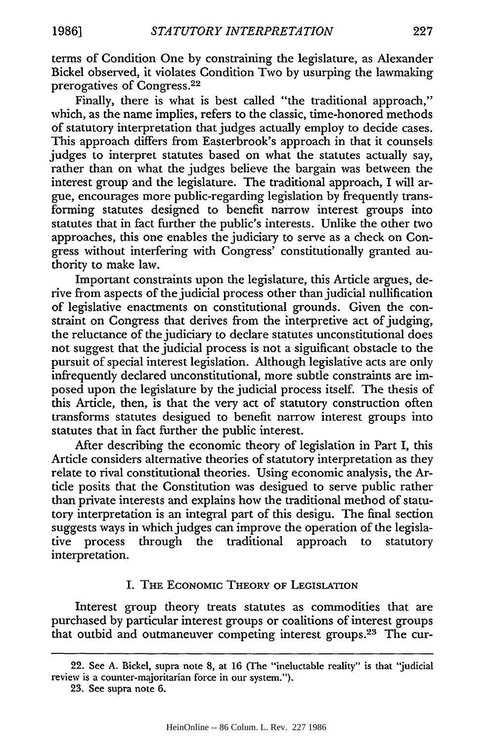terms of Condition One by constraining the legislature, as Alexander Bickel observed, it violates Condition Two by usurping the lawmaking prerogatives of Congress.[22]

Finally, there is what is best called "the traditional approach," which, as the name implies, refers to the classic, time-honored methods of statutory interpretation that judges actually employ to decide cases. This approach differs from Easterbrook's approach in that it counsels judges to interpret statutes based on what the statutes actually say, rather than on what the judges believe the bargain was between the interest group and the legislature. The traditional approach, I will argue, encourages more public-regarding legislation by frequently transforming statutes designed to benefit narrow interest groups into statutes that in fact further the public's interests. Unlike the other two approaches, this one enables the judiciary to serve as a check on Congress without interfering with Congress' constitutionally granted authority to make law.

Important constraints upon the legislature, this Article argues, derive from aspects of the judicial process other than judicial nullification of legislative enactments on constitutional grounds. Given the constraint on Congress that derives from the interpretive act of judging, the reluctance of the judiciary to declare statutes unconstitutional does not suggest that the judicial process is not a siguificant obstacle to the pursuit of special interest legislation. Although legislative acts are only infrequently declared unconstitutional, more subtle constraints are imposed upon the legislature by the judicial process itself. The thesis of this Article, then, is that the very act of statutory construction often transforms statutes desigued to benefit narrow interest groups into statutes that in fact further the public interest.

After describing the economic theory of legislation in Part I, this Article considers alternative theories of statutory interpretation as they relate to rival constitutional theories. Using economic analysis, the Article posits that the Constitution was desigued to serve public rather than private interests and explains how the traditional method of statutory interpretation is an integral part of this desigu. The final section suggests ways in which judges can improve the operation of the legislative process through the traditional approach to statutory interpretation.

## I. The Economic Theory of Legislation

Interest group theory treats statutes as commodities that are purchased by particular interest groups or coalitions of interest groups that outbid and outmaneuver competing interest groups.[23] The cur-

---

22. See A. Bickel, supra note 8, at 16 (The "ineluctable reality" is that "judicial review is a counter-majoritarian force in our system.").

23. See supra note 6.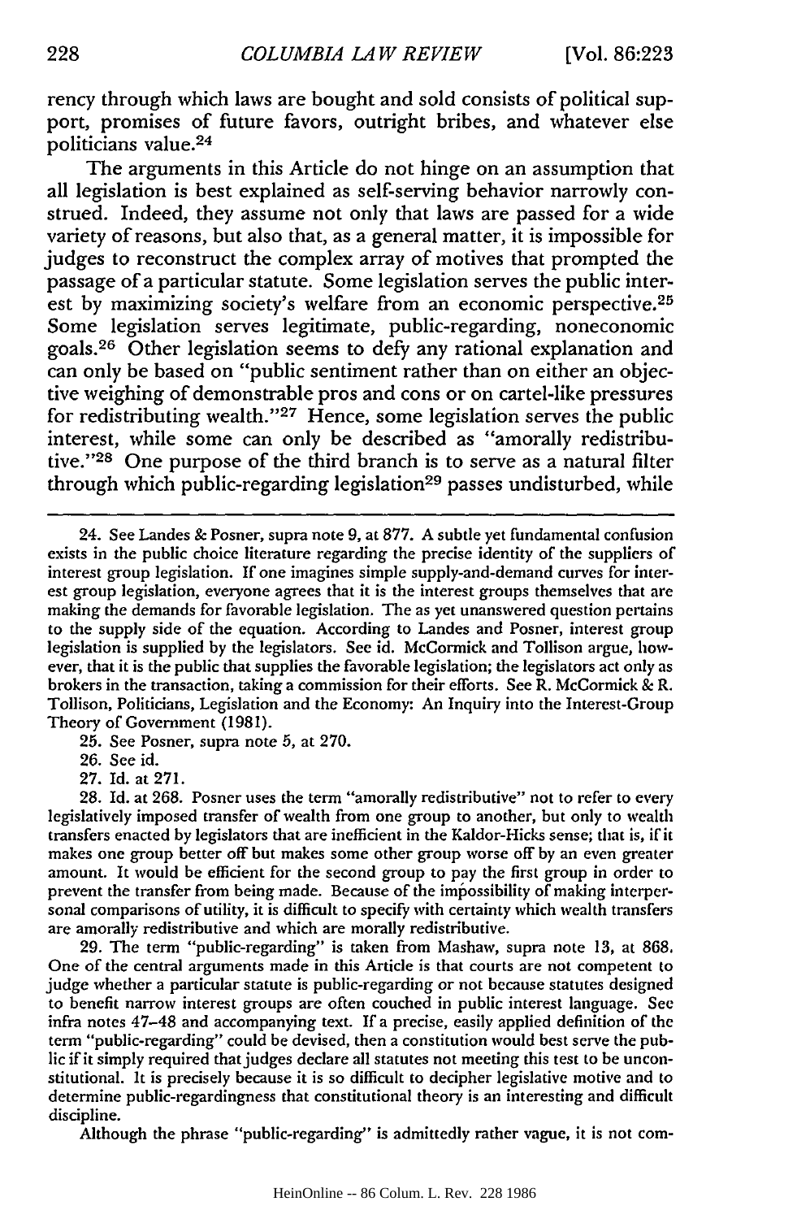rency through which laws are bought and sold consists of political support, promises of future favors, outright bribes, and whatever else politicians value.[24]

The arguments in this Article do not hinge on an assumption that all legislation is best explained as self-serving behavior narrowly construed. Indeed, they assume not only that laws are passed for a wide variety of reasons, but also that, as a general matter, it is impossible for judges to reconstruct the complex array of motives that prompted the passage of a particular statute. Some legislation serves the public interest by maximizing society's welfare from an economic perspective.[25] Some legislation serves legitimate, public-regarding, noneconomic goals.[26] Other legislation seems to defy any rational explanation and can only be based on "public sentiment rather than on either an objective weighing of demonstrable pros and cons or on cartel-like pressures for redistributing wealth."[27] Hence, some legislation serves the public interest, while some can only be described as "amorally redistributive."[28] One purpose of the third branch is to serve as a natural filter through which public-regarding legislation[29] passes undisturbed, while

24. See Landes & Posner, supra note 9, at 877. A subtle yet fundamental confusion exists in the public choice literature regarding the precise identity of the suppliers of interest group legislation. If one imagines simple supply-and-demand curves for interest group legislation, everyone agrees that it is the interest groups themselves that are making the demands for favorable legislation. The as yet unanswered question pertains to the supply side of the equation. According to Landes and Posner, interest group legislation is supplied by the legislators. See id. McCormick and Tollison argue, however, that it is the public that supplies the favorable legislation; the legislators act only as brokers in the transaction, taking a commission for their efforts. See R. McCormick & R. Tollison, Politicians, Legislation and the Economy: An Inquiry into the Interest-Group Theory of Government (1981).

25. See Posner, supra note 5, at 270.

26. See id.

27. Id. at 271.

28. Id. at 268. Posner uses the term "amorally redistributive" not to refer to every legislatively imposed transfer of wealth from one group to another, but only to wealth transfers enacted by legislators that are inefficient in the Kaldor-Hicks sense; that is, if it makes one group better off but makes some other group worse off by an even greater amount. It would be efficient for the second group to pay the first group in order to prevent the transfer from being made. Because of the impossibility of making interpersonal comparisons of utility, it is difficult to specify with certainty which wealth transfers are amorally redistributive and which are morally redistributive.

29. The term "public-regarding" is taken from Mashaw, supra note 13, at 868. One of the central arguments made in this Article is that courts are not competent to judge whether a particular statute is public-regarding or not because statutes designed to benefit narrow interest groups are often couched in public interest language. See infra notes 47-48 and accompanying text. If a precise, easily applied definition of the term "public-regarding" could be devised, then a constitution would best serve the public if it simply required that judges declare all statutes not meeting this test to be unconstitutional. It is precisely because it is so difficult to decipher legislative motive and to determine public-regardingness that constitutional theory is an interesting and difficult discipline.

Although the phrase "public-regarding" is admittedly rather vague, it is not com-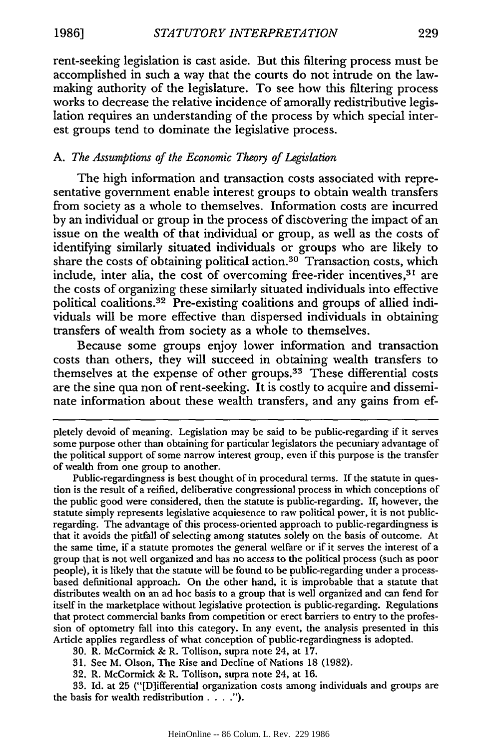rent-seeking legislation is cast aside. But this filtering process must be accomplished in such a way that the courts do not intrude on the law-making authority of the legislature. To see how this filtering process works to decrease the relative incidence of amorally redistributive legislation requires an understanding of the process by which special interest groups tend to dominate the legislative process.

### A. *The Assumptions of the Economic Theory of Legislation*

The high information and transaction costs associated with representative government enable interest groups to obtain wealth transfers from society as a whole to themselves. Information costs are incurred by an individual or group in the process of discovering the impact of an issue on the wealth of that individual or group, as well as the costs of identifying similarly situated individuals or groups who are likely to share the costs of obtaining political action.[30] Transaction costs, which include, inter alia, the cost of overcoming free-rider incentives,[31] are the costs of organizing these similarly situated individuals into effective political coalitions.[32] Pre-existing coalitions and groups of allied individuals will be more effective than dispersed individuals in obtaining transfers of wealth from society as a whole to themselves.

Because some groups enjoy lower information and transaction costs than others, they will succeed in obtaining wealth transfers to themselves at the expense of other groups.[33] These differential costs are the sine qua non of rent-seeking. It is costly to acquire and disseminate information about these wealth transfers, and any gains from ef-

---

pletely devoid of meaning. Legislation may be said to be public-regarding if it serves some purpose other than obtaining for particular legislators the pecuniary advantage of the political support of some narrow interest group, even if this purpose is the transfer of wealth from one group to another.

Public-regardingness is best thought of in procedural terms. If the statute in question is the result of a reified, deliberative congressional process in which conceptions of the public good were considered, then the statute is public-regarding. If, however, the statute simply represents legislative acquiesence to raw political power, it is not public-regarding. The advantage of this process-oriented approach to public-regardingness is that it avoids the pitfall of selecting among statutes solely on the basis of outcome. At the same time, if a statute promotes the general welfare or if it serves the interest of a group that is not well organized and has no access to the political process (such as poor people), it is likely that the statute will be found to be public-regarding under a process-based definitional approach. On the other hand, it is improbable that a statute that distributes wealth on an ad hoc basis to a group that is well organized and can fend for itself in the marketplace without legislative protection is public-regarding. Regulations that protect commercial banks from competition or erect barriers to entry to the profession of optometry fall into this category. In any event, the analysis presented in this Article applies regardless of what conception of public-regardingness is adopted.

30. R. McCormick & R. Tollison, supra note 24, at 17.

31. See M. Olson, The Rise and Decline of Nations 18 (1982).

32. R. McCormick & R. Tollison, supra note 24, at 16.

33. Id. at 25 ("[D]ifferential organization costs among individuals and groups are the basis for wealth redistribution . . . .").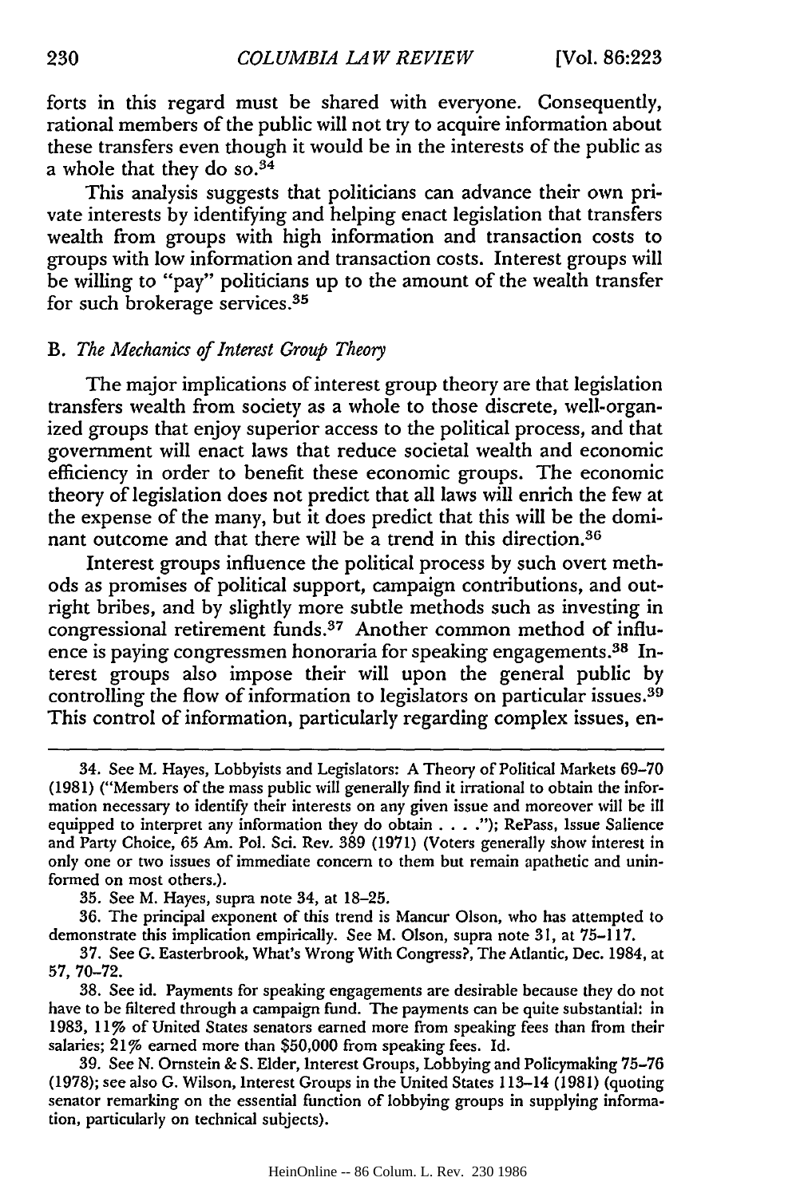forts in this regard must be shared with everyone. Consequently, rational members of the public will not try to acquire information about these transfers even though it would be in the interests of the public as a whole that they do so.[34]

This analysis suggests that politicians can advance their own private interests by identifying and helping enact legislation that transfers wealth from groups with high information and transaction costs to groups with low information and transaction costs. Interest groups will be willing to "pay" politicians up to the amount of the wealth transfer for such brokerage services.[35]

### B. *The Mechanics of Interest Group Theory*

The major implications of interest group theory are that legislation transfers wealth from society as a whole to those discrete, well-organized groups that enjoy superior access to the political process, and that government will enact laws that reduce societal wealth and economic efficiency in order to benefit these economic groups. The economic theory of legislation does not predict that all laws will enrich the few at the expense of the many, but it does predict that this will be the dominant outcome and that there will be a trend in this direction.[36]

Interest groups influence the political process by such overt methods as promises of political support, campaign contributions, and outright bribes, and by slightly more subtle methods such as investing in congressional retirement funds.[37] Another common method of influence is paying congressmen honoraria for speaking engagements.[38] Interest groups also impose their will upon the general public by controlling the flow of information to legislators on particular issues.[39] This control of information, particularly regarding complex issues, en-

---

34. See M. Hayes, Lobbyists and Legislators: A Theory of Political Markets 69–70 (1981) ("Members of the mass public will generally find it irrational to obtain the information necessary to identify their interests on any given issue and moreover will be ill equipped to interpret any information they do obtain . . . ."); RePass, Issue Salience and Party Choice, 65 Am. Pol. Sci. Rev. 389 (1971) (Voters generally show interest in only one or two issues of immediate concern to them but remain apathetic and uninformed on most others.).

35. See M. Hayes, supra note 34, at 18–25.

36. The principal exponent of this trend is Mancur Olson, who has attempted to demonstrate this implication empirically. See M. Olson, supra note 31, at 75–117.

37. See G. Easterbrook, What's Wrong With Congress?, The Atlantic, Dec. 1984, at 57, 70–72.

38. See id. Payments for speaking engagements are desirable because they do not have to be filtered through a campaign fund. The payments can be quite substantial: in 1983, 11% of United States senators earned more from speaking fees than from their salaries; 21% earned more than $50,000 from speaking fees. Id.

39. See N. Ornstein & S. Elder, Interest Groups, Lobbying and Policymaking 75–76 (1978); see also G. Wilson, Interest Groups in the United States 113–14 (1981) (quoting senator remarking on the essential function of lobbying groups in supplying information, particularly on technical subjects).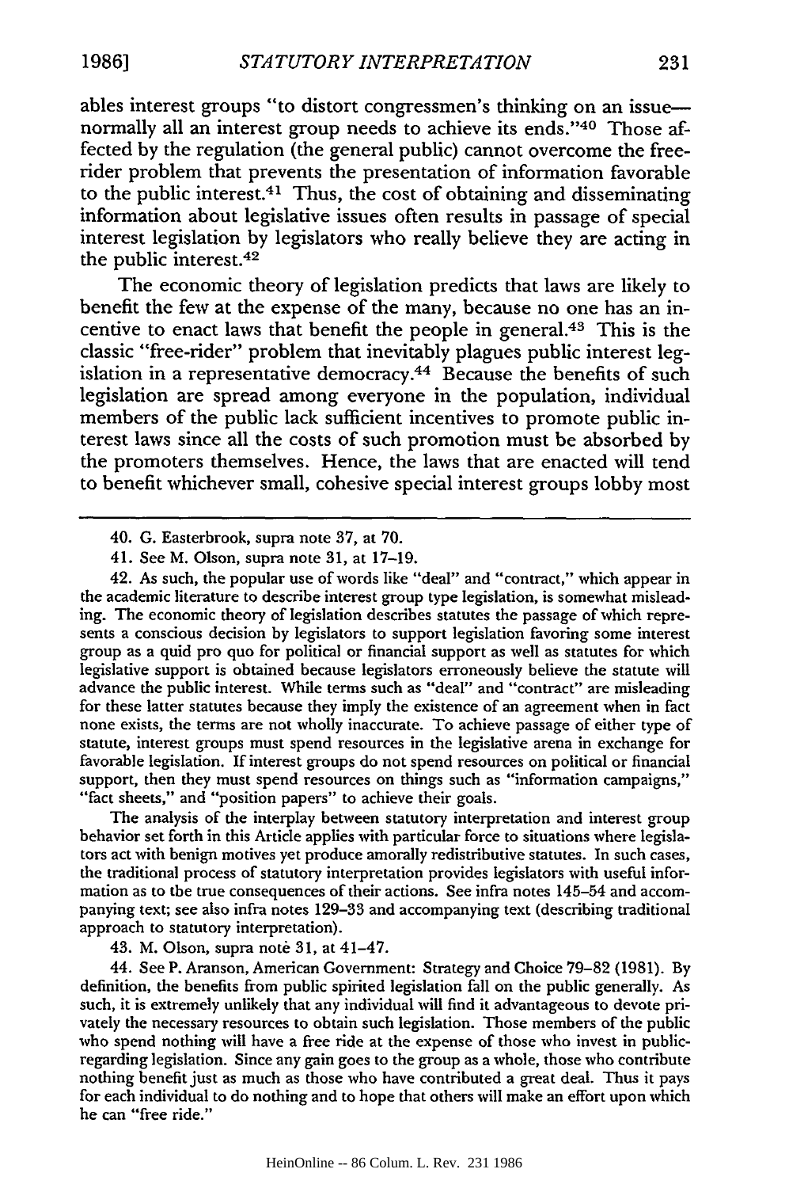ables interest groups "to distort congressmen's thinking on an issue—normally all an interest group needs to achieve its ends."[40] Those affected by the regulation (the general public) cannot overcome the free-rider problem that prevents the presentation of information favorable to the public interest.[41] Thus, the cost of obtaining and disseminating information about legislative issues often results in passage of special interest legislation by legislators who really believe they are acting in the public interest.[42]

The economic theory of legislation predicts that laws are likely to benefit the few at the expense of the many, because no one has an incentive to enact laws that benefit the people in general.[43] This is the classic "free-rider" problem that inevitably plagues public interest legislation in a representative democracy.[44] Because the benefits of such legislation are spread among everyone in the population, individual members of the public lack sufficient incentives to promote public interest laws since all the costs of such promotion must be absorbed by the promoters themselves. Hence, the laws that are enacted will tend to benefit whichever small, cohesive special interest groups lobby most

---

40. G. Easterbrook, supra note 37, at 70.

41. See M. Olson, supra note 31, at 17–19.

42. As such, the popular use of words like "deal" and "contract," which appear in the academic literature to describe interest group type legislation, is somewhat misleading. The economic theory of legislation describes statutes the passage of which represents a conscious decision by legislators to support legislation favoring some interest group as a quid pro quo for political or financial support as well as statutes for which legislative support is obtained because legislators erroneously believe the statute will advance the public interest. While terms such as "deal" and "contract" are misleading for these latter statutes because they imply the existence of an agreement when in fact none exists, the terms are not wholly inaccurate. To achieve passage of either type of statute, interest groups must spend resources in the legislative arena in exchange for favorable legislation. If interest groups do not spend resources on political or financial support, then they must spend resources on things such as "information campaigns," "fact sheets," and "position papers" to achieve their goals.

The analysis of the interplay between statutory interpretation and interest group behavior set forth in this Article applies with particular force to situations where legislators act with benign motives yet produce amorally redistributive statutes. In such cases, the traditional process of statutory interpretation provides legislators with useful information as to the true consequences of their actions. See infra notes 145–54 and accompanying text; see also infra notes 129–33 and accompanying text (describing traditional approach to statutory interpretation).

43. M. Olson, supra note 31, at 41–47.

44. See P. Aranson, American Government: Strategy and Choice 79–82 (1981). By definition, the benefits from public spirited legislation fall on the public generally. As such, it is extremely unlikely that any individual will find it advantageous to devote privately the necessary resources to obtain such legislation. Those members of the public who spend nothing will have a free ride at the expense of those who invest in public-regarding legislation. Since any gain goes to the group as a whole, those who contribute nothing benefit just as much as those who have contributed a great deal. Thus it pays for each individual to do nothing and to hope that others will make an effort upon which he can "free ride."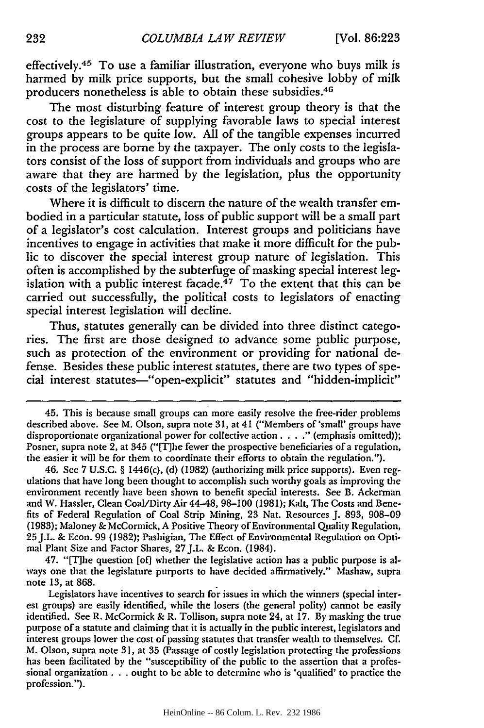effectively.[45] To use a familiar illustration, everyone who buys milk is harmed by milk price supports, but the small cohesive lobby of milk producers nonetheless is able to obtain these subsidies.[46]

The most disturbing feature of interest group theory is that the cost to the legislature of supplying favorable laws to special interest groups appears to be quite low. All of the tangible expenses incurred in the process are borne by the taxpayer. The only costs to the legislators consist of the loss of support from individuals and groups who are aware that they are harmed by the legislation, plus the opportunity costs of the legislators' time.

Where it is difficult to discern the nature of the wealth transfer embodied in a particular statute, loss of public support will be a small part of a legislator's cost calculation. Interest groups and politicians have incentives to engage in activities that make it more difficult for the public to discover the special interest group nature of legislation. This often is accomplished by the subterfuge of masking special interest legislation with a public interest facade.[47] To the extent that this can be carried out successfully, the political costs to legislators of enacting special interest legislation will decline.

Thus, statutes generally can be divided into three distinct categories. The first are those designed to advance some public purpose, such as protection of the environment or providing for national defense. Besides these public interest statutes, there are two types of special interest statutes—"open-explicit" statutes and "hidden-implicit"

---

45. This is because small groups can more easily resolve the free-rider problems described above. See M. Olson, supra note 31, at 41 ("Members of 'small' groups have disproportionate organizational power for collective action . . . ." (emphasis omitted)); Posner, supra note 2, at 345 ("[T]he fewer the prospective beneficiaries of a regulation, the easier it will be for them to coordinate their efforts to obtain the regulation.").

46. See 7 U.S.C. § 1446(c), (d) (1982) (authorizing milk price supports). Even regulations that have long been thought to accomplish such worthy goals as improving the environment recently have been shown to benefit special interests. See B. Ackerman and W. Hassler, Clean Coal/Dirty Air 44–48, 98–100 (1981); Kalt, The Costs and Benefits of Federal Regulation of Coal Strip Mining, 23 Nat. Resources J. 893, 908–09 (1983); Maloney & McCormick, A Positive Theory of Environmental Quality Regulation, 25 J.L. & Econ. 99 (1982); Pashigian, The Effect of Environmental Regulation on Optimal Plant Size and Factor Shares, 27 J.L. & Econ. (1984).

47. "[T]he question [of] whether the legislative action has a public purpose is always one that the legislature purports to have decided affirmatively." Mashaw, supra note 13, at 868.

Legislators have incentives to search for issues in which the winners (special interest groups) are easily identified, while the losers (the general polity) cannot be easily identified. See R. McCormick & R. Tollison, supra note 24, at 17. By masking the true purpose of a statute and claiming that it is actually in the public interest, legislators and interest groups lower the cost of passing statutes that transfer wealth to themselves. Cf. M. Olson, supra note 31, at 35 (Passage of costly legislation protecting the professions has been facilitated by the "susceptibility of the public to the assertion that a professional organization . . . ought to be able to determine who is 'qualified' to practice the profession.").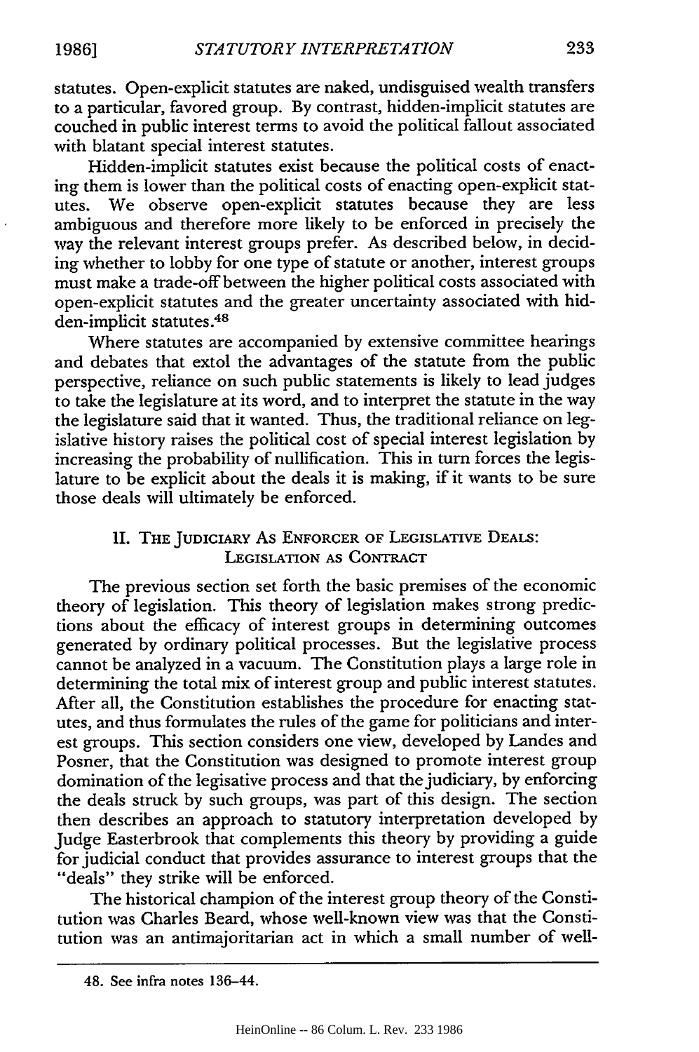statutes. Open-explicit statutes are naked, undisguised wealth transfers to a particular, favored group. By contrast, hidden-implicit statutes are couched in public interest terms to avoid the political fallout associated with blatant special interest statutes.

Hidden-implicit statutes exist because the political costs of enacting them is lower than the political costs of enacting open-explicit statutes. We observe open-explicit statutes because they are less ambiguous and therefore more likely to be enforced in precisely the way the relevant interest groups prefer. As described below, in deciding whether to lobby for one type of statute or another, interest groups must make a trade-off between the higher political costs associated with open-explicit statutes and the greater uncertainty associated with hidden-implicit statutes.[48]

Where statutes are accompanied by extensive committee hearings and debates that extol the advantages of the statute from the public perspective, reliance on such public statements is likely to lead judges to take the legislature at its word, and to interpret the statute in the way the legislature said that it wanted. Thus, the traditional reliance on legislative history raises the political cost of special interest legislation by increasing the probability of nullification. This in turn forces the legislature to be explicit about the deals it is making, if it wants to be sure those deals will ultimately be enforced.

## II. The Judiciary As Enforcer of Legislative Deals: Legislation as Contract

The previous section set forth the basic premises of the economic theory of legislation. This theory of legislation makes strong predictions about the efficacy of interest groups in determining outcomes generated by ordinary political processes. But the legislative process cannot be analyzed in a vacuum. The Constitution plays a large role in determining the total mix of interest group and public interest statutes. After all, the Constitution establishes the procedure for enacting statutes, and thus formulates the rules of the game for politicians and interest groups. This section considers one view, developed by Landes and Posner, that the Constitution was designed to promote interest group domination of the legisative process and that the judiciary, by enforcing the deals struck by such groups, was part of this design. The section then describes an approach to statutory interpretation developed by Judge Easterbrook that complements this theory by providing a guide for judicial conduct that provides assurance to interest groups that the "deals" they strike will be enforced.

The historical champion of the interest group theory of the Constitution was Charles Beard, whose well-known view was that the Constitution was an antimajoritarian act in which a small number of well-

48. See infra notes 136–44.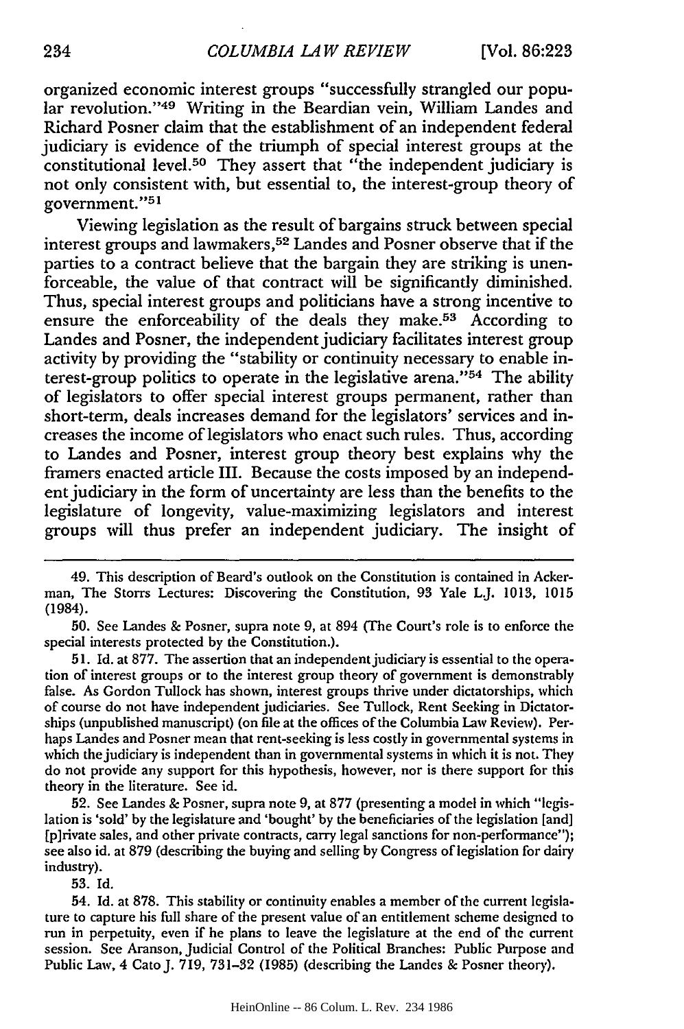organized economic interest groups "successfully strangled our popular revolution."[49] Writing in the Beardian vein, William Landes and Richard Posner claim that the establishment of an independent federal judiciary is evidence of the triumph of special interest groups at the constitutional level.[50] They assert that "the independent judiciary is not only consistent with, but essential to, the interest-group theory of government."[51]

Viewing legislation as the result of bargains struck between special interest groups and lawmakers,[52] Landes and Posner observe that if the parties to a contract believe that the bargain they are striking is unenforceable, the value of that contract will be significantly diminished. Thus, special interest groups and politicians have a strong incentive to ensure the enforceability of the deals they make.[53] According to Landes and Posner, the independent judiciary facilitates interest group activity by providing the "stability or continuity necessary to enable interest-group politics to operate in the legislative arena."[54] The ability of legislators to offer special interest groups permanent, rather than short-term, deals increases demand for the legislators' services and increases the income of legislators who enact such rules. Thus, according to Landes and Posner, interest group theory best explains why the framers enacted article III. Because the costs imposed by an independent judiciary in the form of uncertainty are less than the benefits to the legislature of longevity, value-maximizing legislators and interest groups will thus prefer an independent judiciary. The insight of

---

49. This description of Beard's outlook on the Constitution is contained in Ackerman, The Storrs Lectures: Discovering the Constitution, 93 Yale L.J. 1013, 1015 (1984).

50. See Landes & Posner, supra note 9, at 894 (The Court's role is to enforce the special interests protected by the Constitution.).

51. Id. at 877. The assertion that an independent judiciary is essential to the operation of interest groups or to the interest group theory of government is demonstrably false. As Gordon Tullock has shown, interest groups thrive under dictatorships, which of course do not have independent judiciaries. See Tullock, Rent Seeking in Dictatorships (unpublished manuscript) (on file at the offices of the Columbia Law Review). Perhaps Landes and Posner mean that rent-seeking is less costly in governmental systems in which the judiciary is independent than in governmental systems in which it is not. They do not provide any support for this hypothesis, however, nor is there support for this theory in the literature. See id.

52. See Landes & Posner, supra note 9, at 877 (presenting a model in which "legislation is 'sold' by the legislature and 'bought' by the beneficiaries of the legislation [and] [p]rivate sales, and other private contracts, carry legal sanctions for non-performance"); see also id. at 879 (describing the buying and selling by Congress of legislation for dairy industry).

53. Id.

54. Id. at 878. This stability or continuity enables a member of the current legislature to capture his full share of the present value of an entitlement scheme designed to run in perpetuity, even if he plans to leave the legislature at the end of the current session. See Aranson, Judicial Control of the Political Branches: Public Purpose and Public Law, 4 Cato J. 719, 731-32 (1985) (describing the Landes & Posner theory).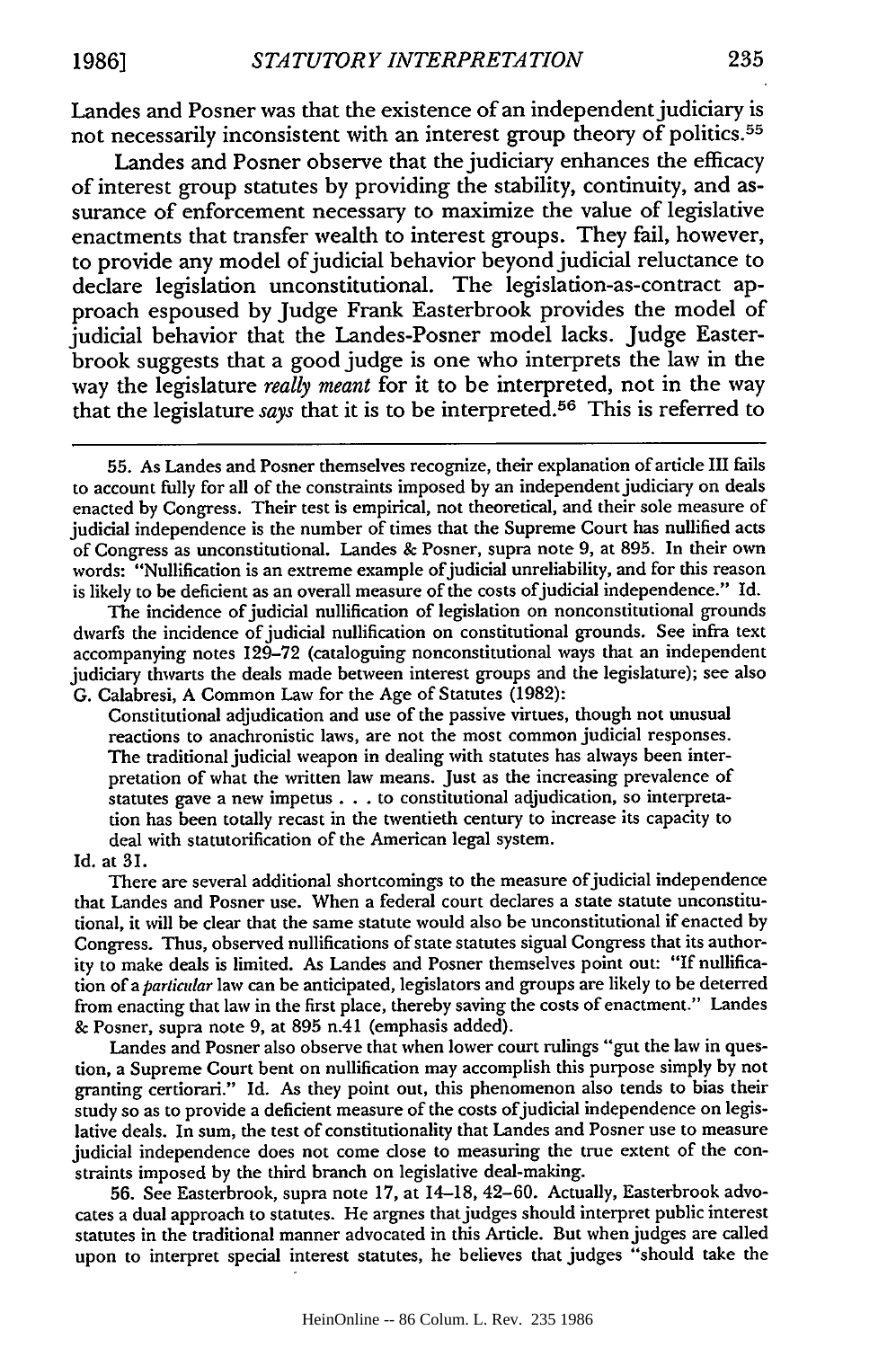Landes and Posner was that the existence of an independent judiciary is not necessarily inconsistent with an interest group theory of politics.[55]

Landes and Posner observe that the judiciary enhances the efficacy of interest group statutes by providing the stability, continuity, and assurance of enforcement necessary to maximize the value of legislative enactments that transfer wealth to interest groups. They fail, however, to provide any model of judicial behavior beyond judicial reluctance to declare legislation unconstitutional. The legislation-as-contract approach espoused by Judge Frank Easterbrook provides the model of judicial behavior that the Landes-Posner model lacks. Judge Easterbrook suggests that a good judge is one who interprets the law in the way the legislature *really meant* for it to be interpreted, not in the way that the legislature *says* that it is to be interpreted.[56] This is referred to

---

55. As Landes and Posner themselves recognize, their explanation of article III fails to account fully for all of the constraints imposed by an independent judiciary on deals enacted by Congress. Their test is empirical, not theoretical, and their sole measure of judicial independence is the number of times that the Supreme Court has nullified acts of Congress as unconstitutional. Landes & Posner, supra note 9, at 895. In their own words: "Nullification is an extreme example of judicial unreliability, and for this reason is likely to be deficient as an overall measure of the costs of judicial independence." Id.

The incidence of judicial nullification of legislation on nonconstitutional grounds dwarfs the incidence of judicial nullification on constitutional grounds. See infra text accompanying notes 129–72 (cataloguing nonconstitutional ways that an independent judiciary thwarts the deals made between interest groups and the legislature); see also G. Calabresi, A Common Law for the Age of Statutes (1982):

> Constitutional adjudication and use of the passive virtues, though not unusual reactions to anachronistic laws, are not the most common judicial responses. The traditional judicial weapon in dealing with statutes has always been interpretation of what the written law means. Just as the increasing prevalence of statutes gave a new impetus . . . to constitutional adjudication, so interpretation has been totally recast in the twentieth century to increase its capacity to deal with statutorification of the American legal system.

Id. at 31.

There are several additional shortcomings to the measure of judicial independence that Landes and Posner use. When a federal court declares a state statute unconstitutional, it will be clear that the same statute would also be unconstitutional if enacted by Congress. Thus, observed nullifications of state statutes signal Congress that its authority to make deals is limited. As Landes and Posner themselves point out: "If nullification of a *particular* law can be anticipated, legislators and groups are likely to be deterred from enacting that law in the first place, thereby saving the costs of enactment." Landes & Posner, supra note 9, at 895 n.41 (emphasis added).

Landes and Posner also observe that when lower court rulings "gut the law in question, a Supreme Court bent on nullification may accomplish this purpose simply by not granting certiorari." Id. As they point out, this phenomenon also tends to bias their study so as to provide a deficient measure of the costs of judicial independence on legislative deals. In sum, the test of constitutionality that Landes and Posner use to measure judicial independence does not come close to measuring the true extent of the constraints imposed by the third branch on legislative deal-making.

56. See Easterbrook, supra note 17, at 14–18, 42–60. Actually, Easterbrook advocates a dual approach to statutes. He argues that judges should interpret public interest statutes in the traditional manner advocated in this Article. But when judges are called upon to interpret special interest statutes, he believes that judges "should take the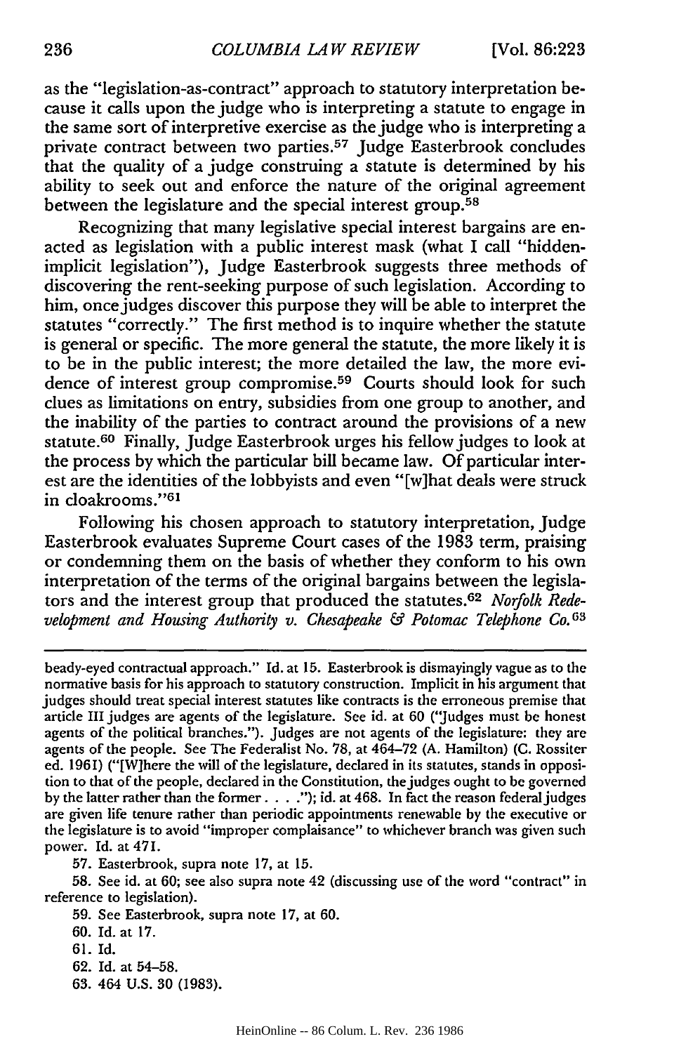as the "legislation-as-contract" approach to statutory interpretation because it calls upon the judge who is interpreting a statute to engage in the same sort of interpretive exercise as the judge who is interpreting a private contract between two parties.[57] Judge Easterbrook concludes that the quality of a judge construing a statute is determined by his ability to seek out and enforce the nature of the original agreement between the legislature and the special interest group.[58]

Recognizing that many legislative special interest bargains are enacted as legislation with a public interest mask (what I call "hidden-implicit legislation"), Judge Easterbrook suggests three methods of discovering the rent-seeking purpose of such legislation. According to him, once judges discover this purpose they will be able to interpret the statutes "correctly." The first method is to inquire whether the statute is general or specific. The more general the statute, the more likely it is to be in the public interest; the more detailed the law, the more evidence of interest group compromise.[59] Courts should look for such clues as limitations on entry, subsidies from one group to another, and the inability of the parties to contract around the provisions of a new statute.[60] Finally, Judge Easterbrook urges his fellow judges to look at the process by which the particular bill became law. Of particular interest are the identities of the lobbyists and even "[w]hat deals were struck in cloakrooms."[61]

Following his chosen approach to statutory interpretation, Judge Easterbrook evaluates Supreme Court cases of the 1983 term, praising or condemning them on the basis of whether they conform to his own interpretation of the terms of the original bargains between the legislators and the interest group that produced the statutes.[62] *Norfolk Redevelopment and Housing Authority v. Chesapeake & Potomac Telephone Co.*[63]

---

beady-eyed contractual approach." Id. at 15. Easterbrook is dismayingly vague as to the normative basis for his approach to statutory construction. Implicit in his argument that judges should treat special interest statutes like contracts is the erroneous premise that article III judges are agents of the legislature. See id. at 60 ("Judges must be honest agents of the political branches."). Judges are not agents of the legislature: they are agents of the people. See The Federalist No. 78, at 464–72 (A. Hamilton) (C. Rossiter ed. 1961) ("[W]here the will of the legislature, declared in its statutes, stands in opposition to that of the people, declared in the Constitution, the judges ought to be governed by the latter rather than the former . . . ."); id. at 468. In fact the reason federal judges are given life tenure rather than periodic appointments renewable by the executive or the legislature is to avoid "improper complaisance" to whichever branch was given such power. Id. at 471.

57. Easterbrook, supra note 17, at 15.

58. See id. at 60; see also supra note 42 (discussing use of the word "contract" in reference to legislation).

59. See Easterbrook, supra note 17, at 60.

60. Id. at 17.

61. Id.

62. Id. at 54–58.

63. 464 U.S. 30 (1983).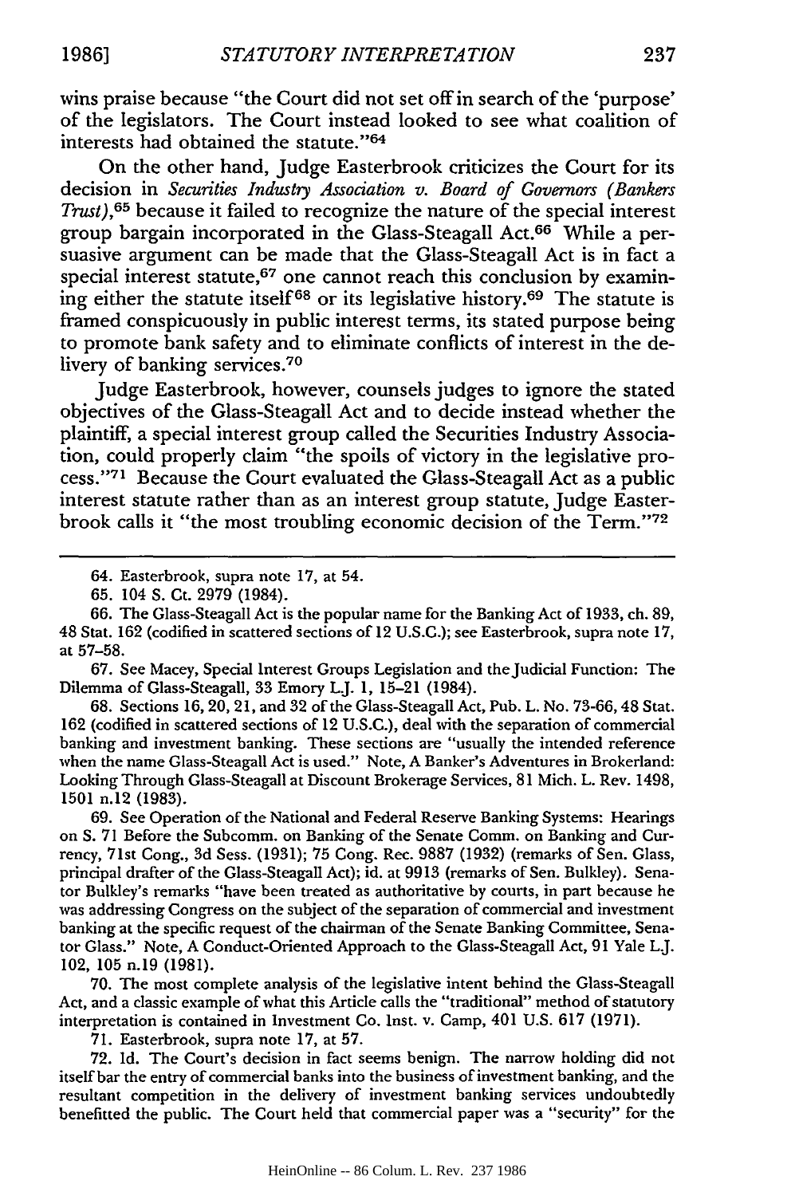wins praise because "the Court did not set off in search of the 'purpose' of the legislators. The Court instead looked to see what coalition of interests had obtained the statute."[64]

On the other hand, Judge Easterbrook criticizes the Court for its decision in *Securities Industry Association v. Board of Governors (Bankers Trust)*,[65] because it failed to recognize the nature of the special interest group bargain incorporated in the Glass-Steagall Act.[66] While a persuasive argument can be made that the Glass-Steagall Act is in fact a special interest statute,[67] one cannot reach this conclusion by examining either the statute itself[68] or its legislative history.[69] The statute is framed conspicuously in public interest terms, its stated purpose being to promote bank safety and to eliminate conflicts of interest in the delivery of banking services.[70]

Judge Easterbrook, however, counsels judges to ignore the stated objectives of the Glass-Steagall Act and to decide instead whether the plaintiff, a special interest group called the Securities Industry Association, could properly claim "the spoils of victory in the legislative process."[71] Because the Court evaluated the Glass-Steagall Act as a public interest statute rather than as an interest group statute, Judge Easterbrook calls it "the most troubling economic decision of the Term."[72]

---

64. Easterbrook, supra note 17, at 54.

65. 104 S. Ct. 2979 (1984).

66. The Glass-Steagall Act is the popular name for the Banking Act of 1933, ch. 89, 48 Stat. 162 (codified in scattered sections of 12 U.S.C.); see Easterbrook, supra note 17, at 57–58.

67. See Macey, Special Interest Groups Legislation and the Judicial Function: The Dilemma of Glass-Steagall, 33 Emory L.J. 1, 15–21 (1984).

68. Sections 16, 20, 21, and 32 of the Glass-Steagall Act, Pub. L. No. 73-66, 48 Stat. 162 (codified in scattered sections of 12 U.S.C.), deal with the separation of commercial banking and investment banking. These sections are "usually the intended reference when the name Glass-Steagall Act is used." Note, A Banker's Adventures in Brokerland: Looking Through Glass-Steagall at Discount Brokerage Services, 81 Mich. L. Rev. 1498, 1501 n.12 (1983).

69. See Operation of the National and Federal Reserve Banking Systems: Hearings on S. 71 Before the Subcomm. on Banking of the Senate Comm. on Banking and Currency, 71st Cong., 3d Sess. (1931); 75 Cong. Rec. 9887 (1932) (remarks of Sen. Glass, principal drafter of the Glass-Steagall Act); id. at 9913 (remarks of Sen. Bulkley). Senator Bulkley's remarks "have been treated as authoritative by courts, in part because he was addressing Congress on the subject of the separation of commercial and investment banking at the specific request of the chairman of the Senate Banking Committee, Senator Glass." Note, A Conduct-Oriented Approach to the Glass-Steagall Act, 91 Yale L.J. 102, 105 n.19 (1981).

70. The most complete analysis of the legislative intent behind the Glass-Steagall Act, and a classic example of what this Article calls the "traditional" method of statutory interpretation is contained in Investment Co. Inst. v. Camp, 401 U.S. 617 (1971).

71. Easterbrook, supra note 17, at 57.

72. Id. The Court's decision in fact seems benign. The narrow holding did not itself bar the entry of commercial banks into the business of investment banking, and the resultant competition in the delivery of investment banking services undoubtedly benefitted the public. The Court held that commercial paper was a "security" for the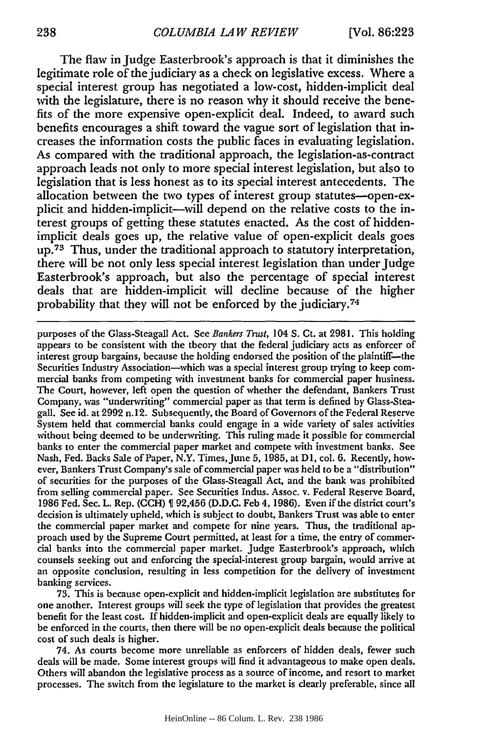The flaw in Judge Easterbrook's approach is that it diminishes the legitimate role of the judiciary as a check on legislative excess. Where a special interest group has negotiated a low-cost, hidden-implicit deal with the legislature, there is no reason why it should receive the benefits of the more expensive open-explicit deal. Indeed, to award such benefits encourages a shift toward the vague sort of legislation that increases the information costs the public faces in evaluating legislation. As compared with the traditional approach, the legislation-as-contract approach leads not only to more special interest legislation, but also to legislation that is less honest as to its special interest antecedents. The allocation between the two types of interest group statutes—open-explicit and hidden-implicit—will depend on the relative costs to the interest groups of getting these statutes enacted. As the cost of hidden-implicit deals goes up, the relative value of open-explicit deals goes up.[73] Thus, under the traditional approach to statutory interpretation, there will be not only less special interest legislation than under Judge Easterbrook's approach, but also the percentage of special interest deals that are hidden-implicit will decline because of the higher probability that they will not be enforced by the judiciary.[74]

---

purposes of the Glass-Steagall Act. See *Bankers Trust*, 104 S. Ct. at 2981. This holding appears to be consistent with the theory that the federal judiciary acts as enforcer of interest group bargains, because the holding endorsed the position of the plaintiff—the Securities Industry Association—which was a special interest group trying to keep commercial banks from competing with investment banks for commercial paper business. The Court, however, left open the question of whether the defendant, Bankers Trust Company, was "underwriting" commercial paper as that term is defined by Glass-Steagall. See id. at 2992 n.12. Subsequently, the Board of Governors of the Federal Reserve System held that commercial banks could engage in a wide variety of sales activities without being deemed to be underwriting. This ruling made it possible for commercial banks to enter the commercial paper market and compete with investment banks. See Nash, Fed. Backs Sale of Paper, N.Y. Times, June 5, 1985, at D1, col. 6. Recently, however, Bankers Trust Company's sale of commercial paper was held to be a "distribution" of securities for the purposes of the Glass-Steagall Act, and the bank was prohibited from selling commercial paper. See Securities Indus. Assoc. v. Federal Reserve Board, 1986 Fed. Sec. L. Rep. (CCH) ¶ 92,456 (D.D.C. Feb 4, 1986). Even if the district court's decision is ultimately upheld, which is subject to doubt, Bankers Trust was able to enter the commercial paper market and compete for nine years. Thus, the traditional approach used by the Supreme Court permitted, at least for a time, the entry of commercial banks into the commercial paper market. Judge Easterbrook's approach, which counsels seeking out and enforcing the special-interest group bargain, would arrive at an opposite conclusion, resulting in less competition for the delivery of investment banking services.

73. This is because open-explicit and hidden-implicit legislation are substitutes for one another. Interest groups will seek the type of legislation that provides the greatest benefit for the least cost. If hidden-implicit and open-explicit deals are equally likely to be enforced in the courts, then there will be no open-explicit deals because the political cost of such deals is higher.

74. As courts become more unreliable as enforcers of hidden deals, fewer such deals will be made. Some interest groups will find it advantageous to make open deals. Others will abandon the legislative process as a source of income, and resort to market processes. The switch from the legislature to the market is clearly preferable, since all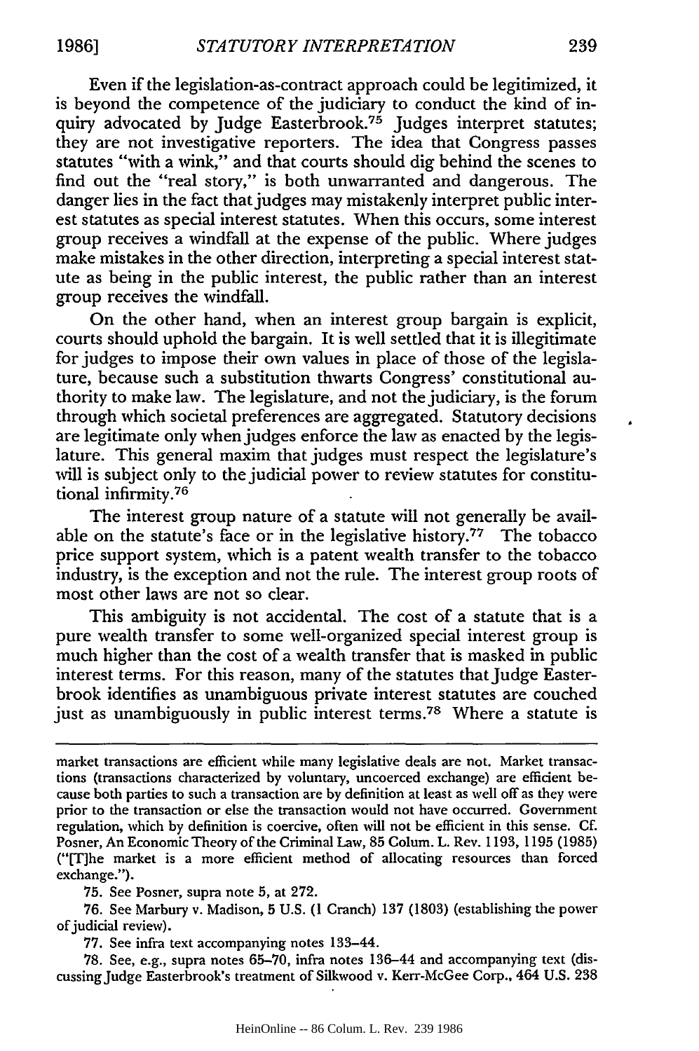Even if the legislation-as-contract approach could be legitimized, it is beyond the competence of the judiciary to conduct the kind of inquiry advocated by Judge Easterbrook.[75] Judges interpret statutes; they are not investigative reporters. The idea that Congress passes statutes "with a wink," and that courts should dig behind the scenes to find out the "real story," is both unwarranted and dangerous. The danger lies in the fact that judges may mistakenly interpret public interest statutes as special interest statutes. When this occurs, some interest group receives a windfall at the expense of the public. Where judges make mistakes in the other direction, interpreting a special interest statute as being in the public interest, the public rather than an interest group receives the windfall.

On the other hand, when an interest group bargain is explicit, courts should uphold the bargain. It is well settled that it is illegitimate for judges to impose their own values in place of those of the legislature, because such a substitution thwarts Congress' constitutional authority to make law. The legislature, and not the judiciary, is the forum through which societal preferences are aggregated. Statutory decisions are legitimate only when judges enforce the law as enacted by the legislature. This general maxim that judges must respect the legislature's will is subject only to the judicial power to review statutes for constitutional infirmity.[76]

The interest group nature of a statute will not generally be available on the statute's face or in the legislative history.[77] The tobacco price support system, which is a patent wealth transfer to the tobacco industry, is the exception and not the rule. The interest group roots of most other laws are not so clear.

This ambiguity is not accidental. The cost of a statute that is a pure wealth transfer to some well-organized special interest group is much higher than the cost of a wealth transfer that is masked in public interest terms. For this reason, many of the statutes that Judge Easterbrook identifies as unambiguous private interest statutes are couched just as unambiguously in public interest terms.[78] Where a statute is

---

market transactions are efficient while many legislative deals are not. Market transactions (transactions characterized by voluntary, uncoerced exchange) are efficient because both parties to such a transaction are by definition at least as well off as they were prior to the transaction or else the transaction would not have occurred. Government regulation, which by definition is coercive, often will not be efficient in this sense. Cf. Posner, An Economic Theory of the Criminal Law, 85 Colum. L. Rev. 1193, 1195 (1985) ("[T]he market is a more efficient method of allocating resources than forced exchange.").

75. See Posner, supra note 5, at 272.

76. See Marbury v. Madison, 5 U.S. (1 Cranch) 137 (1803) (establishing the power of judicial review).

77. See infra text accompanying notes 133–44.

78. See, e.g., supra notes 65–70, infra notes 136–44 and accompanying text (discussing Judge Easterbrook's treatment of Silkwood v. Kerr-McGee Corp., 464 U.S. 238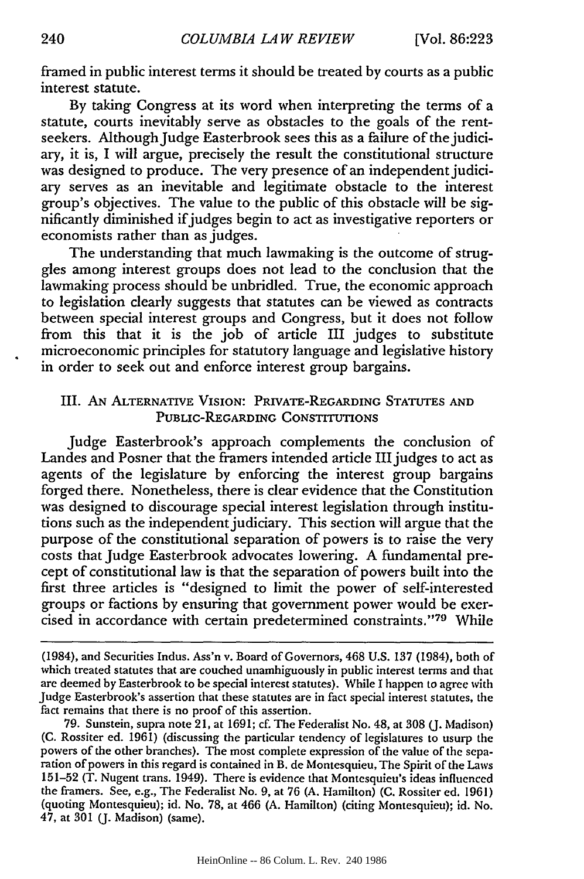framed in public interest terms it should be treated by courts as a public interest statute.

By taking Congress at its word when interpreting the terms of a statute, courts inevitably serve as obstacles to the goals of the rent-seekers. Although Judge Easterbrook sees this as a failure of the judiciary, it is, I will argue, precisely the result the constitutional structure was designed to produce. The very presence of an independent judiciary serves as an inevitable and legitimate obstacle to the interest group's objectives. The value to the public of this obstacle will be significantly diminished if judges begin to act as investigative reporters or economists rather than as judges.

The understanding that much lawmaking is the outcome of struggles among interest groups does not lead to the conclusion that the lawmaking process should be unbridled. True, the economic approach to legislation clearly suggests that statutes can be viewed as contracts between special interest groups and Congress, but it does not follow from this that it is the job of article III judges to substitute microeconomic principles for statutory language and legislative history in order to seek out and enforce interest group bargains.

## III. An Alternative Vision: Private-Regarding Statutes and Public-Regarding Constitutions

Judge Easterbrook's approach complements the conclusion of Landes and Posner that the framers intended article III judges to act as agents of the legislature by enforcing the interest group bargains forged there. Nonetheless, there is clear evidence that the Constitution was designed to discourage special interest legislation through institutions such as the independent judiciary. This section will argue that the purpose of the constitutional separation of powers is to raise the very costs that Judge Easterbrook advocates lowering. A fundamental precept of constitutional law is that the separation of powers built into the first three articles is "designed to limit the power of self-interested groups or factions by ensuring that government power would be exercised in accordance with certain predetermined constraints."[79] While

---

(1984), and Securities Indus. Ass'n v. Board of Governors, 468 U.S. 137 (1984), both of which treated statutes that are couched unambiguously in public interest terms and that are deemed by Easterbrook to be special interest statutes). While I happen to agree with Judge Easterbrook's assertion that these statutes are in fact special interest statutes, the fact remains that there is no proof of this assertion.

79. Sunstein, supra note 21, at 1691; cf. The Federalist No. 48, at 308 (J. Madison) (C. Rossiter ed. 1961) (discussing the particular tendency of legislatures to usurp the powers of the other branches). The most complete expression of the value of the separation of powers in this regard is contained in B. de Montesquieu, The Spirit of the Laws 151–52 (T. Nugent trans. 1949). There is evidence that Montesquieu's ideas influenced the framers. See, e.g., The Federalist No. 9, at 76 (A. Hamilton) (C. Rossiter ed. 1961) (quoting Montesquieu); id. No. 78, at 466 (A. Hamilton) (citing Montesquieu); id. No. 47, at 301 (J. Madison) (same).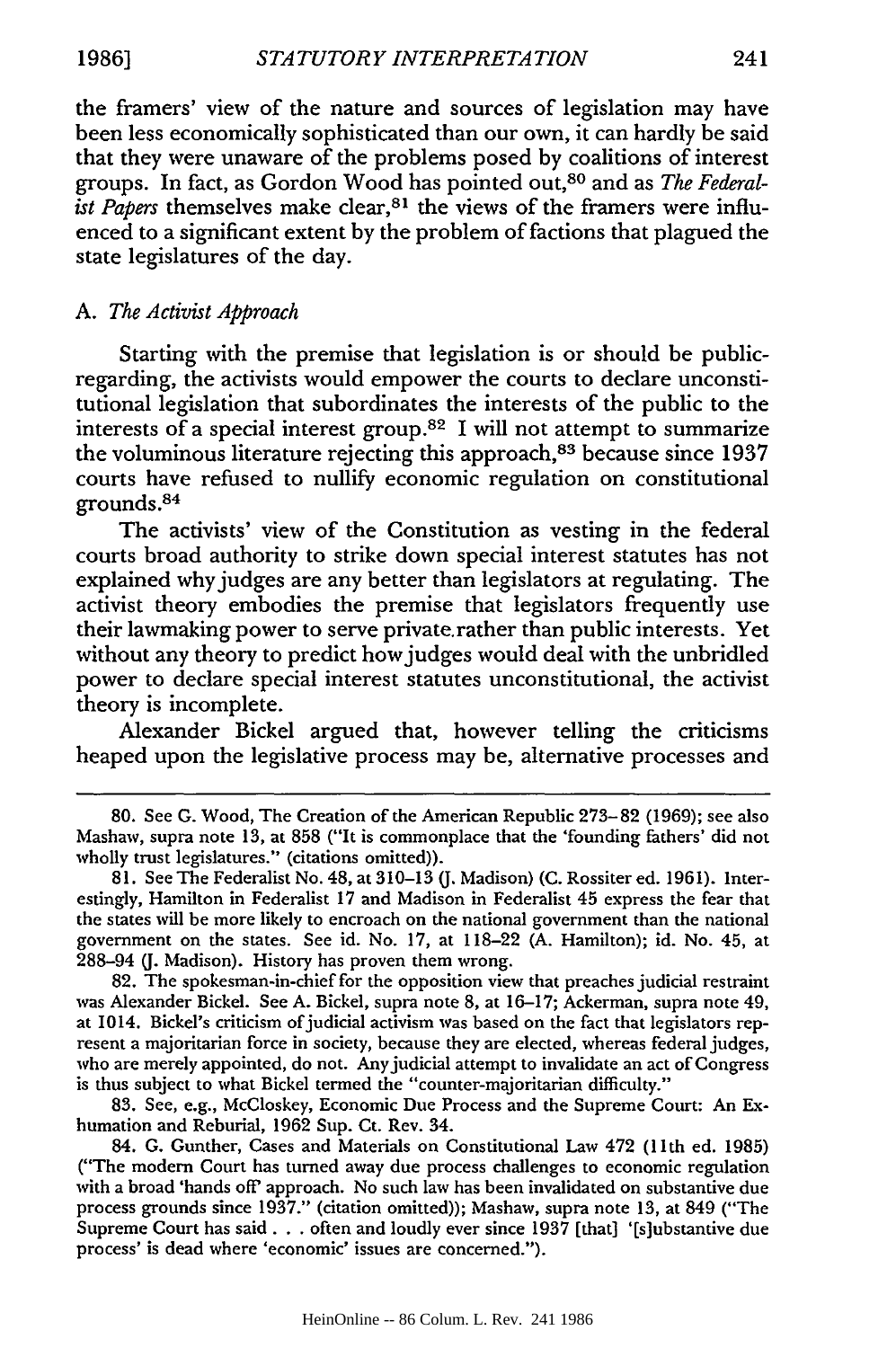the framers' view of the nature and sources of legislation may have been less economically sophisticated than our own, it can hardly be said that they were unaware of the problems posed by coalitions of interest groups. In fact, as Gordon Wood has pointed out,[80] and as *The Federalist Papers* themselves make clear,[81] the views of the framers were influenced to a significant extent by the problem of factions that plagued the state legislatures of the day.

### A. *The Activist Approach*

Starting with the premise that legislation is or should be public-regarding, the activists would empower the courts to declare unconstitutional legislation that subordinates the interests of the public to the interests of a special interest group.[82] I will not attempt to summarize the voluminous literature rejecting this approach,[83] because since 1937 courts have refused to nullify economic regulation on constitutional grounds.[84]

The activists' view of the Constitution as vesting in the federal courts broad authority to strike down special interest statutes has not explained why judges are any better than legislators at regulating. The activist theory embodies the premise that legislators frequently use their lawmaking power to serve private rather than public interests. Yet without any theory to predict how judges would deal with the unbridled power to declare special interest statutes unconstitutional, the activist theory is incomplete.

Alexander Bickel argued that, however telling the criticisms heaped upon the legislative process may be, alternative processes and

---

80. See G. Wood, The Creation of the American Republic 273–82 (1969); see also Mashaw, supra note 13, at 858 ("It is commonplace that the 'founding fathers' did not wholly trust legislatures." (citations omitted)).

81. See The Federalist No. 48, at 310–13 (J. Madison) (C. Rossiter ed. 1961). Interestingly, Hamilton in Federalist 17 and Madison in Federalist 45 express the fear that the states will be more likely to encroach on the national government than the national government on the states. See id. No. 17, at 118–22 (A. Hamilton); id. No. 45, at 288–94 (J. Madison). History has proven them wrong.

82. The spokesman-in-chief for the opposition view that preaches judicial restraint was Alexander Bickel. See A. Bickel, supra note 8, at 16–17; Ackerman, supra note 49, at 1014. Bickel's criticism of judicial activism was based on the fact that legislators represent a majoritarian force in society, because they are elected, whereas federal judges, who are merely appointed, do not. Any judicial attempt to invalidate an act of Congress is thus subject to what Bickel termed the "counter-majoritarian difficulty."

83. See, e.g., McCloskey, Economic Due Process and the Supreme Court: An Exhumation and Reburial, 1962 Sup. Ct. Rev. 34.

84. G. Gunther, Cases and Materials on Constitutional Law 472 (11th ed. 1985) ("The modern Court has turned away due process challenges to economic regulation with a broad 'hands off' approach. No such law has been invalidated on substantive due process grounds since 1937." (citation omitted)); Mashaw, supra note 13, at 849 ("The Supreme Court has said . . . often and loudly ever since 1937 [that] '[s]ubstantive due process' is dead where 'economic' issues are concerned.").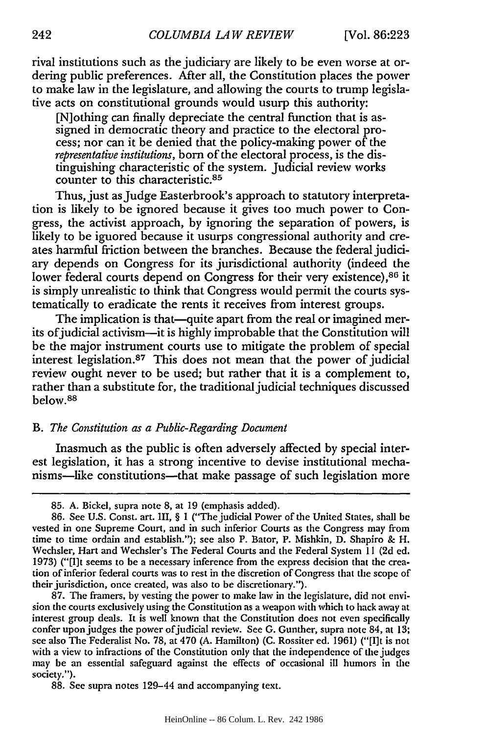rival institutions such as the judiciary are likely to be even worse at ordering public preferences. After all, the Constitution places the power to make law in the legislature, and allowing the courts to trump legislative acts on constitutional grounds would usurp this authority:

> [N]othing can finally depreciate the central function that is assigned in democratic theory and practice to the electoral process; nor can it be denied that the policy-making power of the *representative institutions*, born of the electoral process, is the distinguishing characteristic of the system. Judicial review works counter to this characteristic.[85]

Thus, just as Judge Easterbrook's approach to statutory interpretation is likely to be ignored because it gives too much power to Congress, the activist approach, by ignoring the separation of powers, is likely to be ignored because it usurps congressional authority and creates harmful friction between the branches. Because the federal judiciary depends on Congress for its jurisdictional authority (indeed the lower federal courts depend on Congress for their very existence),[86] it is simply unrealistic to think that Congress would permit the courts systematically to eradicate the rents it receives from interest groups.

The implication is that—quite apart from the real or imagined merits of judicial activism—it is highly improbable that the Constitution will be the major instrument courts use to mitigate the problem of special interest legislation.[87] This does not mean that the power of judicial review ought never to be used; but rather that it is a complement to, rather than a substitute for, the traditional judicial techniques discussed below.[88]

### B. *The Constitution as a Public-Regarding Document*

Inasmuch as the public is often adversely affected by special interest legislation, it has a strong incentive to devise institutional mechanisms—like constitutions—that make passage of such legislation more

---

85. A. Bickel, supra note 8, at 19 (emphasis added).

86. See U.S. Const. art. III, § 1 ("The judicial Power of the United States, shall be vested in one Supreme Court, and in such inferior Courts as the Congress may from time to time ordain and establish."); see also P. Bator, P. Mishkin, D. Shapiro & H. Wechsler, Hart and Wechsler's The Federal Courts and the Federal System 11 (2d ed. 1973) ("[I]t seems to be a necessary inference from the express decision that the creation of inferior federal courts was to rest in the discretion of Congress that the scope of their jurisdiction, once created, was also to be discretionary.").

87. The framers, by vesting the power to make law in the legislature, did not envision the courts exclusively using the Constitution as a weapon with which to hack away at interest group deals. It is well known that the Constitution does not even specifically confer upon judges the power of judicial review. See G. Gunther, supra note 84, at 13; see also The Federalist No. 78, at 470 (A. Hamilton) (C. Rossiter ed. 1961) ("[I]t is not with a view to infractions of the Constitution only that the independence of the judges may be an essential safeguard against the effects of occasional ill humors in the society.").

88. See supra notes 129–44 and accompanying text.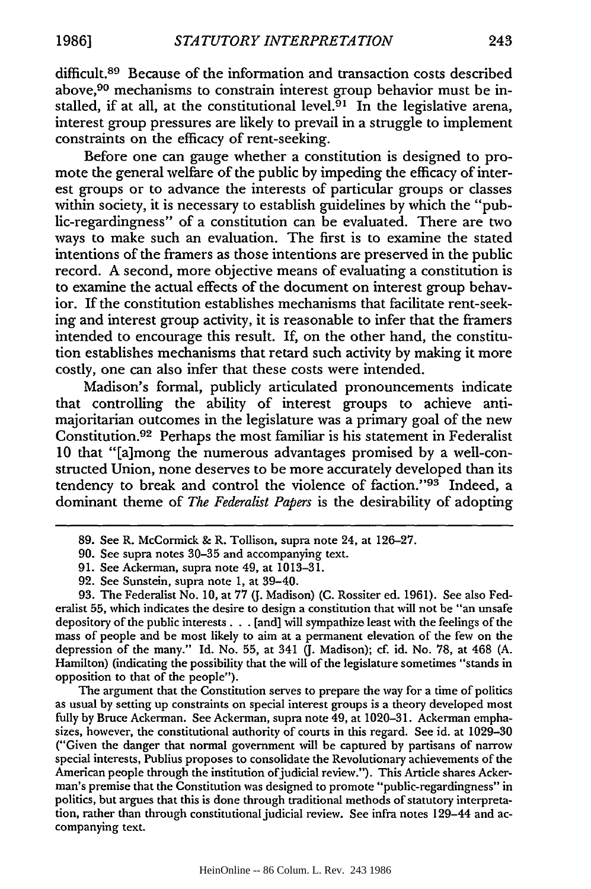difficult.[89] Because of the information and transaction costs described above,[90] mechanisms to constrain interest group behavior must be installed, if at all, at the constitutional level.[91] In the legislative arena, interest group pressures are likely to prevail in a struggle to implement constraints on the efficacy of rent-seeking.

Before one can gauge whether a constitution is designed to promote the general welfare of the public by impeding the efficacy of interest groups or to advance the interests of particular groups or classes within society, it is necessary to establish guidelines by which the "public-regardingness" of a constitution can be evaluated. There are two ways to make such an evaluation. The first is to examine the stated intentions of the framers as those intentions are preserved in the public record. A second, more objective means of evaluating a constitution is to examine the actual effects of the document on interest group behavior. If the constitution establishes mechanisms that facilitate rent-seeking and interest group activity, it is reasonable to infer that the framers intended to encourage this result. If, on the other hand, the constitution establishes mechanisms that retard such activity by making it more costly, one can also infer that these costs were intended.

Madison's formal, publicly articulated pronouncements indicate that controlling the ability of interest groups to achieve anti-majoritarian outcomes in the legislature was a primary goal of the new Constitution.[92] Perhaps the most familiar is his statement in Federalist 10 that "[a]mong the numerous advantages promised by a well-constructed Union, none deserves to be more accurately developed than its tendency to break and control the violence of faction."[93] Indeed, a dominant theme of *The Federalist Papers* is the desirability of adopting

---

89. See R. McCormick & R. Tollison, supra note 24, at 126–27.

90. See supra notes 30–35 and accompanying text.

91. See Ackerman, supra note 49, at 1013–31.

92. See Sunstein, supra note 1, at 39–40.

93. The Federalist No. 10, at 77 (J. Madison) (C. Rossiter ed. 1961). See also Federalist 55, which indicates the desire to design a constitution that will not be "an unsafe depository of the public interests . . . [and] will sympathize least with the feelings of the mass of people and be most likely to aim at a permanent elevation of the few on the depression of the many." Id. No. 55, at 341 (J. Madison); cf. id. No. 78, at 468 (A. Hamilton) (indicating the possibility that the will of the legislature sometimes "stands in opposition to that of the people").

The argument that the Constitution serves to prepare the way for a time of politics as usual by setting up constraints on special interest groups is a theory developed most fully by Bruce Ackerman. See Ackerman, supra note 49, at 1020–31. Ackerman emphasizes, however, the constitutional authority of courts in this regard. See id. at 1029–30 ("Given the danger that normal government will be captured by partisans of narrow special interests, Publius proposes to consolidate the Revolutionary achievements of the American people through the institution of judicial review."). This Article shares Ackerman's premise that the Constitution was designed to promote "public-regardingness" in politics, but argues that this is done through traditional methods of statutory interpretation, rather than through constitutional judicial review. See infra notes 129–44 and accompanying text.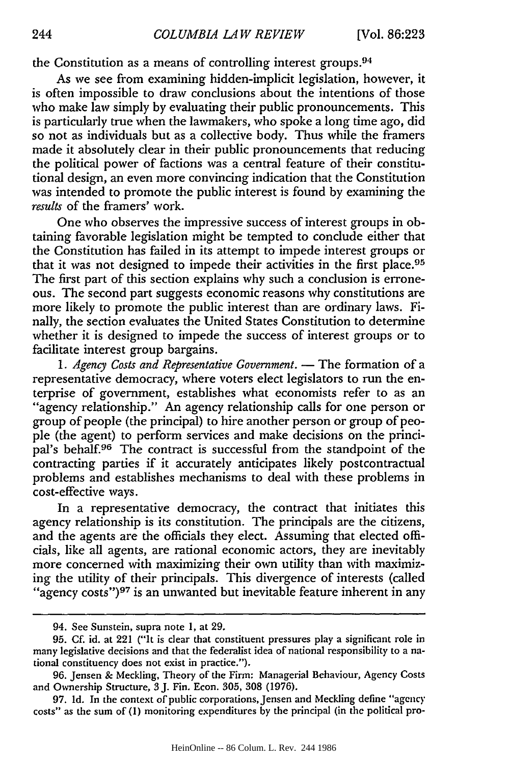the Constitution as a means of controlling interest groups.[94]

As we see from examining hidden-implicit legislation, however, it is often impossible to draw conclusions about the intentions of those who make law simply by evaluating their public pronouncements. This is particularly true when the lawmakers, who spoke a long time ago, did so not as individuals but as a collective body. Thus while the framers made it absolutely clear in their public pronouncements that reducing the political power of factions was a central feature of their constitutional design, an even more convincing indication that the Constitution was intended to promote the public interest is found by examining the *results* of the framers' work.

One who observes the impressive success of interest groups in obtaining favorable legislation might be tempted to conclude either that the Constitution has failed in its attempt to impede interest groups or that it was not designed to impede their activities in the first place.[95] The first part of this section explains why such a conclusion is erroneous. The second part suggests economic reasons why constitutions are more likely to promote the public interest than are ordinary laws. Finally, the section evaluates the United States Constitution to determine whether it is designed to impede the success of interest groups or to facilitate interest group bargains.

1. *Agency Costs and Representative Government.* — The formation of a representative democracy, where voters elect legislators to run the enterprise of government, establishes what economists refer to as an "agency relationship." An agency relationship calls for one person or group of people (the principal) to hire another person or group of people (the agent) to perform services and make decisions on the principal's behalf.[96] The contract is successful from the standpoint of the contracting parties if it accurately anticipates likely postcontractual problems and establishes mechanisms to deal with these problems in cost-effective ways.

In a representative democracy, the contract that initiates this agency relationship is its constitution. The principals are the citizens, and the agents are the officials they elect. Assuming that elected officials, like all agents, are rational economic actors, they are inevitably more concerned with maximizing their own utility than with maximizing the utility of their principals. This divergence of interests (called "agency costs")[97] is an unwanted but inevitable feature inherent in any

---

94. See Sunstein, supra note 1, at 29.

95. Cf. id. at 221 ("It is clear that constituent pressures play a significant role in many legislative decisions and that the federalist idea of national responsibility to a national constituency does not exist in practice.").

96. Jensen & Meckling, Theory of the Firm: Managerial Behaviour, Agency Costs and Ownership Structure, 3 J. Fin. Econ. 305, 308 (1976).

97. Id. In the context of public corporations, Jensen and Meckling define "agency costs" as the sum of (1) monitoring expenditures by the principal (in the political pro-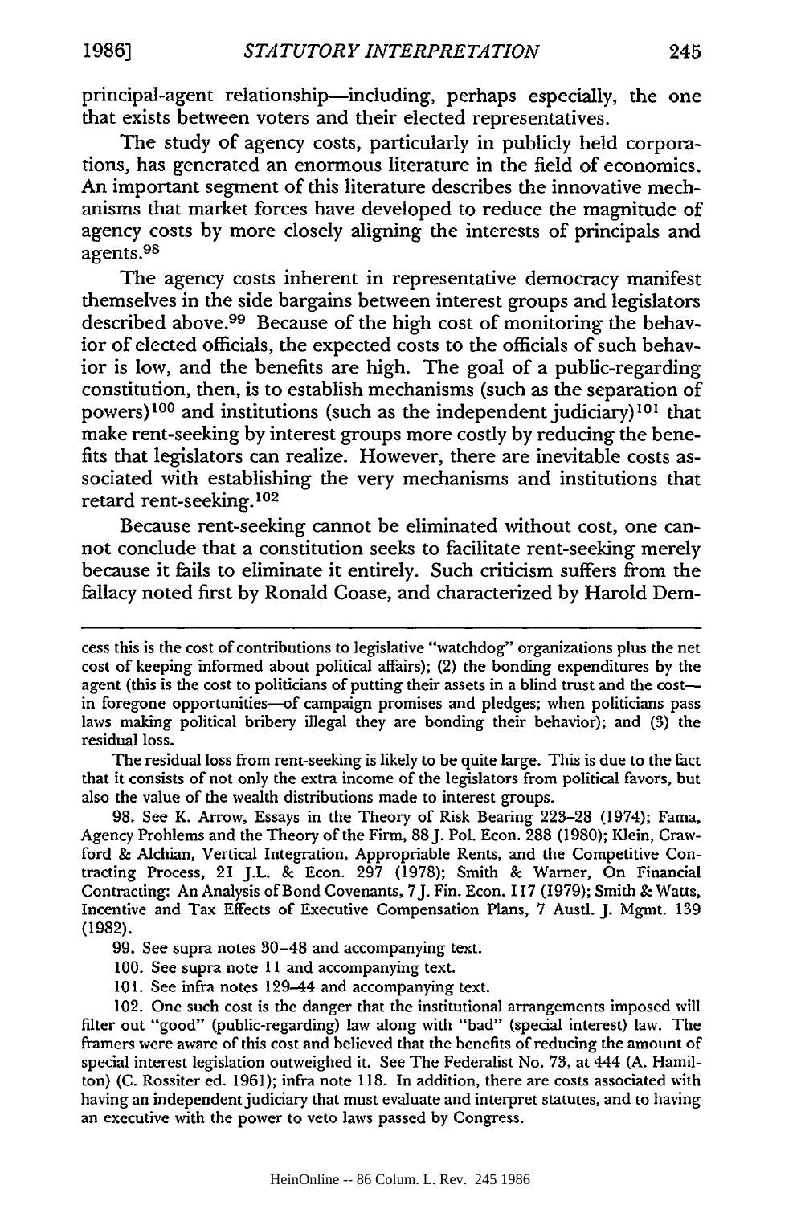principal-agent relationship—including, perhaps especially, the one that exists between voters and their elected representatives.

The study of agency costs, particularly in publicly held corporations, has generated an enormous literature in the field of economics. An important segment of this literature describes the innovative mechanisms that market forces have developed to reduce the magnitude of agency costs by more closely aligning the interests of principals and agents.[98]

The agency costs inherent in representative democracy manifest themselves in the side bargains between interest groups and legislators described above.[99] Because of the high cost of monitoring the behavior of elected officials, the expected costs to the officials of such behavior is low, and the benefits are high. The goal of a public-regarding constitution, then, is to establish mechanisms (such as the separation of powers)[100] and institutions (such as the independent judiciary)[101] that make rent-seeking by interest groups more costly by reducing the benefits that legislators can realize. However, there are inevitable costs associated with establishing the very mechanisms and institutions that retard rent-seeking.[102]

Because rent-seeking cannot be eliminated without cost, one cannot conclude that a constitution seeks to facilitate rent-seeking merely because it fails to eliminate it entirely. Such criticism suffers from the fallacy noted first by Ronald Coase, and characterized by Harold Dem-

---

cess this is the cost of contributions to legislative "watchdog" organizations plus the net cost of keeping informed about political affairs); (2) the bonding expenditures by the agent (this is the cost to politicians of putting their assets in a blind trust and the cost—in foregone opportunities—of campaign promises and pledges; when politicians pass laws making political bribery illegal they are bonding their behavior); and (3) the residual loss.

The residual loss from rent-seeking is likely to be quite large. This is due to the fact that it consists of not only the extra income of the legislators from political favors, but also the value of the wealth distributions made to interest groups.

98. See K. Arrow, Essays in the Theory of Risk Bearing 223–28 (1974); Fama, Agency Problems and the Theory of the Firm, 88 J. Pol. Econ. 288 (1980); Klein, Crawford & Alchian, Vertical Integration, Appropriable Rents, and the Competitive Contracting Process, 21 J.L. & Econ. 297 (1978); Smith & Warner, On Financial Contracting: An Analysis of Bond Covenants, 7 J. Fin. Econ. 117 (1979); Smith & Watts, Incentive and Tax Effects of Executive Compensation Plans, 7 Austl. J. Mgmt. 139 (1982).

99. See supra notes 30–48 and accompanying text.

100. See supra note 11 and accompanying text.

101. See infra notes 129–44 and accompanying text.

102. One such cost is the danger that the institutional arrangements imposed will filter out "good" (public-regarding) law along with "bad" (special interest) law. The framers were aware of this cost and believed that the benefits of reducing the amount of special interest legislation outweighed it. See The Federalist No. 73, at 444 (A. Hamilton) (C. Rossiter ed. 1961); infra note 118. In addition, there are costs associated with having an independent judiciary that must evaluate and interpret statutes, and to having an executive with the power to veto laws passed by Congress.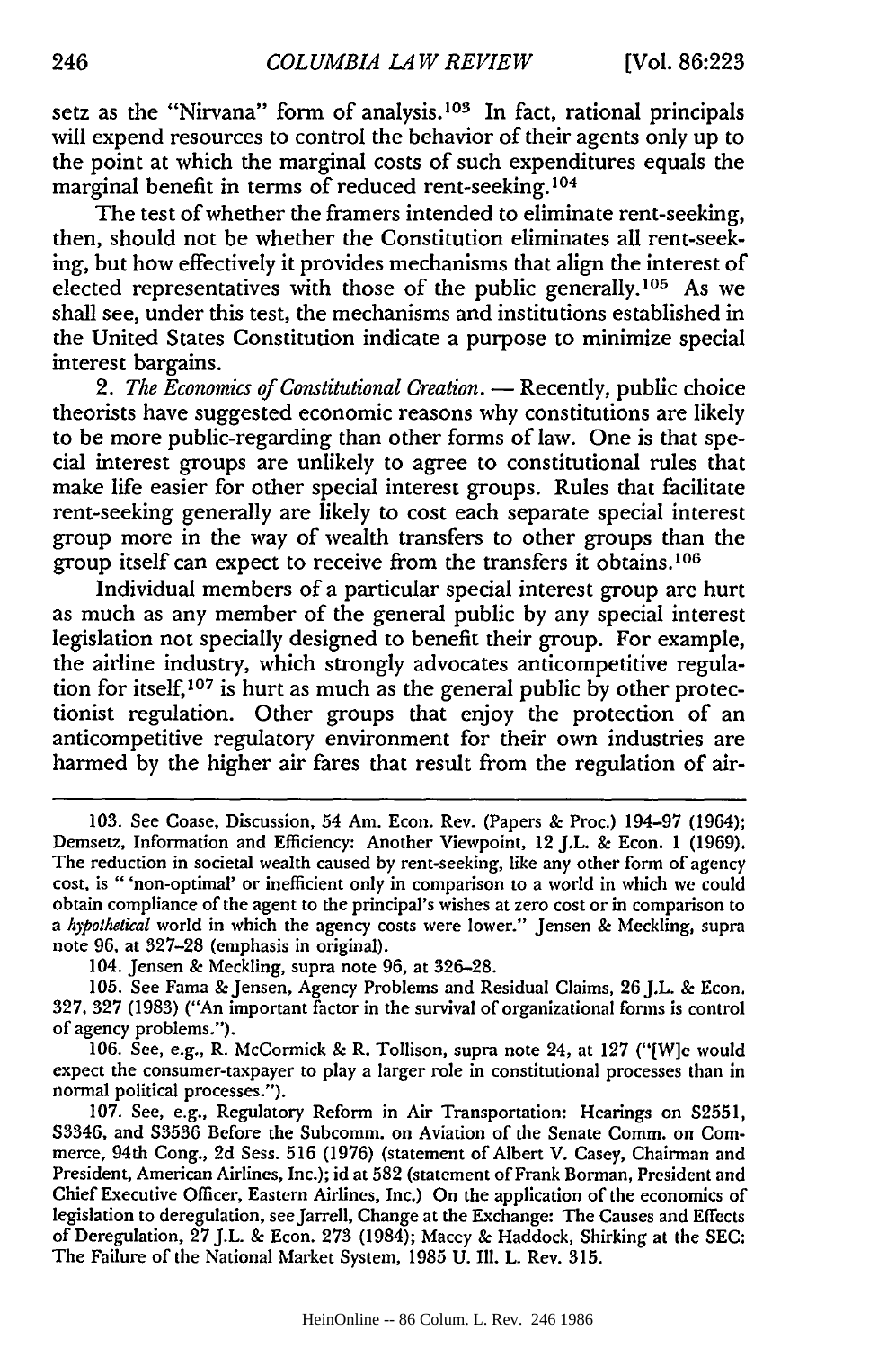setz as the "Nirvana" form of analysis.[103] In fact, rational principals will expend resources to control the behavior of their agents only up to the point at which the marginal costs of such expenditures equals the marginal benefit in terms of reduced rent-seeking.[104]

The test of whether the framers intended to eliminate rent-seeking, then, should not be whether the Constitution eliminates all rent-seeking, but how effectively it provides mechanisms that align the interest of elected representatives with those of the public generally.[105] As we shall see, under this test, the mechanisms and institutions established in the United States Constitution indicate a purpose to minimize special interest bargains.

2. *The Economics of Constitutional Creation.* — Recently, public choice theorists have suggested economic reasons why constitutions are likely to be more public-regarding than other forms of law. One is that special interest groups are unlikely to agree to constitutional rules that make life easier for other special interest groups. Rules that facilitate rent-seeking generally are likely to cost each separate special interest group more in the way of wealth transfers to other groups than the group itself can expect to receive from the transfers it obtains.[106]

Individual members of a particular special interest group are hurt as much as any member of the general public by any special interest legislation not specially designed to benefit their group. For example, the airline industry, which strongly advocates anticompetitive regulation for itself,[107] is hurt as much as the general public by other protectionist regulation. Other groups that enjoy the protection of an anticompetitive regulatory environment for their own industries are harmed by the higher air fares that result from the regulation of air-

---

103. See Coase, Discussion, 54 Am. Econ. Rev. (Papers & Proc.) 194–97 (1964); Demsetz, Information and Efficiency: Another Viewpoint, 12 J.L. & Econ. 1 (1969). The reduction in societal wealth caused by rent-seeking, like any other form of agency cost, is " 'non-optimal' or inefficient only in comparison to a world in which we could obtain compliance of the agent to the principal's wishes at zero cost or in comparison to a *hypothetical* world in which the agency costs were lower." Jensen & Meckling, supra note 96, at 327–28 (emphasis in original).

104. Jensen & Meckling, supra note 96, at 326–28.

105. See Fama & Jensen, Agency Problems and Residual Claims, 26 J.L. & Econ. 327, 327 (1983) ("An important factor in the survival of organizational forms is control of agency problems.").

106. See, e.g., R. McCormick & R. Tollison, supra note 24, at 127 ("[W]e would expect the consumer-taxpayer to play a larger role in constitutional processes than in normal political processes.").

107. See, e.g., Regulatory Reform in Air Transportation: Hearings on S2551, S3346, and S3536 Before the Subcomm. on Aviation of the Senate Comm. on Commerce, 94th Cong., 2d Sess. 516 (1976) (statement of Albert V. Casey, Chairman and President, American Airlines, Inc.); id at 582 (statement of Frank Borman, President and Chief Executive Officer, Eastern Airlines, Inc.) On the application of the economics of legislation to deregulation, see Jarrell, Change at the Exchange: The Causes and Effects of Deregulation, 27 J.L. & Econ. 273 (1984); Macey & Haddock, Shirking at the SEC: The Failure of the National Market System, 1985 U. Ill. L. Rev. 315.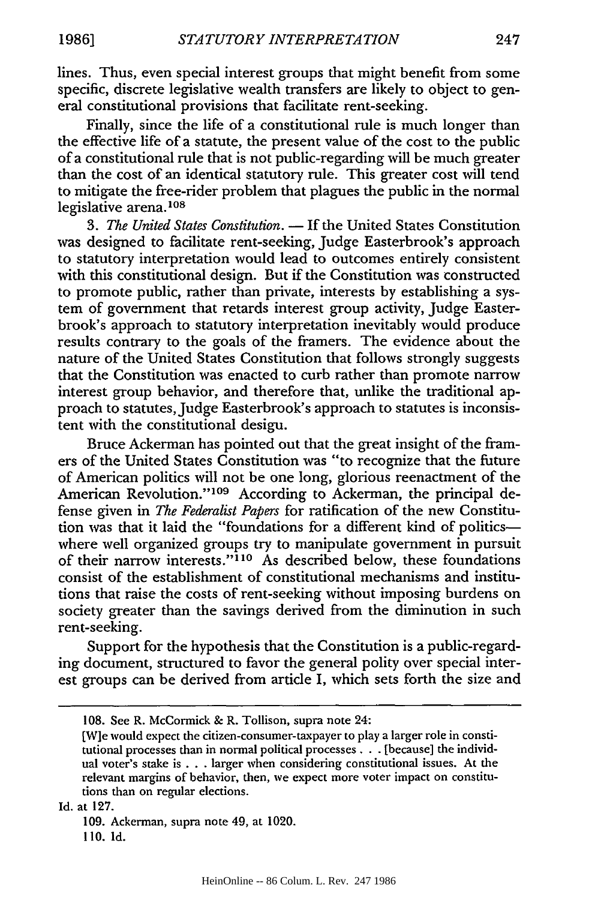lines. Thus, even special interest groups that might benefit from some specific, discrete legislative wealth transfers are likely to object to general constitutional provisions that facilitate rent-seeking.

Finally, since the life of a constitutional rule is much longer than the effective life of a statute, the present value of the cost to the public of a constitutional rule that is not public-regarding will be much greater than the cost of an identical statutory rule. This greater cost will tend to mitigate the free-rider problem that plagues the public in the normal legislative arena.[108]

3. *The United States Constitution.* — If the United States Constitution was designed to facilitate rent-seeking, Judge Easterbrook's approach to statutory interpretation would lead to outcomes entirely consistent with this constitutional design. But if the Constitution was constructed to promote public, rather than private, interests by establishing a system of government that retards interest group activity, Judge Easterbrook's approach to statutory interpretation inevitably would produce results contrary to the goals of the framers. The evidence about the nature of the United States Constitution that follows strongly suggests that the Constitution was enacted to curb rather than promote narrow interest group behavior, and therefore that, unlike the traditional approach to statutes, Judge Easterbrook's approach to statutes is inconsistent with the constitutional desigu.

Bruce Ackerman has pointed out that the great insight of the framers of the United States Constitution was "to recognize that the future of American politics will not be one long, glorious reenactment of the American Revolution."[109] According to Ackerman, the principal defense given in *The Federalist Papers* for ratification of the new Constitution was that it laid the "foundations for a different kind of politics—where well organized groups try to manipulate government in pursuit of their narrow interests."[110] As described below, these foundations consist of the establishment of constitutional mechanisms and institutions that raise the costs of rent-seeking without imposing burdens on society greater than the savings derived from the diminution in such rent-seeking.

Support for the hypothesis that the Constitution is a public-regarding document, structured to favor the general polity over special interest groups can be derived from article I, which sets forth the size and

---

108. See R. McCormick & R. Tollison, supra note 24:

> [W]e would expect the citizen-consumer-taxpayer to play a larger role in constitutional processes than in normal political processes . . . [because] the individual voter's stake is . . . larger when considering constitutional issues. At the relevant margins of behavior, then, we expect more voter impact on constitutions than on regular elections.

Id. at 127.

109. Ackerman, supra note 49, at 1020.

110. Id.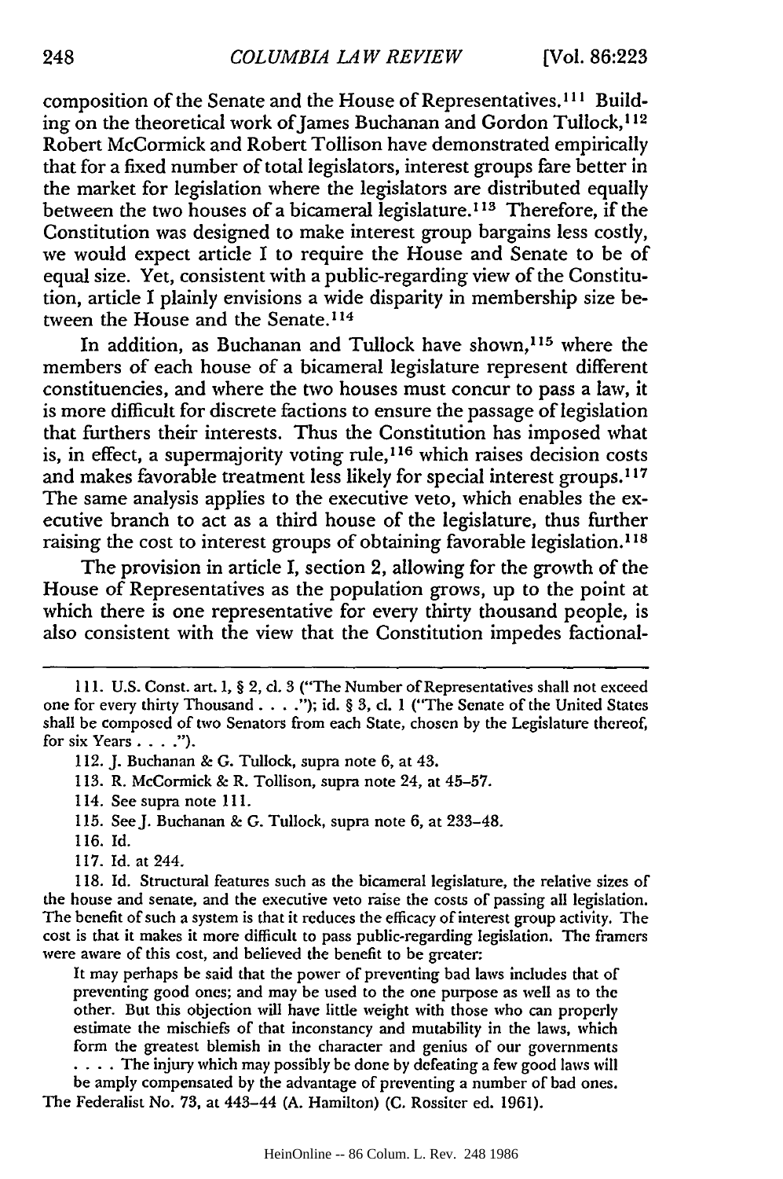composition of the Senate and the House of Representatives.[111] Building on the theoretical work of James Buchanan and Gordon Tullock,[112] Robert McCormick and Robert Tollison have demonstrated empirically that for a fixed number of total legislators, interest groups fare better in the market for legislation where the legislators are distributed equally between the two houses of a bicameral legislature.[113] Therefore, if the Constitution was designed to make interest group bargains less costly, we would expect article I to require the House and Senate to be of equal size. Yet, consistent with a public-regarding view of the Constitution, article I plainly envisions a wide disparity in membership size between the House and the Senate.[114]

In addition, as Buchanan and Tullock have shown,[115] where the members of each house of a bicameral legislature represent different constituencies, and where the two houses must concur to pass a law, it is more difficult for discrete factions to ensure the passage of legislation that furthers their interests. Thus the Constitution has imposed what is, in effect, a supermajority voting rule,[116] which raises decision costs and makes favorable treatment less likely for special interest groups.[117] The same analysis applies to the executive veto, which enables the executive branch to act as a third house of the legislature, thus further raising the cost to interest groups of obtaining favorable legislation.[118]

The provision in article I, section 2, allowing for the growth of the House of Representatives as the population grows, up to the point at which there is one representative for every thirty thousand people, is also consistent with the view that the Constitution impedes factional-

---

111. U.S. Const. art. 1, § 2, cl. 3 ("The Number of Representatives shall not exceed one for every thirty Thousand . . . ."); id. § 3, cl. 1 ("The Senate of the United States shall be composed of two Senators from each State, chosen by the Legislature thereof, for six Years . . . .").

112. J. Buchanan & G. Tullock, supra note 6, at 43.

113. R. McCormick & R. Tollison, supra note 24, at 45–57.

114. See supra note 111.

115. See J. Buchanan & G. Tullock, supra note 6, at 233–48.

116. Id.

117. Id. at 244.

118. Id. Structural features such as the bicameral legislature, the relative sizes of the house and senate, and the executive veto raise the costs of passing all legislation. The benefit of such a system is that it reduces the efficacy of interest group activity. The cost is that it makes it more difficult to pass public-regarding legislation. The framers were aware of this cost, and believed the benefit to be greater:

> It may perhaps be said that the power of preventing bad laws includes that of preventing good ones; and may be used to the one purpose as well as to the other. But this objection will have little weight with those who can properly estimate the mischiefs of that inconstancy and mutability in the laws, which form the greatest blemish in the character and genius of our governments . . . . The injury which may possibly be done by defeating a few good laws will be amply compensated by the advantage of preventing a number of bad ones.

The Federalist No. 73, at 443–44 (A. Hamilton) (C. Rossiter ed. 1961).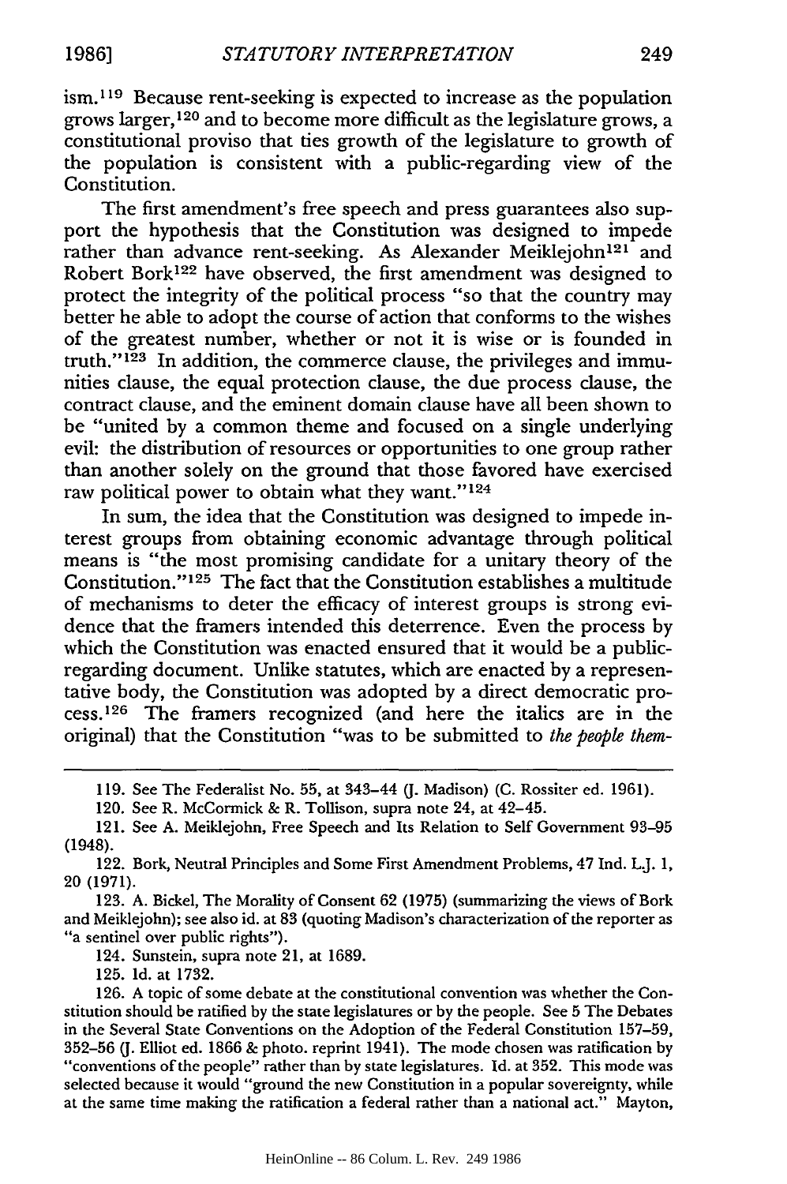ism.[119] Because rent-seeking is expected to increase as the population grows larger,[120] and to become more difficult as the legislature grows, a constitutional proviso that ties growth of the legislature to growth of the population is consistent with a public-regarding view of the Constitution.

The first amendment's free speech and press guarantees also support the hypothesis that the Constitution was designed to impede rather than advance rent-seeking. As Alexander Meiklejohn[121] and Robert Bork[122] have observed, the first amendment was designed to protect the integrity of the political process "so that the country may better he able to adopt the course of action that conforms to the wishes of the greatest number, whether or not it is wise or is founded in truth."[123] In addition, the commerce clause, the privileges and immunities clause, the equal protection clause, the due process clause, the contract clause, and the eminent domain clause have all been shown to be "united by a common theme and focused on a single underlying evil: the distribution of resources or opportunities to one group rather than another solely on the ground that those favored have exercised raw political power to obtain what they want."[124]

In sum, the idea that the Constitution was designed to impede interest groups from obtaining economic advantage through political means is "the most promising candidate for a unitary theory of the Constitution."[125] The fact that the Constitution establishes a multitude of mechanisms to deter the efficacy of interest groups is strong evidence that the framers intended this deterrence. Even the process by which the Constitution was enacted ensured that it would be a public-regarding document. Unlike statutes, which are enacted by a representative body, the Constitution was adopted by a direct democratic process.[126] The framers recognized (and here the italics are in the original) that the Constitution "was to be submitted to *the people them-*

---

119. See The Federalist No. 55, at 343–44 (J. Madison) (C. Rossiter ed. 1961).

120. See R. McCormick & R. Tollison, supra note 24, at 42–45.

121. See A. Meiklejohn, Free Speech and Its Relation to Self Government 93–95 (1948).

122. Bork, Neutral Principles and Some First Amendment Problems, 47 Ind. L.J. 1, 20 (1971).

123. A. Bickel, The Morality of Consent 62 (1975) (summarizing the views of Bork and Meiklejohn); see also id. at 83 (quoting Madison's characterization of the reporter as "a sentinel over public rights").

124. Sunstein, supra note 21, at 1689.

125. Id. at 1732.

126. A topic of some debate at the constitutional convention was whether the Constitution should be ratified by the state legislatures or by the people. See 5 The Debates in the Several State Conventions on the Adoption of the Federal Constitution 157–59, 352–56 (J. Elliot ed. 1866 & photo. reprint 1941). The mode chosen was ratification by "conventions of the people" rather than by state legislatures. Id. at 352. This mode was selected because it would "ground the new Constitution in a popular sovereignty, while at the same time making the ratification a federal rather than a national act." Mayton,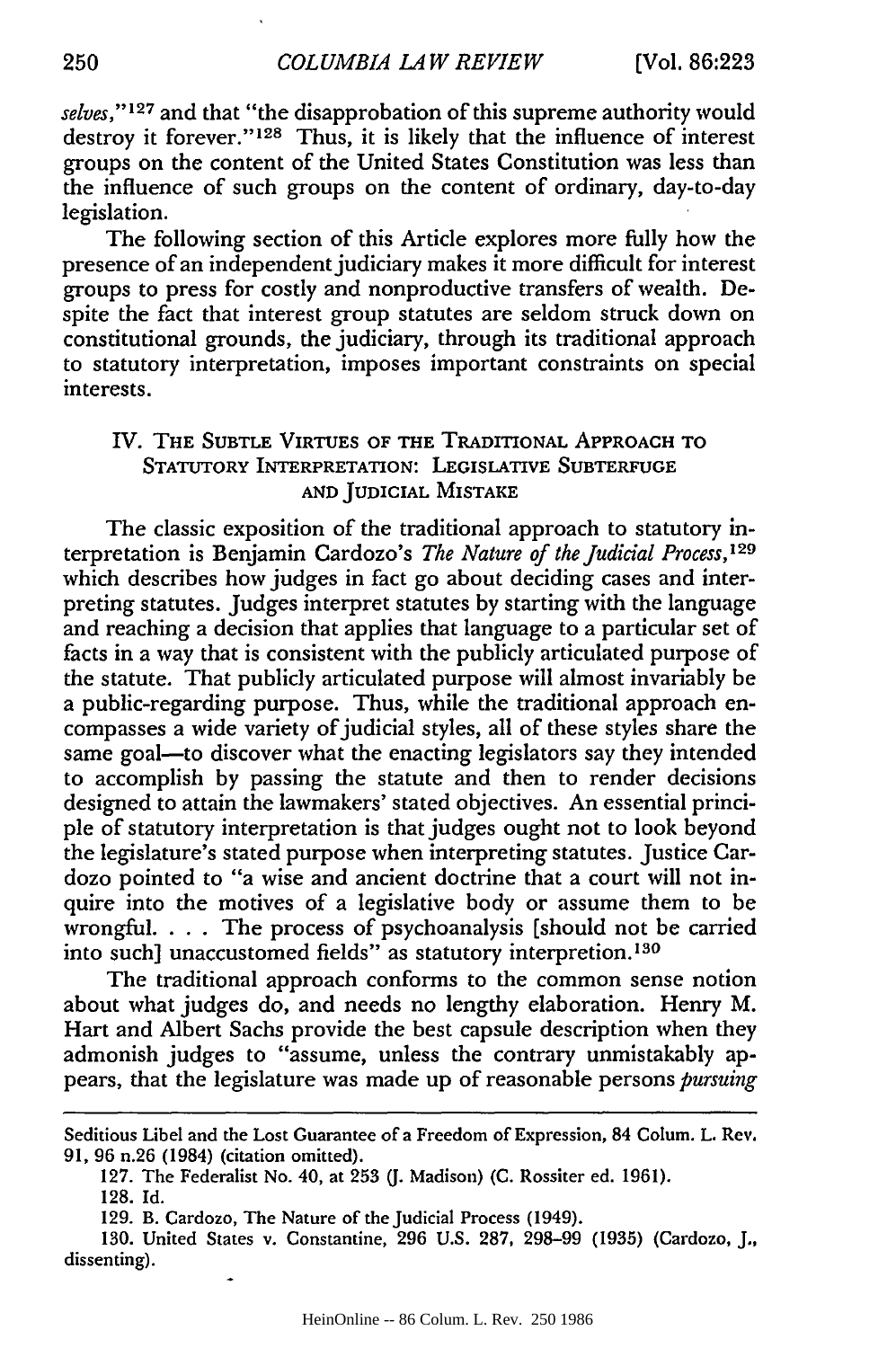*selves*,"[127] and that "the disapprobation of this supreme authority would destroy it forever."[128] Thus, it is likely that the influence of interest groups on the content of the United States Constitution was less than the influence of such groups on the content of ordinary, day-to-day legislation.

The following section of this Article explores more fully how the presence of an independent judiciary makes it more difficult for interest groups to press for costly and nonproductive transfers of wealth. Despite the fact that interest group statutes are seldom struck down on constitutional grounds, the judiciary, through its traditional approach to statutory interpretation, imposes important constraints on special interests.

## IV. The Subtle Virtues of the Traditional Approach to Statutory Interpretation: Legislative Subterfuge and Judicial Mistake

The classic exposition of the traditional approach to statutory interpretation is Benjamin Cardozo's *The Nature of the Judicial Process*,[129] which describes how judges in fact go about deciding cases and interpreting statutes. Judges interpret statutes by starting with the language and reaching a decision that applies that language to a particular set of facts in a way that is consistent with the publicly articulated purpose of the statute. That publicly articulated purpose will almost invariably be a public-regarding purpose. Thus, while the traditional approach encompasses a wide variety of judicial styles, all of these styles share the same goal—to discover what the enacting legislators say they intended to accomplish by passing the statute and then to render decisions designed to attain the lawmakers' stated objectives. An essential principle of statutory interpretation is that judges ought not to look beyond the legislature's stated purpose when interpreting statutes. Justice Cardozo pointed to "a wise and ancient doctrine that a court will not inquire into the motives of a legislative body or assume them to be wrongful. . . . The process of psychoanalysis [should not be carried into such] unaccustomed fields" as statutory interpretion.[130]

The traditional approach conforms to the common sense notion about what judges do, and needs no lengthy elaboration. Henry M. Hart and Albert Sachs provide the best capsule description when they admonish judges to "assume, unless the contrary unmistakably appears, that the legislature was made up of reasonable persons *pursuing*

---

Seditious Libel and the Lost Guarantee of a Freedom of Expression, 84 Colum. L. Rev. 91, 96 n.26 (1984) (citation omitted).

127. The Federalist No. 40, at 253 (J. Madison) (C. Rossiter ed. 1961).

128. Id.

129. B. Cardozo, The Nature of the Judicial Process (1949).

130. United States v. Constantine, 296 U.S. 287, 298–99 (1935) (Cardozo, J., dissenting).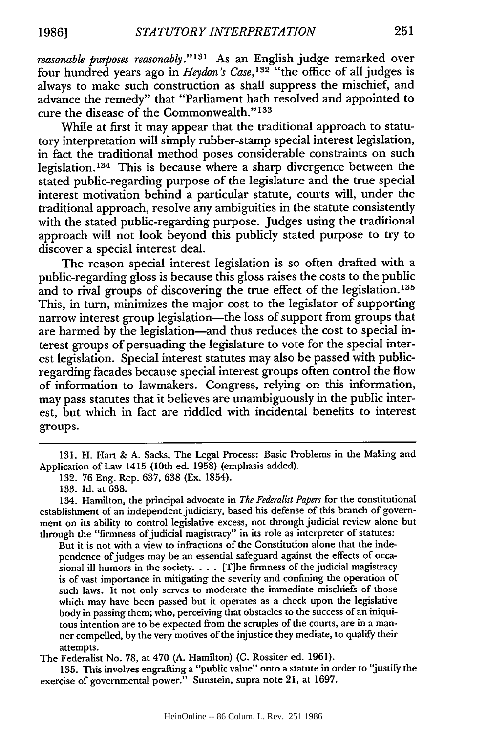*reasonable purposes reasonably*."[131] As an English judge remarked over four hundred years ago in *Heydon's Case*,[132] "the office of all judges is always to make such construction as shall suppress the mischief, and advance the remedy" that "Parliament hath resolved and appointed to cure the disease of the Commonwealth."[133]

While at first it may appear that the traditional approach to statutory interpretation will simply rubber-stamp special interest legislation, in fact the traditional method poses considerable constraints on such legislation.[134] This is because where a sharp divergence between the stated public-regarding purpose of the legislature and the true special interest motivation behind a particular statute, courts will, under the traditional approach, resolve any ambiguities in the statute consistently with the stated public-regarding purpose. Judges using the traditional approach will not look beyond this publicly stated purpose to try to discover a special interest deal.

The reason special interest legislation is so often drafted with a public-regarding gloss is because this gloss raises the costs to the public and to rival groups of discovering the true effect of the legislation.[135] This, in turn, minimizes the major cost to the legislator of supporting narrow interest group legislation—the loss of support from groups that are harmed by the legislation—and thus reduces the cost to special interest groups of persuading the legislature to vote for the special interest legislation. Special interest statutes may also be passed with public-regarding facades because special interest groups often control the flow of information to lawmakers. Congress, relying on this information, may pass statutes that it believes are unambiguously in the public interest, but which in fact are riddled with incidental benefits to interest groups.

---

131. H. Hart & A. Sacks, The Legal Process: Basic Problems in the Making and Application of Law 1415 (10th ed. 1958) (emphasis added).

132. 76 Eng. Rep. 637, 638 (Ex. 1854).

133. Id. at 638.

134. Hamilton, the principal advocate in *The Federalist Papers* for the constitutional establishment of an independent judiciary, based his defense of this branch of government on its ability to control legislative excess, not through judicial review alone but through the "firmness of judicial magistracy" in its role as interpreter of statutes:

> But it is not with a view to infractions of the Constitution alone that the independence of judges may be an essential safeguard against the effects of occasional ill humors in the society. . . . [T]he firmness of the judicial magistracy is of vast importance in mitigating the severity and confining the operation of such laws. It not only serves to moderate the immediate mischiefs of those which may have been passed but it operates as a check upon the legislative body in passing them; who, perceiving that obstacles to the success of an iniquitous intention are to be expected from the scruples of the courts, are in a manner compelled, by the very motives of the injustice they mediate, to qualify their attempts.

The Federalist No. 78, at 470 (A. Hamilton) (C. Rossiter ed. 1961).

135. This involves engrafting a "public value" onto a statute in order to "justify the exercise of governmental power." Sunstein, supra note 21, at 1697.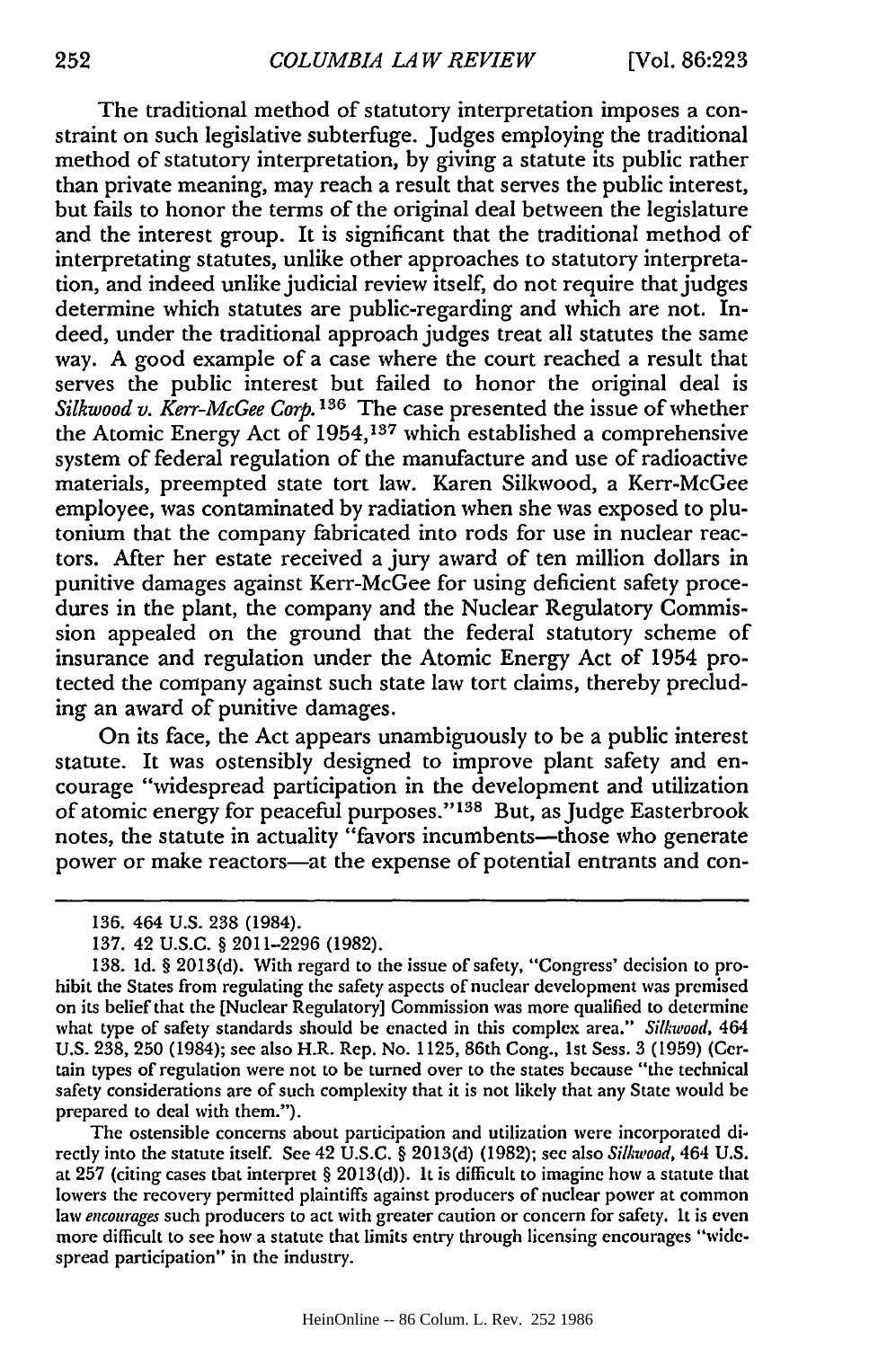The traditional method of statutory interpretation imposes a constraint on such legislative subterfuge. Judges employing the traditional method of statutory interpretation, by giving a statute its public rather than private meaning, may reach a result that serves the public interest, but fails to honor the terms of the original deal between the legislature and the interest group. It is significant that the traditional method of interpretating statutes, unlike other approaches to statutory interpretation, and indeed unlike judicial review itself, do not require that judges determine which statutes are public-regarding and which are not. Indeed, under the traditional approach judges treat all statutes the same way. A good example of a case where the court reached a result that serves the public interest but failed to honor the original deal is *Silkwood v. Kerr-McGee Corp.*[136] The case presented the issue of whether the Atomic Energy Act of 1954,[137] which established a comprehensive system of federal regulation of the manufacture and use of radioactive materials, preempted state tort law. Karen Silkwood, a Kerr-McGee employee, was contaminated by radiation when she was exposed to plutonium that the company fabricated into rods for use in nuclear reactors. After her estate received a jury award of ten million dollars in punitive damages against Kerr-McGee for using deficient safety procedures in the plant, the company and the Nuclear Regulatory Commission appealed on the ground that the federal statutory scheme of insurance and regulation under the Atomic Energy Act of 1954 protected the company against such state law tort claims, thereby precluding an award of punitive damages.

On its face, the Act appears unambiguously to be a public interest statute. It was ostensibly designed to improve plant safety and encourage "widespread participation in the development and utilization of atomic energy for peaceful purposes."[138] But, as Judge Easterbrook notes, the statute in actuality "favors incumbents—those who generate power or make reactors—at the expense of potential entrants and con-

---

136. 464 U.S. 238 (1984).

137. 42 U.S.C. § 2011-2296 (1982).

138. Id. § 2013(d). With regard to the issue of safety, "Congress' decision to prohibit the States from regulating the safety aspects of nuclear development was premised on its belief that the [Nuclear Regulatory] Commission was more qualified to determine what type of safety standards should be enacted in this complex area." *Silkwood*, 464 U.S. 238, 250 (1984); see also H.R. Rep. No. 1125, 86th Cong., 1st Sess. 3 (1959) (Certain types of regulation were not to be turned over to the states because "the technical safety considerations are of such complexity that it is not likely that any State would be prepared to deal with them.").

The ostensible concerns about participation and utilization were incorporated directly into the statute itself. See 42 U.S.C. § 2013(d) (1982); see also *Silkwood*, 464 U.S. at 257 (citing cases that interpret § 2013(d)). It is difficult to imagine how a statute that lowers the recovery permitted plaintiffs against producers of nuclear power at common law *encourages* such producers to act with greater caution or concern for safety. It is even more difficult to see how a statute that limits entry through licensing encourages "widespread participation" in the industry.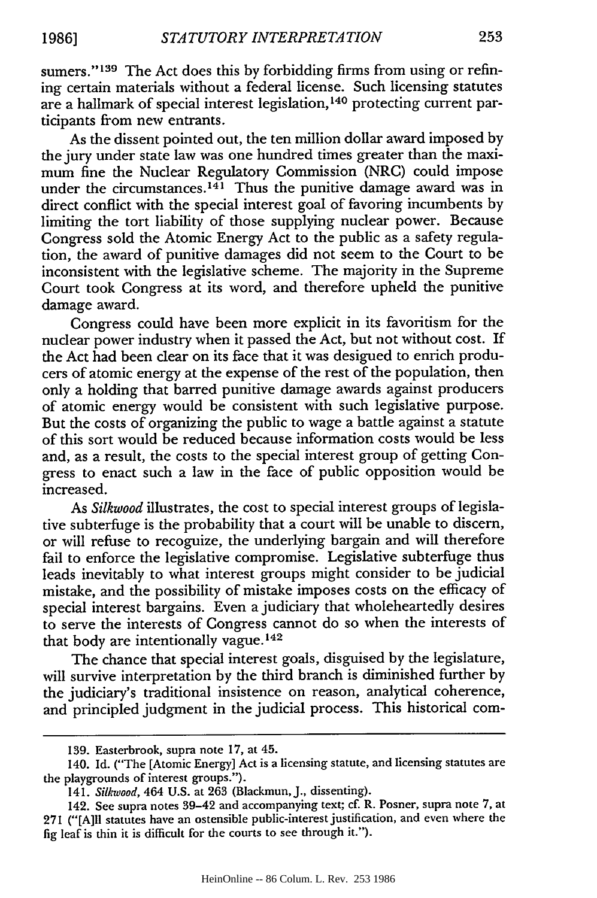sumers."[139] The Act does this by forbidding firms from using or refining certain materials without a federal license. Such licensing statutes are a hallmark of special interest legislation,[140] protecting current participants from new entrants.

As the dissent pointed out, the ten million dollar award imposed by the jury under state law was one hundred times greater than the maximum fine the Nuclear Regulatory Commission (NRC) could impose under the circumstances.[141] Thus the punitive damage award was in direct conflict with the special interest goal of favoring incumbents by limiting the tort liability of those supplying nuclear power. Because Congress sold the Atomic Energy Act to the public as a safety regulation, the award of punitive damages did not seem to the Court to be inconsistent with the legislative scheme. The majority in the Supreme Court took Congress at its word, and therefore upheld the punitive damage award.

Congress could have been more explicit in its favoritism for the nuclear power industry when it passed the Act, but not without cost. If the Act had been clear on its face that it was desigued to enrich producers of atomic energy at the expense of the rest of the population, then only a holding that barred punitive damage awards against producers of atomic energy would be consistent with such legislative purpose. But the costs of organizing the public to wage a battle against a statute of this sort would be reduced because information costs would be less and, as a result, the costs to the special interest group of getting Congress to enact such a law in the face of public opposition would be increased.

As *Silkwood* illustrates, the cost to special interest groups of legislative subterfuge is the probability that a court will be unable to discern, or will refuse to recoguize, the underlying bargain and will therefore fail to enforce the legislative compromise. Legislative subterfuge thus leads inevitably to what interest groups might consider to be judicial mistake, and the possibility of mistake imposes costs on the efficacy of special interest bargains. Even a judiciary that wholeheartedly desires to serve the interests of Congress cannot do so when the interests of that body are intentionally vague.[142]

The chance that special interest goals, disguised by the legislature, will survive interpretation by the third branch is diminished further by the judiciary's traditional insistence on reason, analytical coherence, and principled judgment in the judicial process. This historical com-

---

139. Easterbrook, supra note 17, at 45.

140. Id. ("The [Atomic Energy] Act is a licensing statute, and licensing statutes are the playgrounds of interest groups.").

141. *Silkwood*, 464 U.S. at 263 (Blackmun, J., dissenting).

142. See supra notes 39–42 and accompanying text; cf. R. Posner, supra note 7, at 271 ("[A]ll statutes have an ostensible public-interest justification, and even where the fig leaf is thin it is difficult for the courts to see through it.").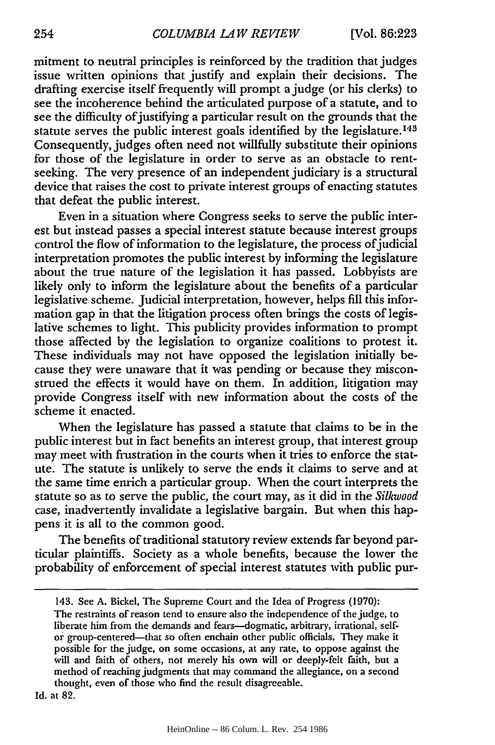mitment to neutral principles is reinforced by the tradition that judges issue written opinions that justify and explain their decisions. The drafting exercise itself frequently will prompt a judge (or his clerks) to see the incoherence behind the articulated purpose of a statute, and to see the difficulty of justifying a particular result on the grounds that the statute serves the public interest goals identified by the legislature.[143] Consequently, judges often need not willfully substitute their opinions for those of the legislature in order to serve as an obstacle to rent-seeking. The very presence of an independent judiciary is a structural device that raises the cost to private interest groups of enacting statutes that defeat the public interest.

Even in a situation where Congress seeks to serve the public interest but instead passes a special interest statute because interest groups control the flow of information to the legislature, the process of judicial interpretation promotes the public interest by informing the legislature about the true nature of the legislation it has passed. Lobbyists are likely only to inform the legislature about the benefits of a particular legislative scheme. Judicial interpretation, however, helps fill this information gap in that the litigation process often brings the costs of legislative schemes to light. This publicity provides information to prompt those affected by the legislation to organize coalitions to protest it. These individuals may not have opposed the legislation initially because they were unaware that it was pending or because they misconstrued the effects it would have on them. In addition, litigation may provide Congress itself with new information about the costs of the scheme it enacted.

When the legislature has passed a statute that claims to be in the public interest but in fact benefits an interest group, that interest group may meet with frustration in the courts when it tries to enforce the statute. The statute is unlikely to serve the ends it claims to serve and at the same time enrich a particular group. When the court interprets the statute so as to serve the public, the court may, as it did in the *Silkwood* case, inadvertently invalidate a legislative bargain. But when this happens it is all to the common good.

The benefits of traditional statutory review extends far beyond particular plaintiffs. Society as a whole benefits, because the lower the probability of enforcement of special interest statutes with public pur-

---

143. See A. Bickel, The Supreme Court and the Idea of Progress (1970):

> The restraints of reason tend to ensure also the independence of the judge, to liberate him from the demands and fears—dogmatic, arbitrary, irrational, self- or group-centered—that so often enchain other public officials. They make it possible for the judge, on some occasions, at any rate, to oppose against the will and faith of others, not merely his own will or deeply-felt faith, but a method of reaching judgments that may command the allegiance, on a second thought, even of those who find the result disagreeable.

Id. at 82.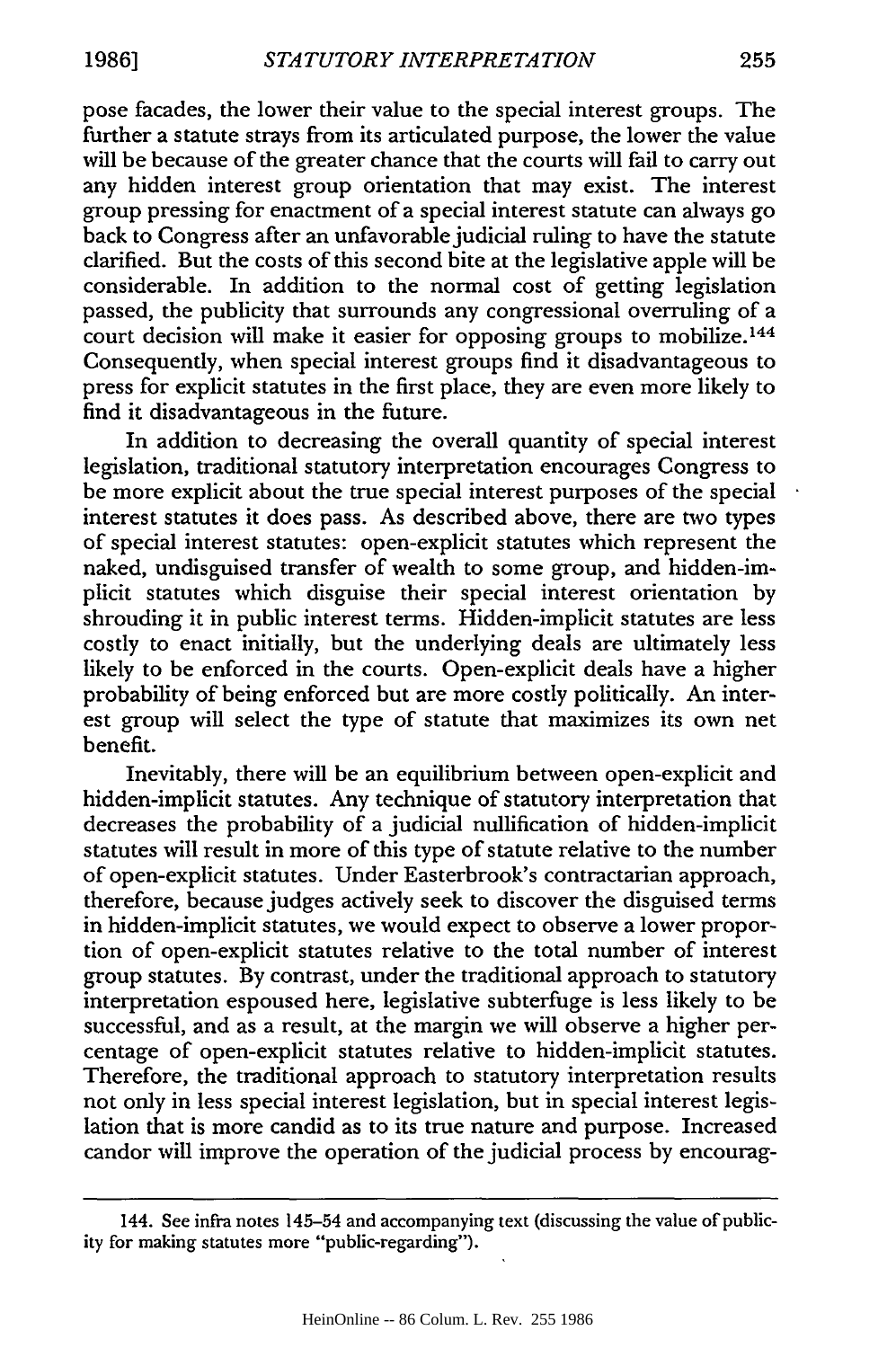pose facades, the lower their value to the special interest groups. The further a statute strays from its articulated purpose, the lower the value will be because of the greater chance that the courts will fail to carry out any hidden interest group orientation that may exist. The interest group pressing for enactment of a special interest statute can always go back to Congress after an unfavorable judicial ruling to have the statute clarified. But the costs of this second bite at the legislative apple will be considerable. In addition to the normal cost of getting legislation passed, the publicity that surrounds any congressional overruling of a court decision will make it easier for opposing groups to mobilize.[144] Consequently, when special interest groups find it disadvantageous to press for explicit statutes in the first place, they are even more likely to find it disadvantageous in the future.

In addition to decreasing the overall quantity of special interest legislation, traditional statutory interpretation encourages Congress to be more explicit about the true special interest purposes of the special interest statutes it does pass. As described above, there are two types of special interest statutes: open-explicit statutes which represent the naked, undisguised transfer of wealth to some group, and hidden-implicit statutes which disguise their special interest orientation by shrouding it in public interest terms. Hidden-implicit statutes are less costly to enact initially, but the underlying deals are ultimately less likely to be enforced in the courts. Open-explicit deals have a higher probability of being enforced but are more costly politically. An interest group will select the type of statute that maximizes its own net benefit.

Inevitably, there will be an equilibrium between open-explicit and hidden-implicit statutes. Any technique of statutory interpretation that decreases the probability of a judicial nullification of hidden-implicit statutes will result in more of this type of statute relative to the number of open-explicit statutes. Under Easterbrook's contractarian approach, therefore, because judges actively seek to discover the disguised terms in hidden-implicit statutes, we would expect to observe a lower proportion of open-explicit statutes relative to the total number of interest group statutes. By contrast, under the traditional approach to statutory interpretation espoused here, legislative subterfuge is less likely to be successful, and as a result, at the margin we will observe a higher percentage of open-explicit statutes relative to hidden-implicit statutes. Therefore, the traditional approach to statutory interpretation results not only in less special interest legislation, but in special interest legislation that is more candid as to its true nature and purpose. Increased candor will improve the operation of the judicial process by encourag-

144. See infra notes 145–54 and accompanying text (discussing the value of publicity for making statutes more "public-regarding").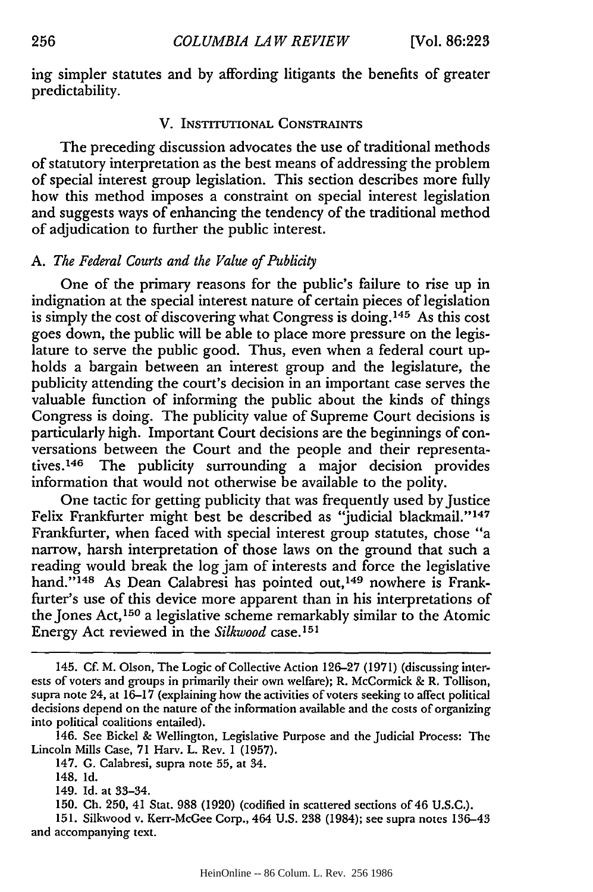ing simpler statutes and by affording litigants the benefits of greater predictability.

## V. Institutional Constraints

The preceding discussion advocates the use of traditional methods of statutory interpretation as the best means of addressing the problem of special interest group legislation. This section describes more fully how this method imposes a constraint on special interest legislation and suggests ways of enhancing the tendency of the traditional method of adjudication to further the public interest.

### A. *The Federal Courts and the Value of Publicity*

One of the primary reasons for the public's failure to rise up in indignation at the special interest nature of certain pieces of legislation is simply the cost of discovering what Congress is doing.[145] As this cost goes down, the public will be able to place more pressure on the legislature to serve the public good. Thus, even when a federal court upholds a bargain between an interest group and the legislature, the publicity attending the court's decision in an important case serves the valuable function of informing the public about the kinds of things Congress is doing. The publicity value of Supreme Court decisions is particularly high. Important Court decisions are the beginnings of conversations between the Court and the people and their representatives.[146] The publicity surrounding a major decision provides information that would not otherwise be available to the polity.

One tactic for getting publicity that was frequently used by Justice Felix Frankfurter might best be described as "judicial blackmail."[147] Frankfurter, when faced with special interest group statutes, chose "a narrow, harsh interpretation of those laws on the ground that such a reading would break the log jam of interests and force the legislative hand."[148] As Dean Calabresi has pointed out,[149] nowhere is Frankfurter's use of this device more apparent than in his interpretations of the Jones Act,[150] a legislative scheme remarkably similar to the Atomic Energy Act reviewed in the *Silkwood* case.[151]

---

145. Cf. M. Olson, The Logic of Collective Action 126–27 (1971) (discussing interests of voters and groups in primarily their own welfare); R. McCormick & R. Tollison, supra note 24, at 16–17 (explaining how the activities of voters seeking to affect political decisions depend on the nature of the information available and the costs of organizing into political coalitions entailed).

146. See Bickel & Wellington, Legislative Purpose and the Judicial Process: The Lincoln Mills Case, 71 Harv. L. Rev. 1 (1957).

147. G. Calabresi, supra note 55, at 34.

148. Id.

149. Id. at 33–34.

150. Ch. 250, 41 Stat. 988 (1920) (codified in scattered sections of 46 U.S.C.).

151. Silkwood v. Kerr-McGee Corp., 464 U.S. 238 (1984); see supra notes 136–43 and accompanying text.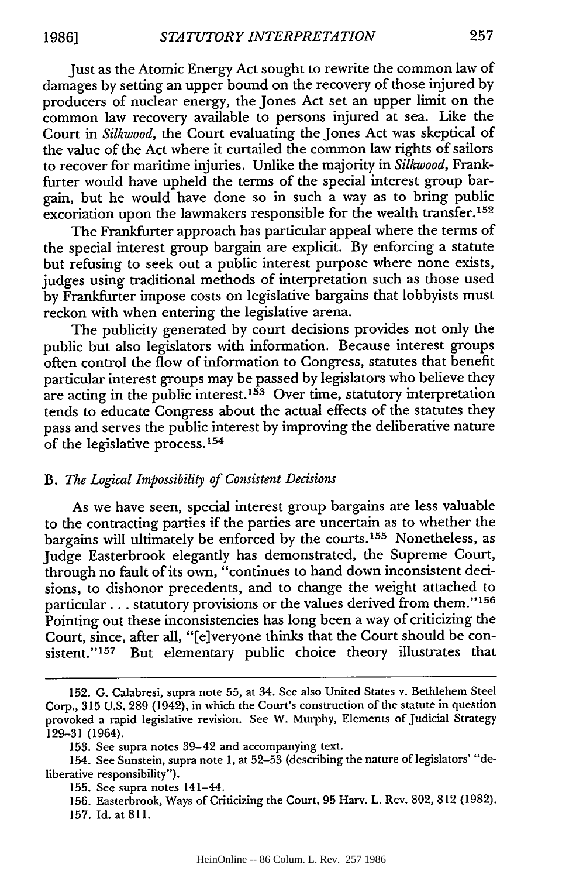Just as the Atomic Energy Act sought to rewrite the common law of damages by setting an upper bound on the recovery of those injured by producers of nuclear energy, the Jones Act set an upper limit on the common law recovery available to persons injured at sea. Like the Court in *Silkwood*, the Court evaluating the Jones Act was skeptical of the value of the Act where it curtailed the common law rights of sailors to recover for maritime injuries. Unlike the majority in *Silkwood*, Frankfurter would have upheld the terms of the special interest group bargain, but he would have done so in such a way as to bring public excoriation upon the lawmakers responsible for the wealth transfer.[152]

The Frankfurter approach has particular appeal where the terms of the special interest group bargain are explicit. By enforcing a statute but refusing to seek out a public interest purpose where none exists, judges using traditional methods of interpretation such as those used by Frankfurter impose costs on legislative bargains that lobbyists must reckon with when entering the legislative arena.

The publicity generated by court decisions provides not only the public but also legislators with information. Because interest groups often control the flow of information to Congress, statutes that benefit particular interest groups may be passed by legislators who believe they are acting in the public interest.[153] Over time, statutory interpretation tends to educate Congress about the actual effects of the statutes they pass and serves the public interest by improving the deliberative nature of the legislative process.[154]

### B. *The Logical Impossibility of Consistent Decisions*

As we have seen, special interest group bargains are less valuable to the contracting parties if the parties are uncertain as to whether the bargains will ultimately be enforced by the courts.[155] Nonetheless, as Judge Easterbrook elegantly has demonstrated, the Supreme Court, through no fault of its own, "continues to hand down inconsistent decisions, to dishonor precedents, and to change the weight attached to particular . . . statutory provisions or the values derived from them."[156] Pointing out these inconsistencies has long been a way of criticizing the Court, since, after all, "[e]veryone thinks that the Court should be consistent."[157] But elementary public choice theory illustrates that

---

152. G. Calabresi, supra note 55, at 34. See also United States v. Bethlehem Steel Corp., 315 U.S. 289 (1942), in which the Court's construction of the statute in question provoked a rapid legislative revision. See W. Murphy, Elements of Judicial Strategy 129-31 (1964).

153. See supra notes 39-42 and accompanying text.

154. See Sunstein, supra note 1, at 52-53 (describing the nature of legislators' "deliberative responsibility").

155. See supra notes 141-44.

156. Easterbrook, Ways of Criticizing the Court, 95 Harv. L. Rev. 802, 812 (1982).

157. Id. at 811.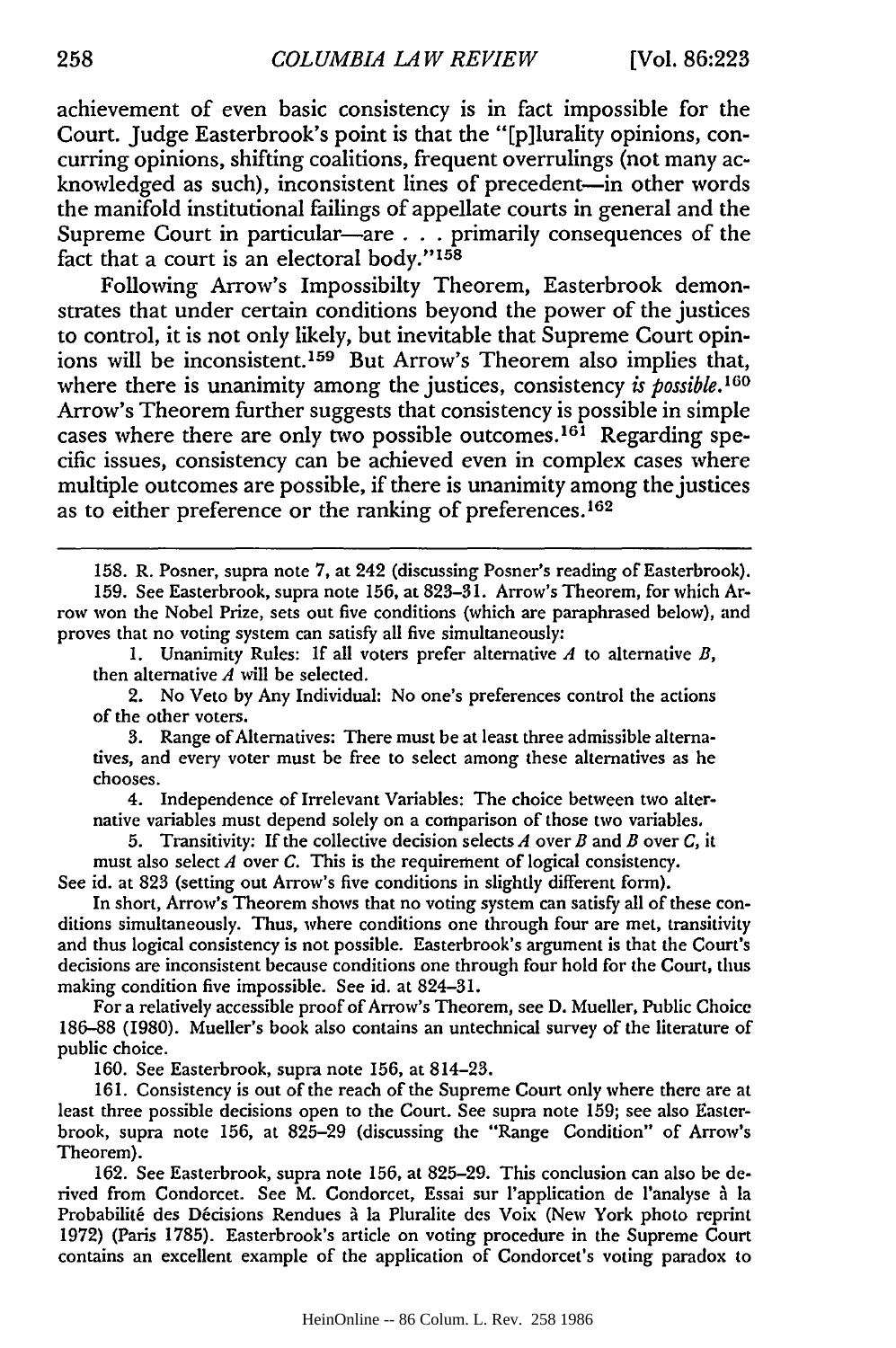achievement of even basic consistency is in fact impossible for the Court. Judge Easterbrook's point is that the "[p]lurality opinions, concurring opinions, shifting coalitions, frequent overrulings (not many acknowledged as such), inconsistent lines of precedent—in other words the manifold institutional failings of appellate courts in general and the Supreme Court in particular—are . . . primarily consequences of the fact that a court is an electoral body."[158]

Following Arrow's Impossibilty Theorem, Easterbrook demonstrates that under certain conditions beyond the power of the justices to control, it is not only likely, but inevitable that Supreme Court opinions will be inconsistent.[159] But Arrow's Theorem also implies that, where there is unanimity among the justices, consistency *is possible*.[160] Arrow's Theorem further suggests that consistency is possible in simple cases where there are only two possible outcomes.[161] Regarding specific issues, consistency can be achieved even in complex cases where multiple outcomes are possible, if there is unanimity among the justices as to either preference or the ranking of preferences.[162]

---

158. R. Posner, supra note 7, at 242 (discussing Posner's reading of Easterbrook).

159. See Easterbrook, supra note 156, at 823–31. Arrow's Theorem, for which Arrow won the Nobel Prize, sets out five conditions (which are paraphrased below), and proves that no voting system can satisfy all five simultaneously:

> 1. Unanimity Rules: If all voters prefer alternative *A* to alternative *B*, then alternative *A* will be selected.
>
> 2. No Veto by Any Individual: No one's preferences control the actions of the other voters.
>
> 3. Range of Alternatives: There must be at least three admissible alternatives, and every voter must be free to select among these alternatives as he chooses.
>
> 4. Independence of Irrelevant Variables: The choice between two alternative variables must depend solely on a comparison of those two variables.
>
> 5. Transitivity: If the collective decision selects *A* over *B* and *B* over *C*, it must also select *A* over *C*. This is the requirement of logical consistency.

See id. at 823 (setting out Arrow's five conditions in slightly different form).

In short, Arrow's Theorem shows that no voting system can satisfy all of these conditions simultaneously. Thus, where conditions one through four are met, transitivity and thus logical consistency is not possible. Easterbrook's argument is that the Court's decisions are inconsistent because conditions one through four hold for the Court, thus making condition five impossible. See id. at 824–31.

For a relatively accessible proof of Arrow's Theorem, see D. Mueller, Public Choice 186–88 (1980). Mueller's book also contains an untechnical survey of the literature of public choice.

160. See Easterbrook, supra note 156, at 814–23.

161. Consistency is out of the reach of the Supreme Court only where there are at least three possible decisions open to the Court. See supra note 159; see also Easterbrook, supra note 156, at 825–29 (discussing the "Range Condition" of Arrow's Theorem).

162. See Easterbrook, supra note 156, at 825–29. This conclusion can also be derived from Condorcet. See M. Condorcet, Essai sur l'application de l'analyse à la Probabilité des Décisions Rendues à la Pluralite des Voix (New York photo reprint 1972) (Paris 1785). Easterbrook's article on voting procedure in the Supreme Court contains an excellent example of the application of Condorcet's voting paradox to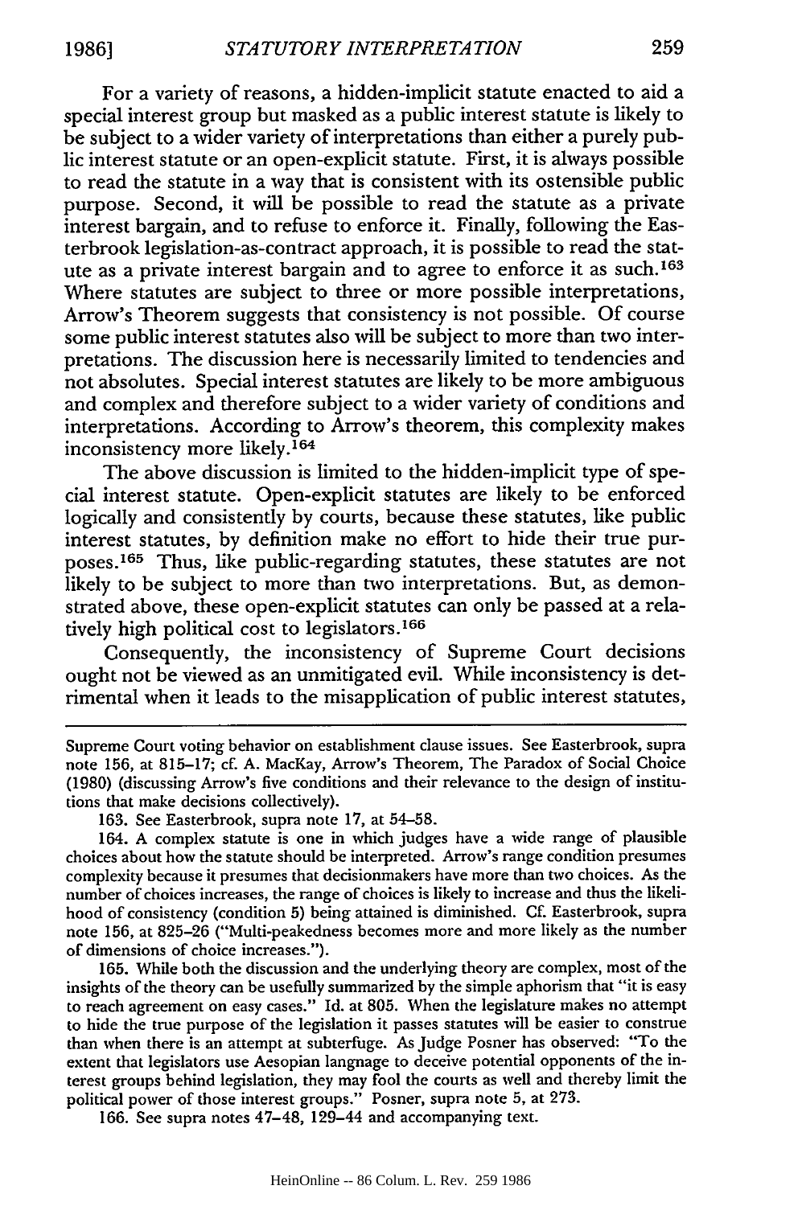For a variety of reasons, a hidden-implicit statute enacted to aid a special interest group but masked as a public interest statute is likely to be subject to a wider variety of interpretations than either a purely public interest statute or an open-explicit statute. First, it is always possible to read the statute in a way that is consistent with its ostensible public purpose. Second, it will be possible to read the statute as a private interest bargain, and to refuse to enforce it. Finally, following the Easterbrook legislation-as-contract approach, it is possible to read the statute as a private interest bargain and to agree to enforce it as such.[163] Where statutes are subject to three or more possible interpretations, Arrow's Theorem suggests that consistency is not possible. Of course some public interest statutes also will be subject to more than two interpretations. The discussion here is necessarily limited to tendencies and not absolutes. Special interest statutes are likely to be more ambiguous and complex and therefore subject to a wider variety of conditions and interpretations. According to Arrow's theorem, this complexity makes inconsistency more likely.[164]

The above discussion is limited to the hidden-implicit type of special interest statute. Open-explicit statutes are likely to be enforced logically and consistently by courts, because these statutes, like public interest statutes, by definition make no effort to hide their true purposes.[165] Thus, like public-regarding statutes, these statutes are not likely to be subject to more than two interpretations. But, as demonstrated above, these open-explicit statutes can only be passed at a relatively high political cost to legislators.[166]

Consequently, the inconsistency of Supreme Court decisions ought not be viewed as an unmitigated evil. While inconsistency is detrimental when it leads to the misapplication of public interest statutes,

---

Supreme Court voting behavior on establishment clause issues. See Easterbrook, supra note 156, at 815–17; cf. A. MacKay, Arrow's Theorem, The Paradox of Social Choice (1980) (discussing Arrow's five conditions and their relevance to the design of institutions that make decisions collectively).

163. See Easterbrook, supra note 17, at 54–58.

164. A complex statute is one in which judges have a wide range of plausible choices about how the statute should be interpreted. Arrow's range condition presumes complexity because it presumes that decisionmakers have more than two choices. As the number of choices increases, the range of choices is likely to increase and thus the likelihood of consistency (condition 5) being attained is diminished. Cf. Easterbrook, supra note 156, at 825–26 ("Multi-peakedness becomes more and more likely as the number of dimensions of choice increases.").

165. While both the discussion and the underlying theory are complex, most of the insights of the theory can be usefully summarized by the simple aphorism that "it is easy to reach agreement on easy cases." Id. at 805. When the legislature makes no attempt to hide the true purpose of the legislation it passes statutes will be easier to construe than when there is an attempt at subterfuge. As Judge Posner has observed: "To the extent that legislators use Aesopian langnage to deceive potential opponents of the interest groups behind legislation, they may fool the courts as well and thereby limit the political power of those interest groups." Posner, supra note 5, at 273.

166. See supra notes 47–48, 129–44 and accompanying text.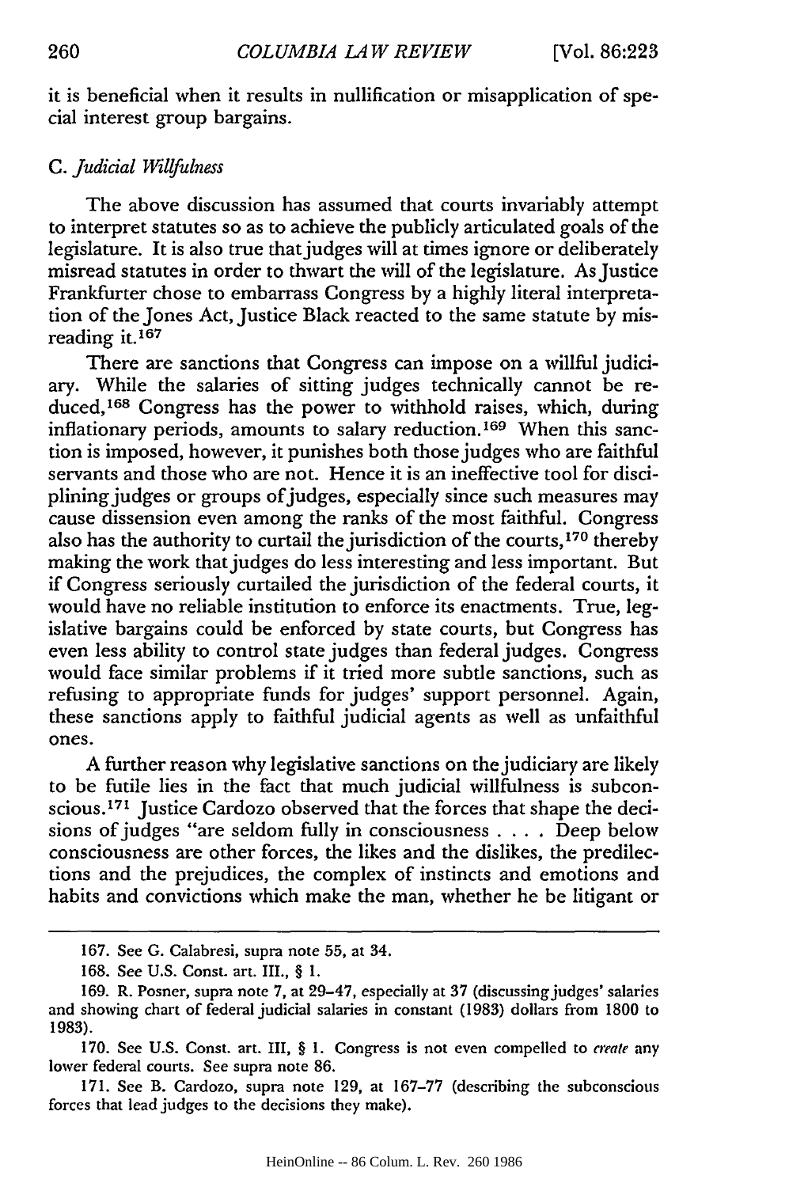it is beneficial when it results in nullification or misapplication of special interest group bargains.

### C. *Judicial Willfulness*

The above discussion has assumed that courts invariably attempt to interpret statutes so as to achieve the publicly articulated goals of the legislature. It is also true that judges will at times ignore or deliberately misread statutes in order to thwart the will of the legislature. As Justice Frankfurter chose to embarrass Congress by a highly literal interpretation of the Jones Act, Justice Black reacted to the same statute by misreading it.[167]

There are sanctions that Congress can impose on a willful judiciary. While the salaries of sitting judges technically cannot be reduced,[168] Congress has the power to withhold raises, which, during inflationary periods, amounts to salary reduction.[169] When this sanction is imposed, however, it punishes both those judges who are faithful servants and those who are not. Hence it is an ineffective tool for disciplining judges or groups of judges, especially since such measures may cause dissension even among the ranks of the most faithful. Congress also has the authority to curtail the jurisdiction of the courts,[170] thereby making the work that judges do less interesting and less important. But if Congress seriously curtailed the jurisdiction of the federal courts, it would have no reliable institution to enforce its enactments. True, legislative bargains could be enforced by state courts, but Congress has even less ability to control state judges than federal judges. Congress would face similar problems if it tried more subtle sanctions, such as refusing to appropriate funds for judges' support personnel. Again, these sanctions apply to faithful judicial agents as well as unfaithful ones.

A further reason why legislative sanctions on the judiciary are likely to be futile lies in the fact that much judicial willfulness is subconscious.[171] Justice Cardozo observed that the forces that shape the decisions of judges "are seldom fully in consciousness . . . . Deep below consciousness are other forces, the likes and the dislikes, the predilections and the prejudices, the complex of instincts and emotions and habits and convictions which make the man, whether he be litigant or

---

167. See G. Calabresi, supra note 55, at 34.

168. See U.S. Const. art. III., § 1.

169. R. Posner, supra note 7, at 29–47, especially at 37 (discussing judges' salaries and showing chart of federal judicial salaries in constant (1983) dollars from 1800 to 1983).

170. See U.S. Const. art. III, § 1. Congress is not even compelled to *create* any lower federal courts. See supra note 86.

171. See B. Cardozo, supra note 129, at 167–77 (describing the subconscious forces that lead judges to the decisions they make).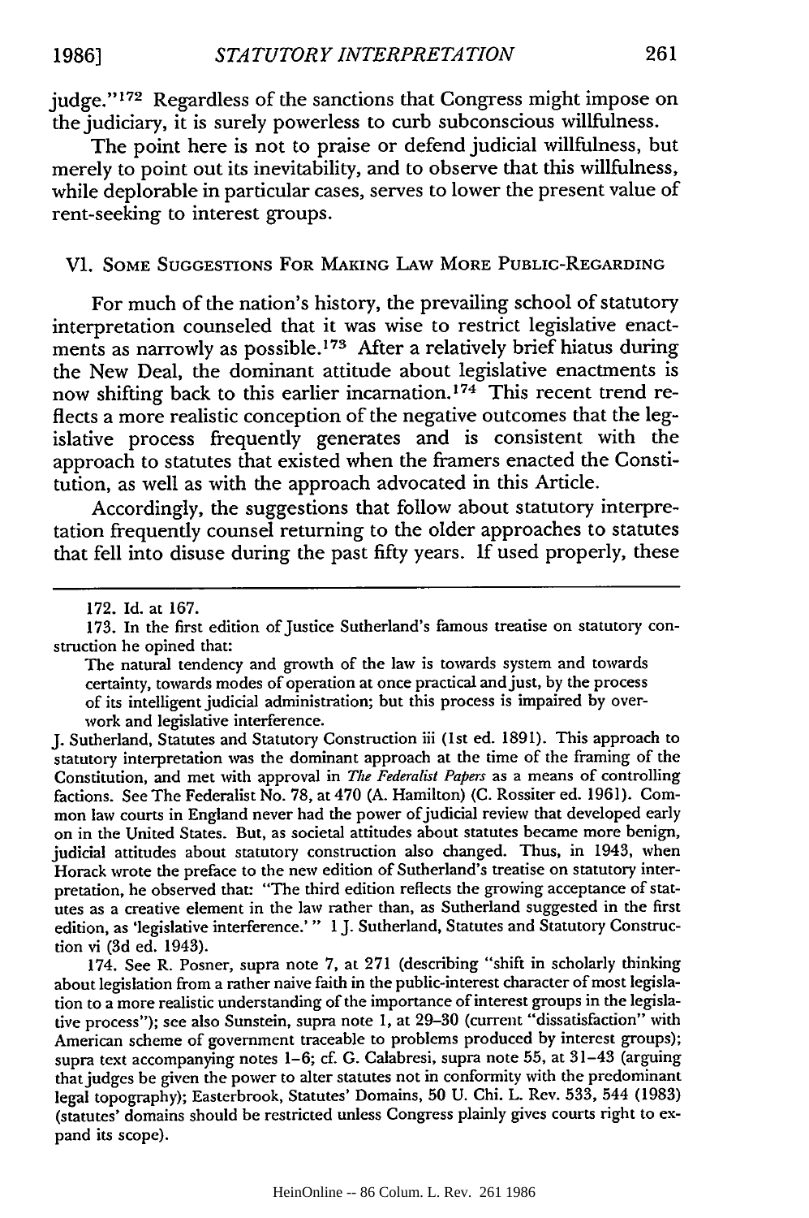judge."[172] Regardless of the sanctions that Congress might impose on the judiciary, it is surely powerless to curb subconscious willfulness.

The point here is not to praise or defend judicial willfulness, but merely to point out its inevitability, and to observe that this willfulness, while deplorable in particular cases, serves to lower the present value of rent-seeking to interest groups.

## VI. Some Suggestions For Making Law More Public-Regarding

For much of the nation's history, the prevailing school of statutory interpretation counseled that it was wise to restrict legislative enactments as narrowly as possible.[173] After a relatively brief hiatus during the New Deal, the dominant attitude about legislative enactments is now shifting back to this earlier incarnation.[174] This recent trend reflects a more realistic conception of the negative outcomes that the legislative process frequently generates and is consistent with the approach to statutes that existed when the framers enacted the Constitution, as well as with the approach advocated in this Article.

Accordingly, the suggestions that follow about statutory interpretation frequently counsel returning to the older approaches to statutes that fell into disuse during the past fifty years. If used properly, these

---

172. Id. at 167.

173. In the first edition of Justice Sutherland's famous treatise on statutory construction he opined that:

> The natural tendency and growth of the law is towards system and towards certainty, towards modes of operation at once practical and just, by the process of its intelligent judicial administration; but this process is impaired by overwork and legislative interference.

J. Sutherland, Statutes and Statutory Construction iii (1st ed. 1891). This approach to statutory interpretation was the dominant approach at the time of the framing of the Constitution, and met with approval in *The Federalist Papers* as a means of controlling factions. See The Federalist No. 78, at 470 (A. Hamilton) (C. Rossiter ed. 1961). Common law courts in England never had the power of judicial review that developed early on in the United States. But, as societal attitudes about statutes became more benign, judicial attitudes about statutory construction also changed. Thus, in 1943, when Horack wrote the preface to the new edition of Sutherland's treatise on statutory interpretation, he observed that: "The third edition reflects the growing acceptance of statutes as a creative element in the law rather than, as Sutherland suggested in the first edition, as 'legislative interference.'" 1 J. Sutherland, Statutes and Statutory Construction vi (3d ed. 1943).

174. See R. Posner, supra note 7, at 271 (describing "shift in scholarly thinking about legislation from a rather naive faith in the public-interest character of most legislation to a more realistic understanding of the importance of interest groups in the legislative process"); see also Sunstein, supra note 1, at 29–30 (current "dissatisfaction" with American scheme of government traceable to problems produced by interest groups); supra text accompanying notes 1–6; cf. G. Calabresi, supra note 55, at 31–43 (arguing that judges be given the power to alter statutes not in conformity with the predominant legal topography); Easterbrook, Statutes' Domains, 50 U. Chi. L. Rev. 533, 544 (1983) (statutes' domains should be restricted unless Congress plainly gives courts right to expand its scope).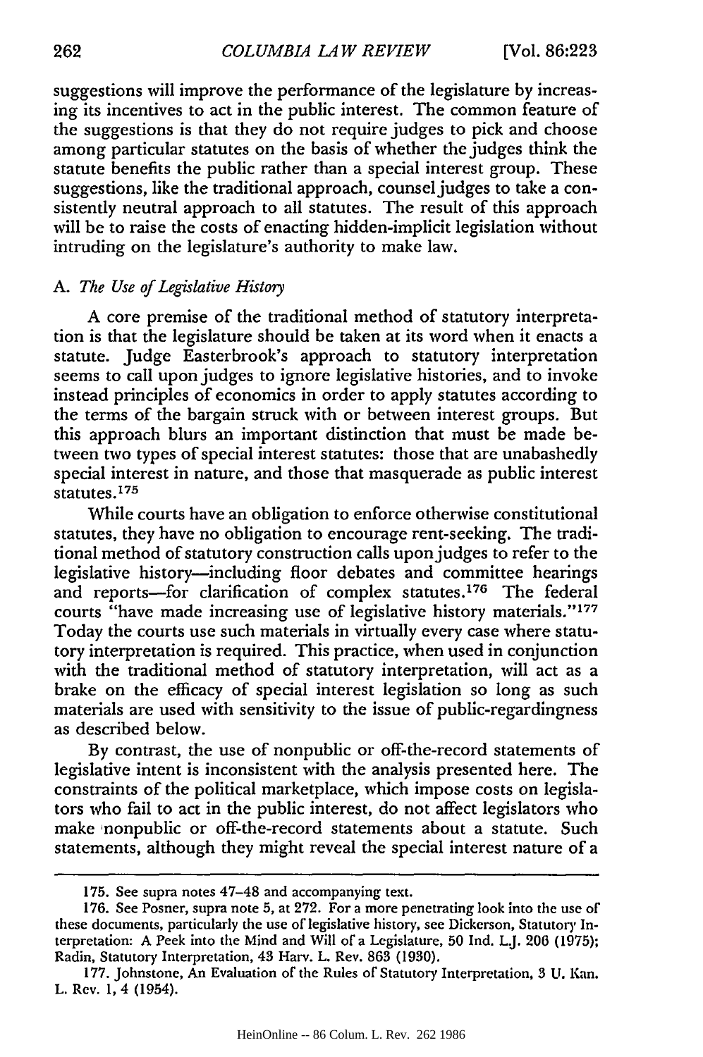suggestions will improve the performance of the legislature by increasing its incentives to act in the public interest. The common feature of the suggestions is that they do not require judges to pick and choose among particular statutes on the basis of whether the judges think the statute benefits the public rather than a special interest group. These suggestions, like the traditional approach, counsel judges to take a consistently neutral approach to all statutes. The result of this approach will be to raise the costs of enacting hidden-implicit legislation without intruding on the legislature's authority to make law.

### A. *The Use of Legislative History*

A core premise of the traditional method of statutory interpretation is that the legislature should be taken at its word when it enacts a statute. Judge Easterbrook's approach to statutory interpretation seems to call upon judges to ignore legislative histories, and to invoke instead principles of economics in order to apply statutes according to the terms of the bargain struck with or between interest groups. But this approach blurs an important distinction that must be made between two types of special interest statutes: those that are unabashedly special interest in nature, and those that masquerade as public interest statutes.[175]

While courts have an obligation to enforce otherwise constitutional statutes, they have no obligation to encourage rent-seeking. The traditional method of statutory construction calls upon judges to refer to the legislative history—including floor debates and committee hearings and reports—for clarification of complex statutes.[176] The federal courts "have made increasing use of legislative history materials."[177] Today the courts use such materials in virtually every case where statutory interpretation is required. This practice, when used in conjunction with the traditional method of statutory interpretation, will act as a brake on the efficacy of special interest legislation so long as such materials are used with sensitivity to the issue of public-regardingness as described below.

By contrast, the use of nonpublic or off-the-record statements of legislative intent is inconsistent with the analysis presented here. The constraints of the political marketplace, which impose costs on legislators who fail to act in the public interest, do not affect legislators who make nonpublic or off-the-record statements about a statute. Such statements, although they might reveal the special interest nature of a

---

175. See supra notes 47–48 and accompanying text.

176. See Posner, supra note 5, at 272. For a more penetrating look into the use of these documents, particularly the use of legislative history, see Dickerson, Statutory Interpretation: A Peek into the Mind and Will of a Legislature, 50 Ind. L.J. 206 (1975); Radin, Statutory Interpretation, 43 Harv. L. Rev. 863 (1930).

177. Johnstone, An Evaluation of the Rules of Statutory Interpretation, 3 U. Kan. L. Rev. 1, 4 (1954).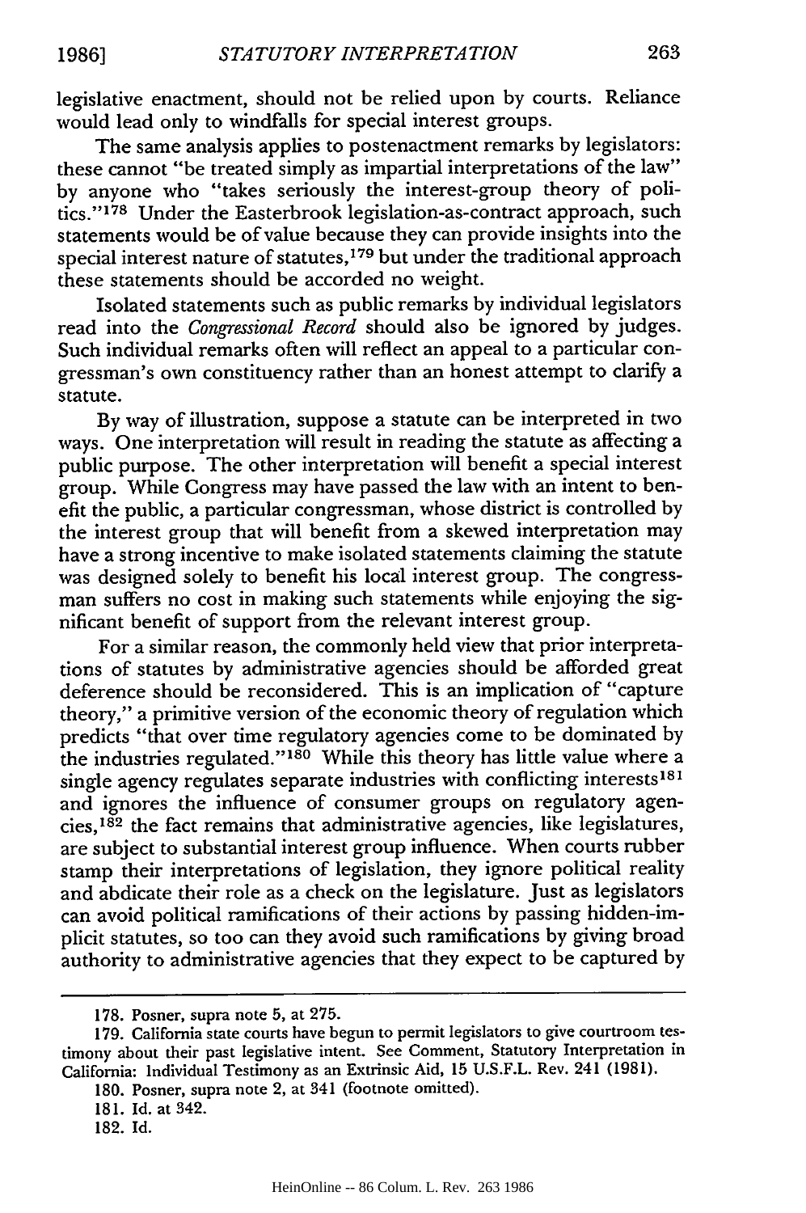legislative enactment, should not be relied upon by courts. Reliance would lead only to windfalls for special interest groups.

The same analysis applies to postenactment remarks by legislators: these cannot "be treated simply as impartial interpretations of the law" by anyone who "takes seriously the interest-group theory of politics."[178] Under the Easterbrook legislation-as-contract approach, such statements would be of value because they can provide insights into the special interest nature of statutes,[179] but under the traditional approach these statements should be accorded no weight.

Isolated statements such as public remarks by individual legislators read into the *Congressional Record* should also be ignored by judges. Such individual remarks often will reflect an appeal to a particular congressman's own constituency rather than an honest attempt to clarify a statute.

By way of illustration, suppose a statute can be interpreted in two ways. One interpretation will result in reading the statute as affecting a public purpose. The other interpretation will benefit a special interest group. While Congress may have passed the law with an intent to benefit the public, a particular congressman, whose district is controlled by the interest group that will benefit from a skewed interpretation may have a strong incentive to make isolated statements claiming the statute was designed solely to benefit his local interest group. The congressman suffers no cost in making such statements while enjoying the significant benefit of support from the relevant interest group.

For a similar reason, the commonly held view that prior interpretations of statutes by administrative agencies should be afforded great deference should be reconsidered. This is an implication of "capture theory," a primitive version of the economic theory of regulation which predicts "that over time regulatory agencies come to be dominated by the industries regulated."[180] While this theory has little value where a single agency regulates separate industries with conflicting interests[181] and ignores the influence of consumer groups on regulatory agencies,[182] the fact remains that administrative agencies, like legislatures, are subject to substantial interest group influence. When courts rubber stamp their interpretations of legislation, they ignore political reality and abdicate their role as a check on the legislature. Just as legislators can avoid political ramifications of their actions by passing hidden-implicit statutes, so too can they avoid such ramifications by giving broad authority to administrative agencies that they expect to be captured by

---

178. Posner, supra note 5, at 275.

179. California state courts have begun to permit legislators to give courtroom testimony about their past legislative intent. See Comment, Statutory Interpretation in California: Individual Testimony as an Extrinsic Aid, 15 U.S.F.L. Rev. 241 (1981).

180. Posner, supra note 2, at 341 (footnote omitted).

181. Id. at 342.

182. Id.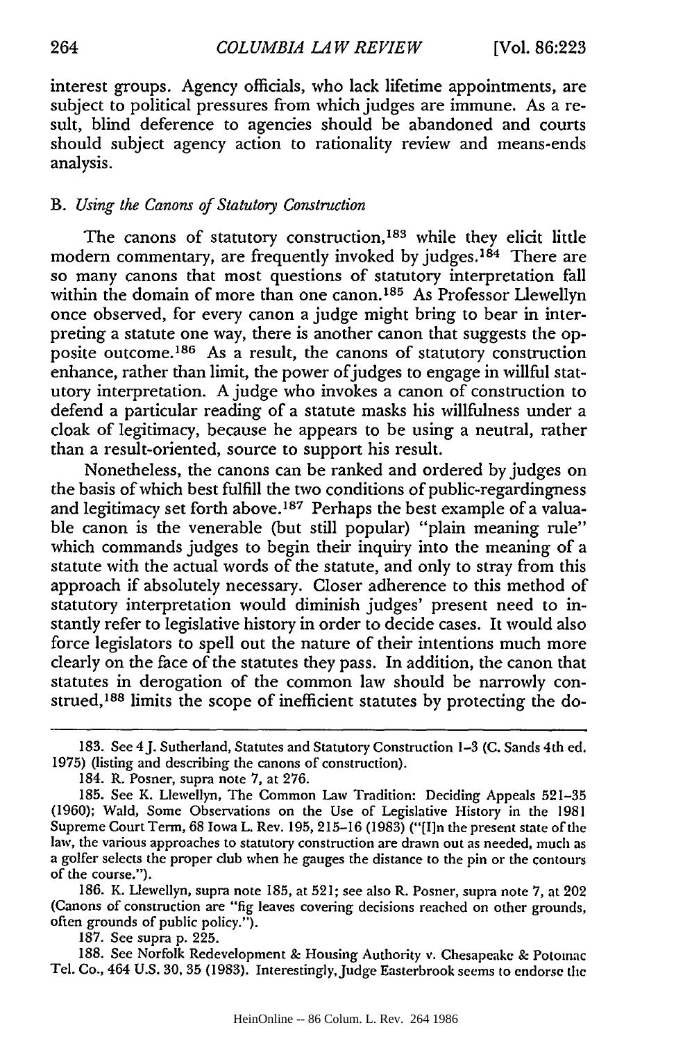interest groups. Agency officials, who lack lifetime appointments, are subject to political pressures from which judges are immune. As a result, blind deference to agencies should be abandoned and courts should subject agency action to rationality review and means-ends analysis.

### B. *Using the Canons of Statutory Construction*

The canons of statutory construction,[183] while they elicit little modern commentary, are frequently invoked by judges.[184] There are so many canons that most questions of statutory interpretation fall within the domain of more than one canon.[185] As Professor Llewellyn once observed, for every canon a judge might bring to bear in interpreting a statute one way, there is another canon that suggests the opposite outcome.[186] As a result, the canons of statutory construction enhance, rather than limit, the power of judges to engage in willful statutory interpretation. A judge who invokes a canon of construction to defend a particular reading of a statute masks his willfulness under a cloak of legitimacy, because he appears to be using a neutral, rather than a result-oriented, source to support his result.

Nonetheless, the canons can be ranked and ordered by judges on the basis of which best fulfill the two conditions of public-regardingness and legitimacy set forth above.[187] Perhaps the best example of a valuable canon is the venerable (but still popular) "plain meaning rule" which commands judges to begin their inquiry into the meaning of a statute with the actual words of the statute, and only to stray from this approach if absolutely necessary. Closer adherence to this method of statutory interpretation would diminish judges' present need to instantly refer to legislative history in order to decide cases. It would also force legislators to spell out the nature of their intentions much more clearly on the face of the statutes they pass. In addition, the canon that statutes in derogation of the common law should be narrowly construed,[188] limits the scope of inefficient statutes by protecting the do-

---

183. See 4 J. Sutherland, Statutes and Statutory Construction 1–3 (C. Sands 4th ed. 1975) (listing and describing the canons of construction).

184. R. Posner, supra note 7, at 276.

185. See K. Llewellyn, The Common Law Tradition: Deciding Appeals 521–35 (1960); Wald, Some Observations on the Use of Legislative History in the 1981 Supreme Court Term, 68 Iowa L. Rev. 195, 215–16 (1983) ("[I]n the present state of the law, the various approaches to statutory construction are drawn out as needed, much as a golfer selects the proper club when he gauges the distance to the pin or the contours of the course.").

186. K. Llewellyn, supra note 185, at 521; see also R. Posner, supra note 7, at 202 (Canons of construction are "fig leaves covering decisions reached on other grounds, often grounds of public policy.").

187. See supra p. 225.

188. See Norfolk Redevelopment & Housing Authority v. Chesapeake & Potomac Tel. Co., 464 U.S. 30, 35 (1983). Interestingly, Judge Easterbrook seems to endorse the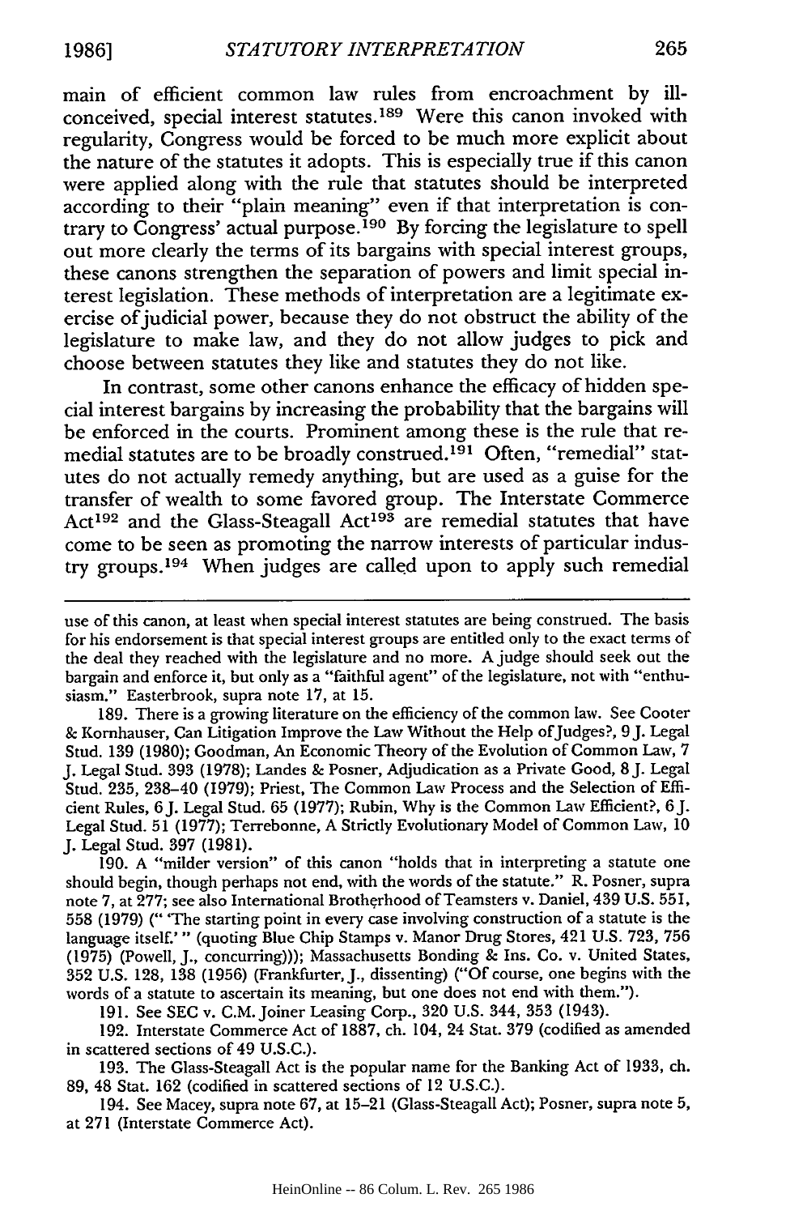main of efficient common law rules from encroachment by ill-conceived, special interest statutes.[189] Were this canon invoked with regularity, Congress would be forced to be much more explicit about the nature of the statutes it adopts. This is especially true if this canon were applied along with the rule that statutes should be interpreted according to their "plain meaning" even if that interpretation is contrary to Congress' actual purpose.[190] By forcing the legislature to spell out more clearly the terms of its bargains with special interest groups, these canons strengthen the separation of powers and limit special interest legislation. These methods of interpretation are a legitimate exercise of judicial power, because they do not obstruct the ability of the legislature to make law, and they do not allow judges to pick and choose between statutes they like and statutes they do not like.

In contrast, some other canons enhance the efficacy of hidden special interest bargains by increasing the probability that the bargains will be enforced in the courts. Prominent among these is the rule that remedial statutes are to be broadly construed.[191] Often, "remedial" statutes do not actually remedy anything, but are used as a guise for the transfer of wealth to some favored group. The Interstate Commerce Act[192] and the Glass-Steagall Act[193] are remedial statutes that have come to be seen as promoting the narrow interests of particular industry groups.[194] When judges are called upon to apply such remedial

---

use of this canon, at least when special interest statutes are being construed. The basis for his endorsement is that special interest groups are entitled only to the exact terms of the deal they reached with the legislature and no more. A judge should seek out the bargain and enforce it, but only as a "faithful agent" of the legislature, not with "enthusiasm." Easterbrook, supra note 17, at 15.

189. There is a growing literature on the efficiency of the common law. See Cooter & Kornhauser, Can Litigation Improve the Law Without the Help of Judges?, 9 J. Legal Stud. 139 (1980); Goodman, An Economic Theory of the Evolution of Common Law, 7 J. Legal Stud. 393 (1978); Landes & Posner, Adjudication as a Private Good, 8 J. Legal Stud. 235, 238–40 (1979); Priest, The Common Law Process and the Selection of Efficient Rules, 6 J. Legal Stud. 65 (1977); Rubin, Why is the Common Law Efficient?, 6 J. Legal Stud. 51 (1977); Terrebonne, A Strictly Evolutionary Model of Common Law, 10 J. Legal Stud. 397 (1981).

190. A "milder version" of this canon "holds that in interpreting a statute one should begin, though perhaps not end, with the words of the statute." R. Posner, supra note 7, at 277; see also International Brotherhood of Teamsters v. Daniel, 439 U.S. 551, 558 (1979) (" 'The starting point in every case involving construction of a statute is the language itself.' " (quoting Blue Chip Stamps v. Manor Drug Stores, 421 U.S. 723, 756 (1975) (Powell, J., concurring))); Massachusetts Bonding & Ins. Co. v. United States, 352 U.S. 128, 138 (1956) (Frankfurter, J., dissenting) ("Of course, one begins with the words of a statute to ascertain its meaning, but one does not end with them.").

191. See SEC v. C.M. Joiner Leasing Corp., 320 U.S. 344, 353 (1943).

192. Interstate Commerce Act of 1887, ch. 104, 24 Stat. 379 (codified as amended in scattered sections of 49 U.S.C.).

193. The Glass-Steagall Act is the popular name for the Banking Act of 1933, ch. 89, 48 Stat. 162 (codified in scattered sections of 12 U.S.C.).

194. See Macey, supra note 67, at 15–21 (Glass-Steagall Act); Posner, supra note 5, at 271 (Interstate Commerce Act).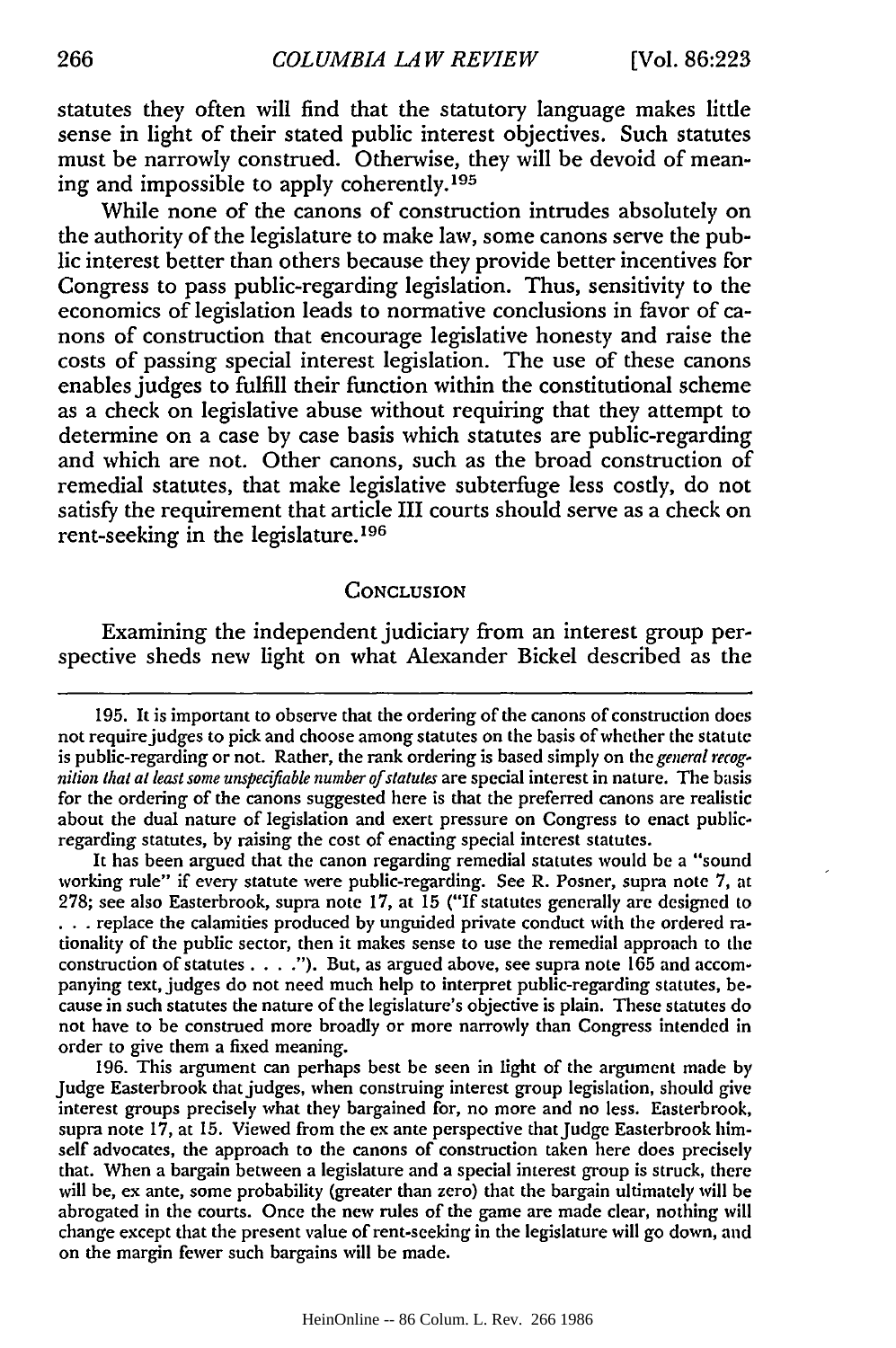statutes they often will find that the statutory language makes little sense in light of their stated public interest objectives. Such statutes must be narrowly construed. Otherwise, they will be devoid of meaning and impossible to apply coherently.[195]

While none of the canons of construction intrudes absolutely on the authority of the legislature to make law, some canons serve the public interest better than others because they provide better incentives for Congress to pass public-regarding legislation. Thus, sensitivity to the economics of legislation leads to normative conclusions in favor of canons of construction that encourage legislative honesty and raise the costs of passing special interest legislation. The use of these canons enables judges to fulfill their function within the constitutional scheme as a check on legislative abuse without requiring that they attempt to determine on a case by case basis which statutes are public-regarding and which are not. Other canons, such as the broad construction of remedial statutes, that make legislative subterfuge less costly, do not satisfy the requirement that article III courts should serve as a check on rent-seeking in the legislature.[196]

## Conclusion

Examining the independent judiciary from an interest group perspective sheds new light on what Alexander Bickel described as the

---

195. It is important to observe that the ordering of the canons of construction does not require judges to pick and choose among statutes on the basis of whether the statute is public-regarding or not. Rather, the rank ordering is based simply on the *general recognition that at least some unspecifiable number of statutes* are special interest in nature. The basis for the ordering of the canons suggested here is that the preferred canons are realistic about the dual nature of legislation and exert pressure on Congress to enact public-regarding statutes, by raising the cost of enacting special interest statutes.

It has been argued that the canon regarding remedial statutes would be a "sound working rule" if every statute were public-regarding. See R. Posner, supra note 7, at 278; see also Easterbrook, supra note 17, at 15 ("If statutes generally are designed to . . . replace the calamities produced by unguided private conduct with the ordered rationality of the public sector, then it makes sense to use the remedial approach to the construction of statutes . . . ."). But, as argued above, see supra note 165 and accompanying text, judges do not need much help to interpret public-regarding statutes, because in such statutes the nature of the legislature's objective is plain. These statutes do not have to be construed more broadly or more narrowly than Congress intended in order to give them a fixed meaning.

196. This argument can perhaps best be seen in light of the argument made by Judge Easterbrook that judges, when construing interest group legislation, should give interest groups precisely what they bargained for, no more and no less. Easterbrook, supra note 17, at 15. Viewed from the ex ante perspective that Judge Easterbrook himself advocates, the approach to the canons of construction taken here does precisely that. When a bargain between a legislature and a special interest group is struck, there will be, ex ante, some probability (greater than zero) that the bargain ultimately will be abrogated in the courts. Once the new rules of the game are made clear, nothing will change except that the present value of rent-seeking in the legislature will go down, and on the margin fewer such bargains will be made.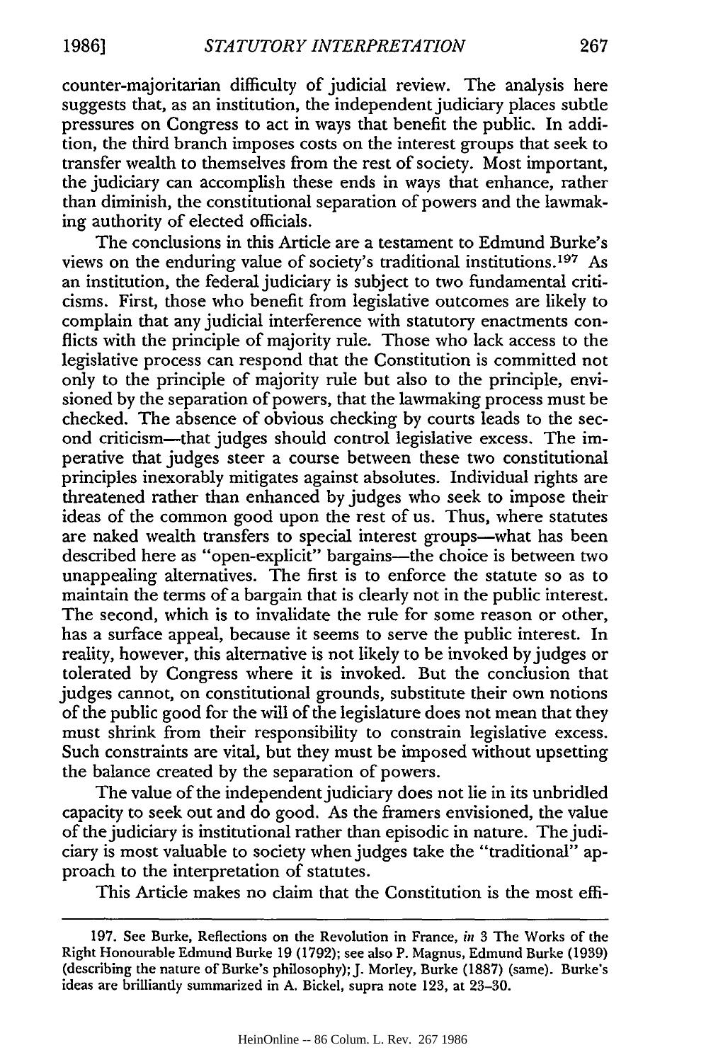counter-majoritarian difficulty of judicial review. The analysis here suggests that, as an institution, the independent judiciary places subtle pressures on Congress to act in ways that benefit the public. In addition, the third branch imposes costs on the interest groups that seek to transfer wealth to themselves from the rest of society. Most important, the judiciary can accomplish these ends in ways that enhance, rather than diminish, the constitutional separation of powers and the lawmaking authority of elected officials.

The conclusions in this Article are a testament to Edmund Burke's views on the enduring value of society's traditional institutions.[197] As an institution, the federal judiciary is subject to two fundamental criticisms. First, those who benefit from legislative outcomes are likely to complain that any judicial interference with statutory enactments conflicts with the principle of majority rule. Those who lack access to the legislative process can respond that the Constitution is committed not only to the principle of majority rule but also to the principle, envisioned by the separation of powers, that the lawmaking process must be checked. The absence of obvious checking by courts leads to the second criticism—that judges should control legislative excess. The imperative that judges steer a course between these two constitutional principles inexorably mitigates against absolutes. Individual rights are threatened rather than enhanced by judges who seek to impose their ideas of the common good upon the rest of us. Thus, where statutes are naked wealth transfers to special interest groups—what has been described here as "open-explicit" bargains—the choice is between two unappealing alternatives. The first is to enforce the statute so as to maintain the terms of a bargain that is clearly not in the public interest. The second, which is to invalidate the rule for some reason or other, has a surface appeal, because it seems to serve the public interest. In reality, however, this alternative is not likely to be invoked by judges or tolerated by Congress where it is invoked. But the conclusion that judges cannot, on constitutional grounds, substitute their own notions of the public good for the will of the legislature does not mean that they must shrink from their responsibility to constrain legislative excess. Such constraints are vital, but they must be imposed without upsetting the balance created by the separation of powers.

The value of the independent judiciary does not lie in its unbridled capacity to seek out and do good. As the framers envisioned, the value of the judiciary is institutional rather than episodic in nature. The judiciary is most valuable to society when judges take the "traditional" approach to the interpretation of statutes.

This Article makes no claim that the Constitution is the most effi-

---

197. See Burke, Reflections on the Revolution in France, *in* 3 The Works of the Right Honourable Edmund Burke 19 (1792); see also P. Magnus, Edmund Burke (1939) (describing the nature of Burke's philosophy); J. Morley, Burke (1887) (same). Burke's ideas are brilliantly summarized in A. Bickel, supra note 123, at 23–30.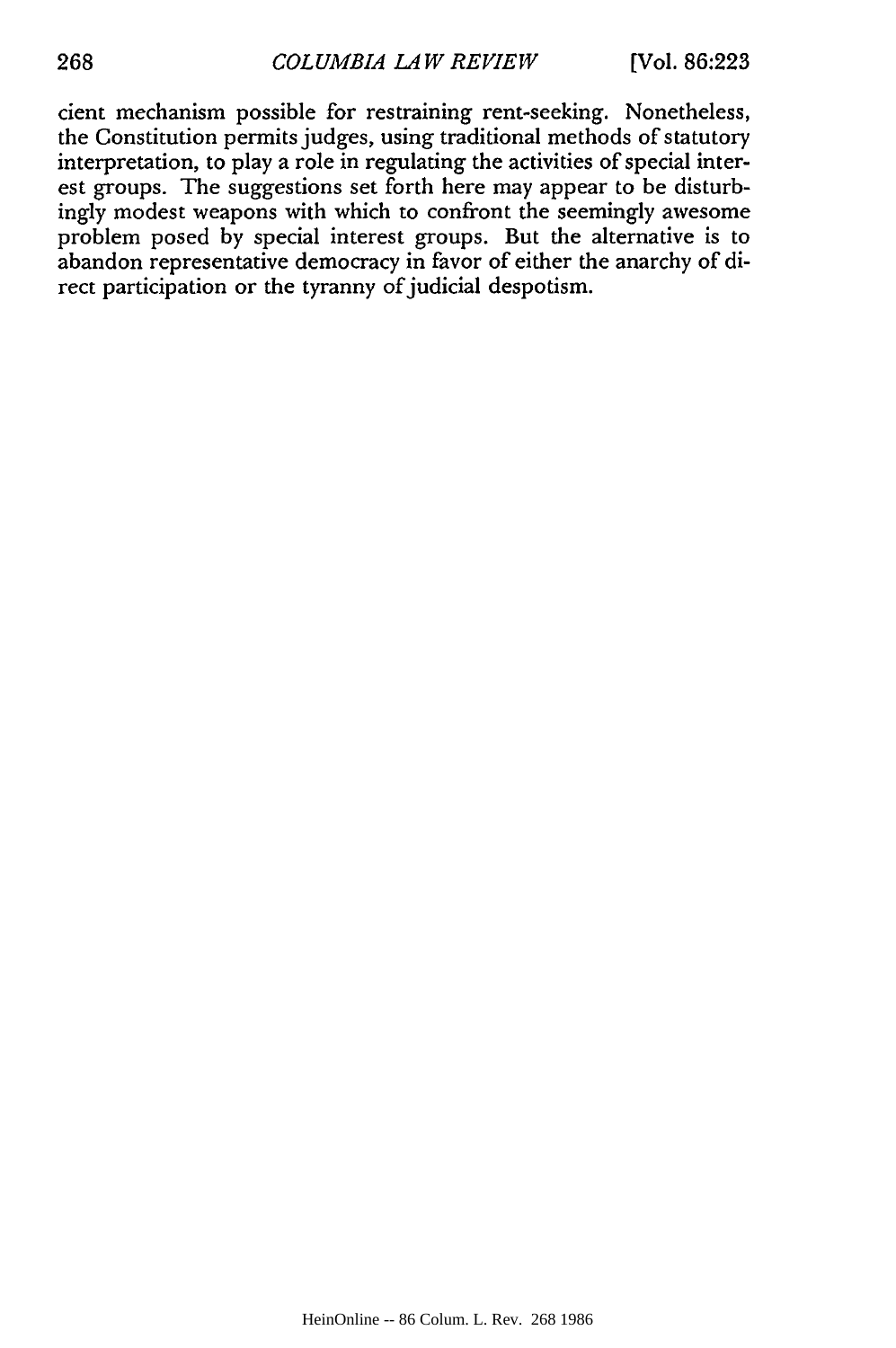cient mechanism possible for restraining rent-seeking. Nonetheless, the Constitution permits judges, using traditional methods of statutory interpretation, to play a role in regulating the activities of special interest groups. The suggestions set forth here may appear to be disturbingly modest weapons with which to confront the seemingly awesome problem posed by special interest groups. But the alternative is to abandon representative democracy in favor of either the anarchy of direct participation or the tyranny of judicial despotism.